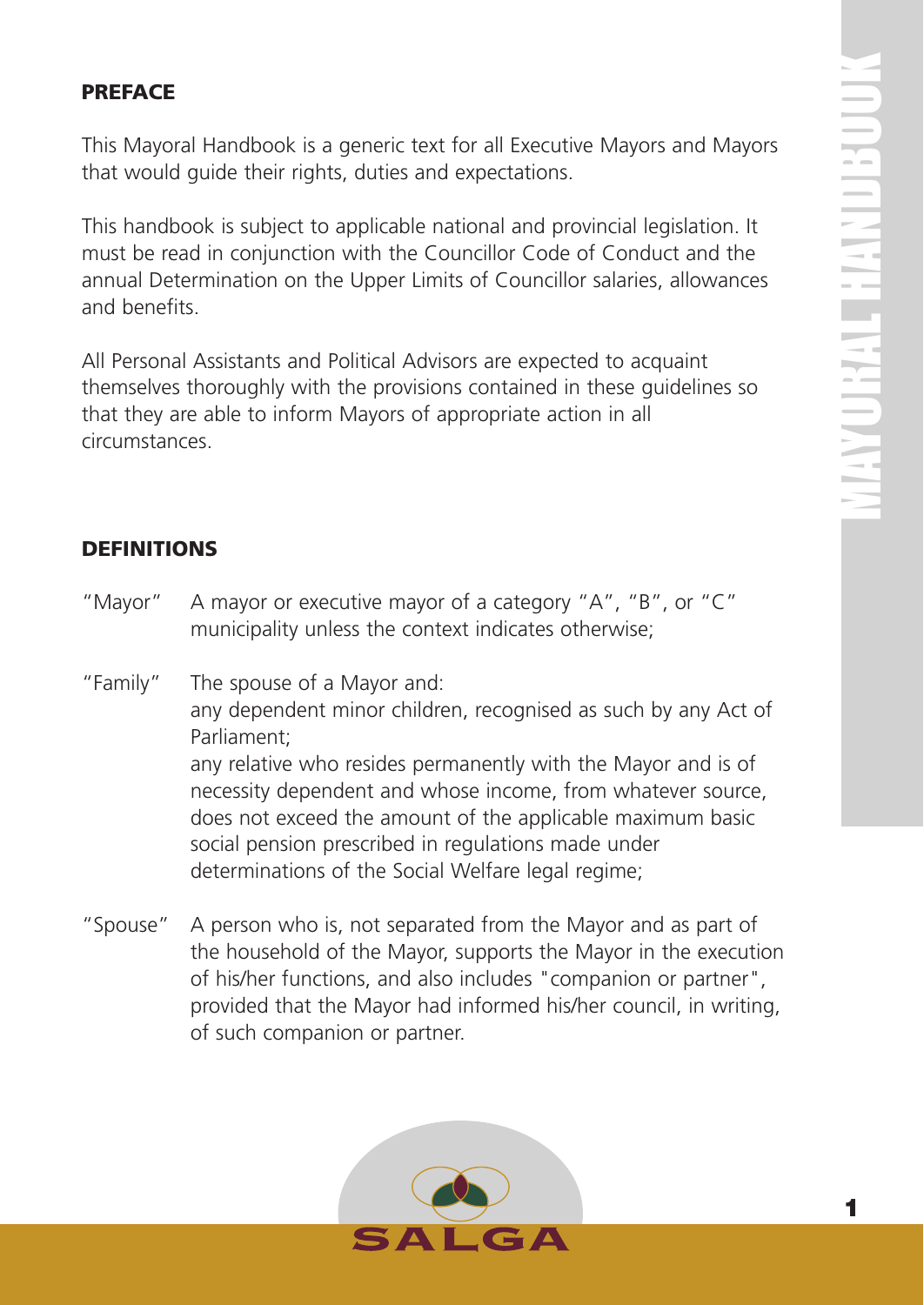## PREFACE

This Mayoral Handbook is a generic text for all Executive Mayors and Mayors that would guide their rights, duties and expectations.

This handbook is subject to applicable national and provincial legislation. It must be read in conjunction with the Councillor Code of Conduct and the annual Determination on the Upper Limits of Councillor salaries, allowances and benefits.

All Personal Assistants and Political Advisors are expected to acquaint themselves thoroughly with the provisions contained in these guidelines so that they are able to inform Mayors of appropriate action in all circumstances.

## DEFINITIONS

"Mayor" A mayor or executive mayor of a category "A", "B", or "C" municipality unless the context indicates otherwise;

"Family" The spouse of a Mayor and:
any dependent minor children, recognised as such by any Act of Parliament;
any relative who resides permanently with the Mayor and is of necessity dependent and whose income, from whatever source, does not exceed the amount of the applicable maximum basic social pension prescribed in regulations made under determinations of the Social Welfare legal regime;

"Spouse" A person who is, not separated from the Mayor and as part of the household of the Mayor, supports the Mayor in the execution of his/her functions, and also includes "companion or partner", provided that the Mayor had informed his/her council, in writing, of such companion or partner.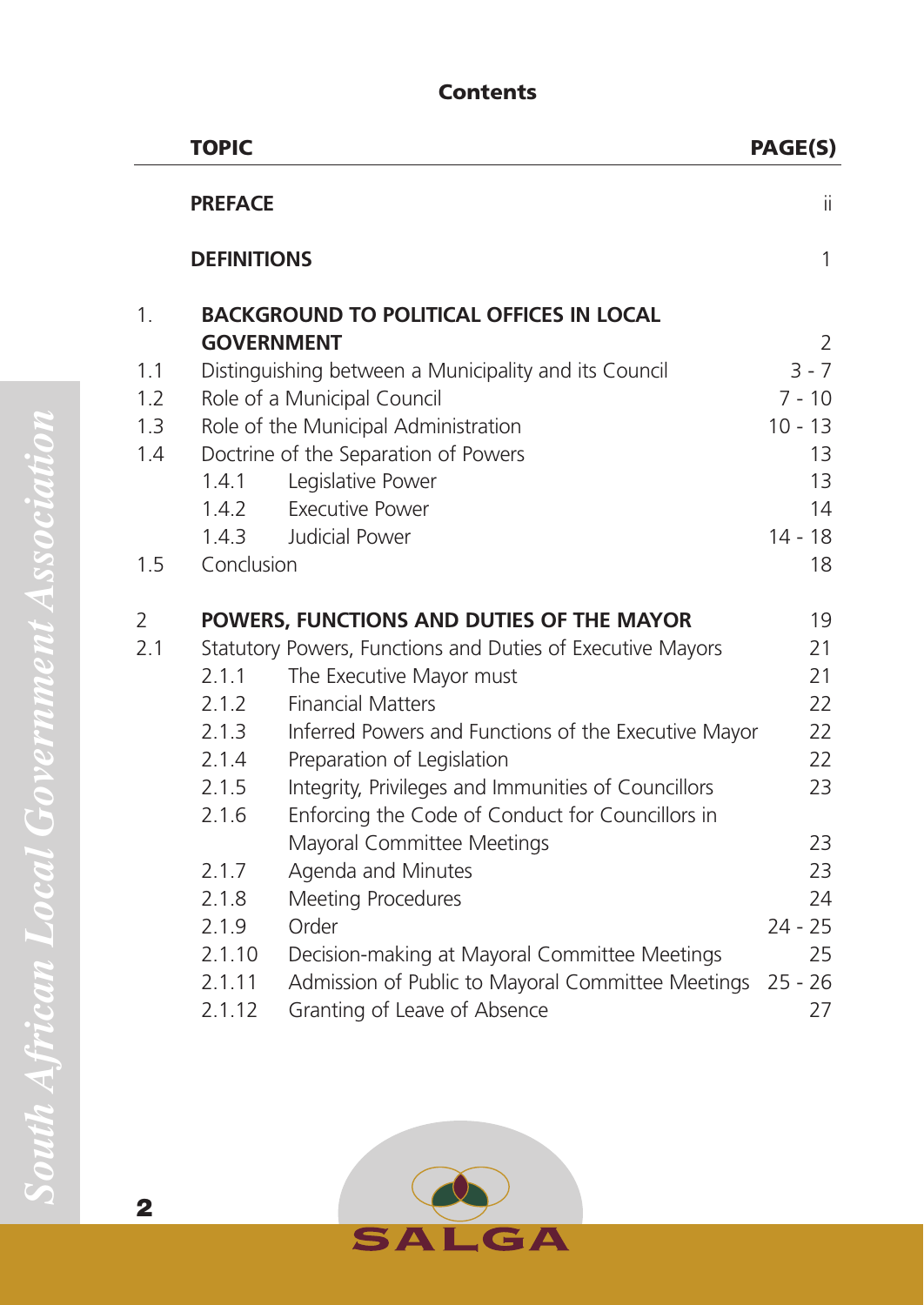# Contents

| | TOPIC | | PAGE(S) |
|---|---|---|---|
| | **PREFACE** | | ii |
| | **DEFINITIONS** | | 1 |
| 1. | **BACKGROUND TO POLITICAL OFFICES IN LOCAL GOVERNMENT** | | 2 |
| 1.1 | Distinguishing between a Municipality and its Council | | 3 - 7 |
| 1.2 | Role of a Municipal Council | | 7 - 10 |
| 1.3 | Role of the Municipal Administration | | 10 - 13 |
| 1.4 | Doctrine of the Separation of Powers | | 13 |
| | 1.4.1 | Legislative Power | 13 |
| | 1.4.2 | Executive Power | 14 |
| | 1.4.3 | Judicial Power | 14 - 18 |
| 1.5 | Conclusion | | 18 |
| 2 | **POWERS, FUNCTIONS AND DUTIES OF THE MAYOR** | | 19 |
| 2.1 | Statutory Powers, Functions and Duties of Executive Mayors | | 21 |
| | 2.1.1 | The Executive Mayor must | 21 |
| | 2.1.2 | Financial Matters | 22 |
| | 2.1.3 | Inferred Powers and Functions of the Executive Mayor | 22 |
| | 2.1.4 | Preparation of Legislation | 22 |
| | 2.1.5 | Integrity, Privileges and Immunities of Councillors | 23 |
| | 2.1.6 | Enforcing the Code of Conduct for Councillors in Mayoral Committee Meetings | 23 |
| | 2.1.7 | Agenda and Minutes | 23 |
| | 2.1.8 | Meeting Procedures | 24 |
| | 2.1.9 | Order | 24 - 25 |
| | 2.1.10 | Decision-making at Mayoral Committee Meetings | 25 |
| | 2.1.11 | Admission of Public to Mayoral Committee Meetings | 25 - 26 |
| | 2.1.12 | Granting of Leave of Absence | 27 |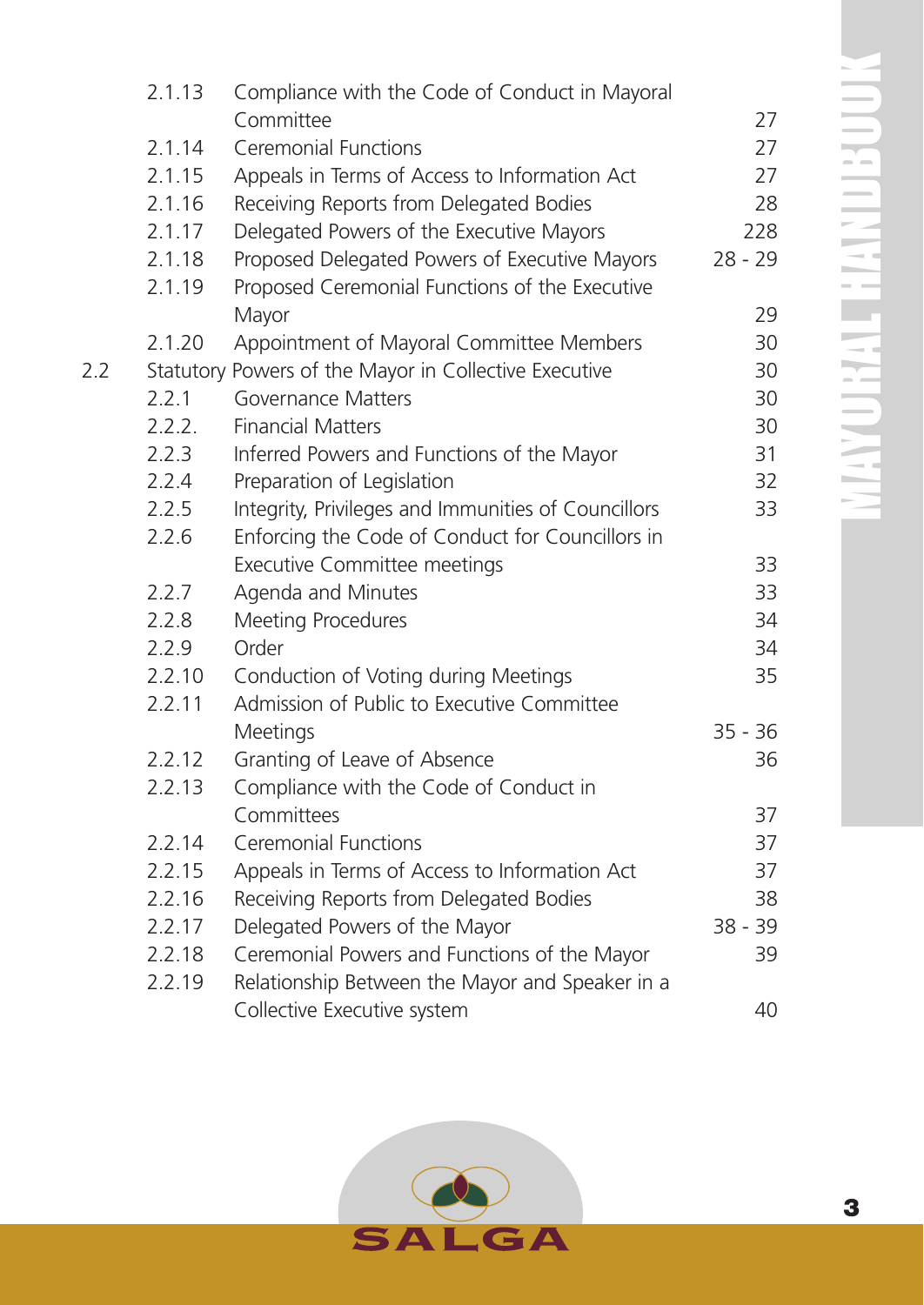| | | | |
|---|---|---|---|
| | 2.1.13 | Compliance with the Code of Conduct in Mayoral Committee | 27 |
| | 2.1.14 | Ceremonial Functions | 27 |
| | 2.1.15 | Appeals in Terms of Access to Information Act | 27 |
| | 2.1.16 | Receiving Reports from Delegated Bodies | 28 |
| | 2.1.17 | Delegated Powers of the Executive Mayors | 228 |
| | 2.1.18 | Proposed Delegated Powers of Executive Mayors | 28 - 29 |
| | 2.1.19 | Proposed Ceremonial Functions of the Executive Mayor | 29 |
| | 2.1.20 | Appointment of Mayoral Committee Members | 30 |
| 2.2 | Statutory Powers of the Mayor in Collective Executive | | 30 |
| | 2.2.1 | Governance Matters | 30 |
| | 2.2.2. | Financial Matters | 30 |
| | 2.2.3 | Inferred Powers and Functions of the Mayor | 31 |
| | 2.2.4 | Preparation of Legislation | 32 |
| | 2.2.5 | Integrity, Privileges and Immunities of Councillors | 33 |
| | 2.2.6 | Enforcing the Code of Conduct for Councillors in Executive Committee meetings | 33 |
| | 2.2.7 | Agenda and Minutes | 33 |
| | 2.2.8 | Meeting Procedures | 34 |
| | 2.2.9 | Order | 34 |
| | 2.2.10 | Conduction of Voting during Meetings | 35 |
| | 2.2.11 | Admission of Public to Executive Committee Meetings | 35 - 36 |
| | 2.2.12 | Granting of Leave of Absence | 36 |
| | 2.2.13 | Compliance with the Code of Conduct in Committees | 37 |
| | 2.2.14 | Ceremonial Functions | 37 |
| | 2.2.15 | Appeals in Terms of Access to Information Act | 37 |
| | 2.2.16 | Receiving Reports from Delegated Bodies | 38 |
| | 2.2.17 | Delegated Powers of the Mayor | 38 - 39 |
| | 2.2.18 | Ceremonial Powers and Functions of the Mayor | 39 |
| | 2.2.19 | Relationship Between the Mayor and Speaker in a Collective Executive system | 40 |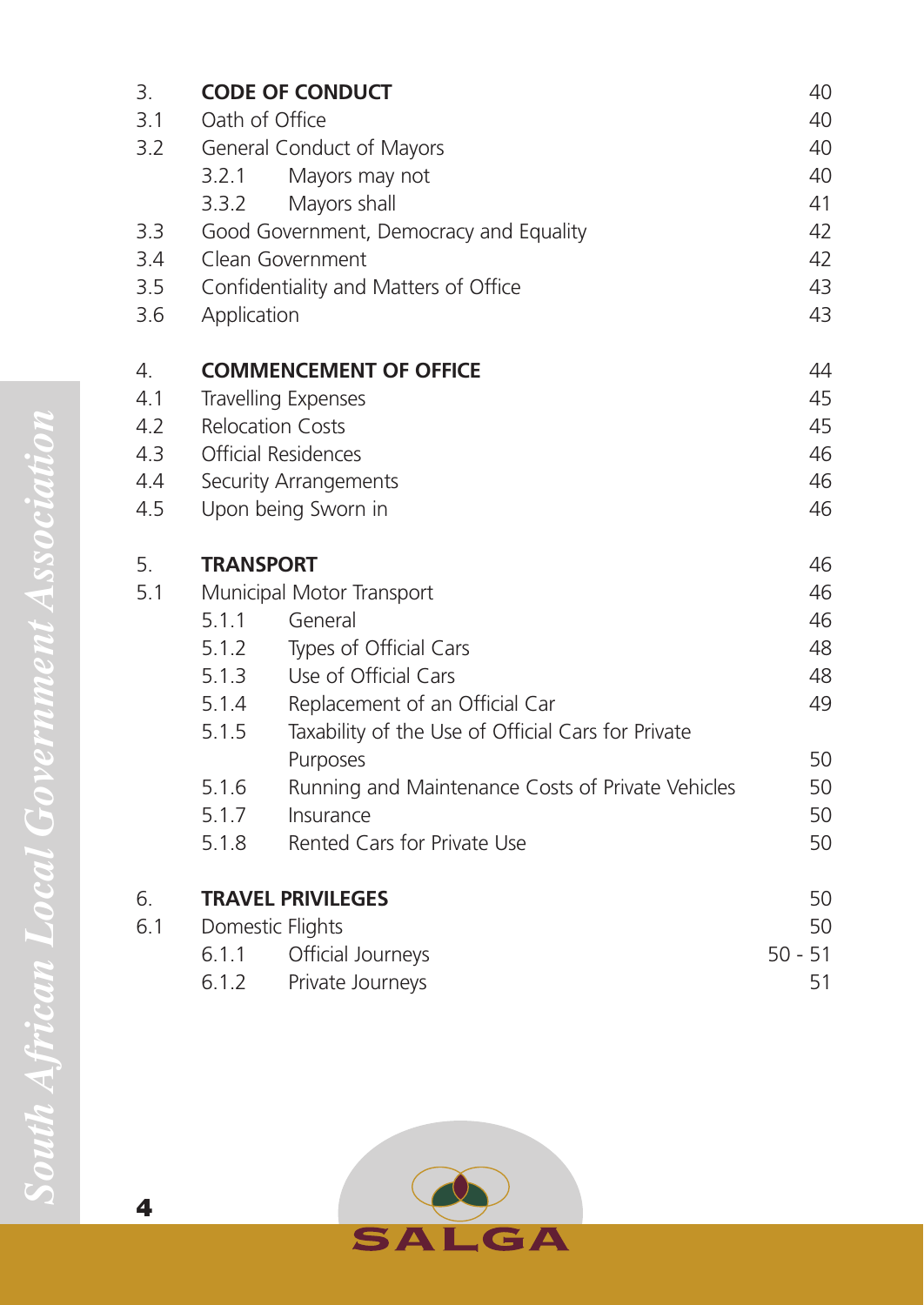| | | | |
|---|---|---|---|
| 3. | **CODE OF CONDUCT** | | 40 |
| 3.1 | Oath of Office | | 40 |
| 3.2 | General Conduct of Mayors | | 40 |
| | 3.2.1 | Mayors may not | 40 |
| | 3.3.2 | Mayors shall | 41 |
| 3.3 | Good Government, Democracy and Equality | | 42 |
| 3.4 | Clean Government | | 42 |
| 3.5 | Confidentiality and Matters of Office | | 43 |
| 3.6 | Application | | 43 |
| 4. | **COMMENCEMENT OF OFFICE** | | 44 |
| 4.1 | Travelling Expenses | | 45 |
| 4.2 | Relocation Costs | | 45 |
| 4.3 | Official Residences | | 46 |
| 4.4 | Security Arrangements | | 46 |
| 4.5 | Upon being Sworn in | | 46 |
| 5. | **TRANSPORT** | | 46 |
| 5.1 | Municipal Motor Transport | | 46 |
| | 5.1.1 | General | 46 |
| | 5.1.2 | Types of Official Cars | 48 |
| | 5.1.3 | Use of Official Cars | 48 |
| | 5.1.4 | Replacement of an Official Car | 49 |
| | 5.1.5 | Taxability of the Use of Official Cars for Private Purposes | 50 |
| | 5.1.6 | Running and Maintenance Costs of Private Vehicles | 50 |
| | 5.1.7 | Insurance | 50 |
| | 5.1.8 | Rented Cars for Private Use | 50 |
| 6. | **TRAVEL PRIVILEGES** | | 50 |
| 6.1 | Domestic Flights | | 50 |
| | 6.1.1 | Official Journeys | 50 - 51 |
| | 6.1.2 | Private Journeys | 51 |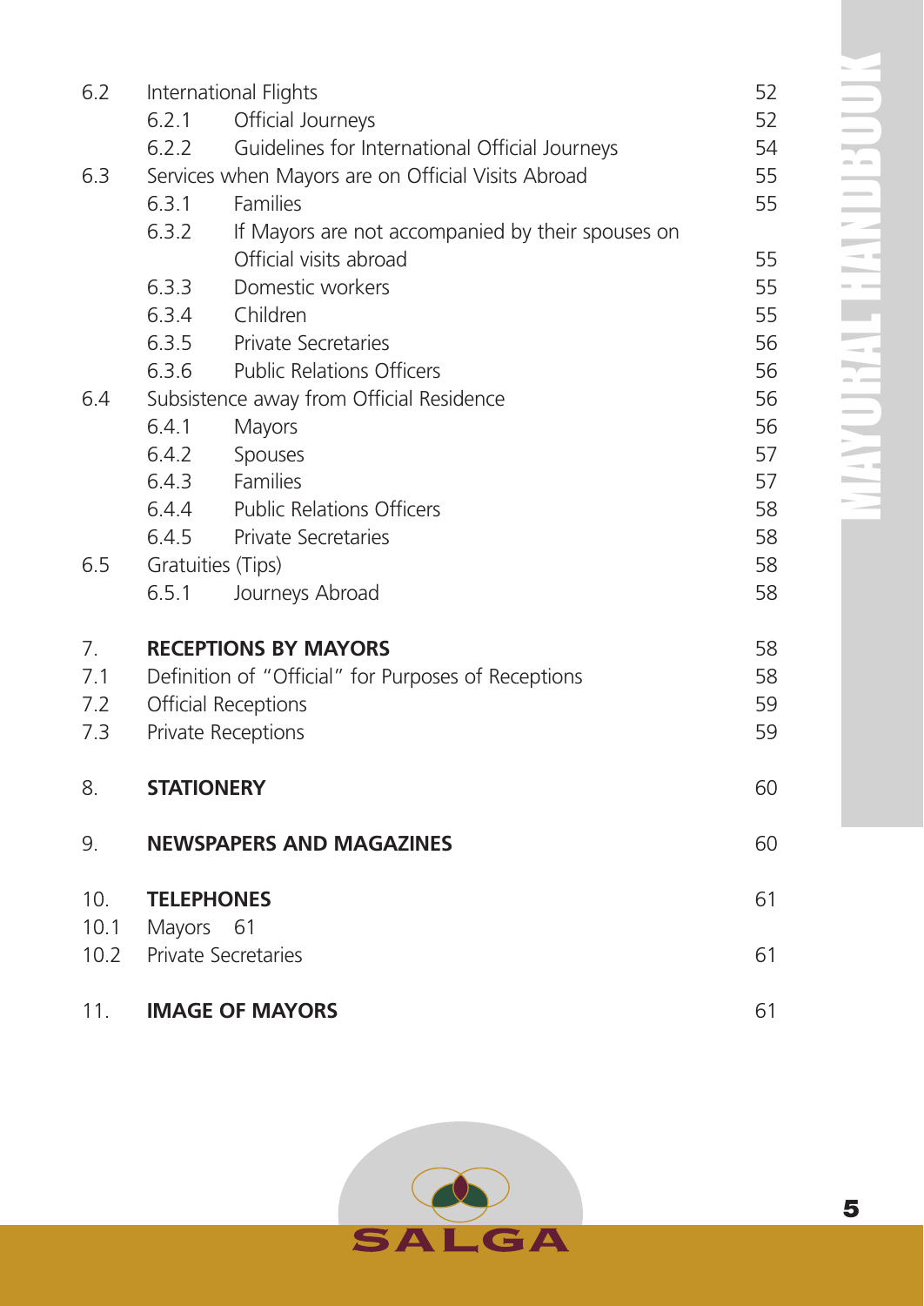| | | |
|---|---|---|
| 6.2 | International Flights | 52 |
| | 6.2.1 Official Journeys | 52 |
| | 6.2.2 Guidelines for International Official Journeys | 54 |
| 6.3 | Services when Mayors are on Official Visits Abroad | 55 |
| | 6.3.1 Families | 55 |
| | 6.3.2 If Mayors are not accompanied by their spouses on Official visits abroad | 55 |
| | 6.3.3 Domestic workers | 55 |
| | 6.3.4 Children | 55 |
| | 6.3.5 Private Secretaries | 56 |
| | 6.3.6 Public Relations Officers | 56 |
| 6.4 | Subsistence away from Official Residence | 56 |
| | 6.4.1 Mayors | 56 |
| | 6.4.2 Spouses | 57 |
| | 6.4.3 Families | 57 |
| | 6.4.4 Public Relations Officers | 58 |
| | 6.4.5 Private Secretaries | 58 |
| 6.5 | Gratuities (Tips) | 58 |
| | 6.5.1 Journeys Abroad | 58 |
| 7. | **RECEPTIONS BY MAYORS** | 58 |
| 7.1 | Definition of "Official" for Purposes of Receptions | 58 |
| 7.2 | Official Receptions | 59 |
| 7.3 | Private Receptions | 59 |
| 8. | **STATIONERY** | 60 |
| 9. | **NEWSPAPERS AND MAGAZINES** | 60 |
| 10. | **TELEPHONES** | 61 |
| 10.1 | Mayors 61 | |
| 10.2 | Private Secretaries | 61 |
| 11. | **IMAGE OF MAYORS** | 61 |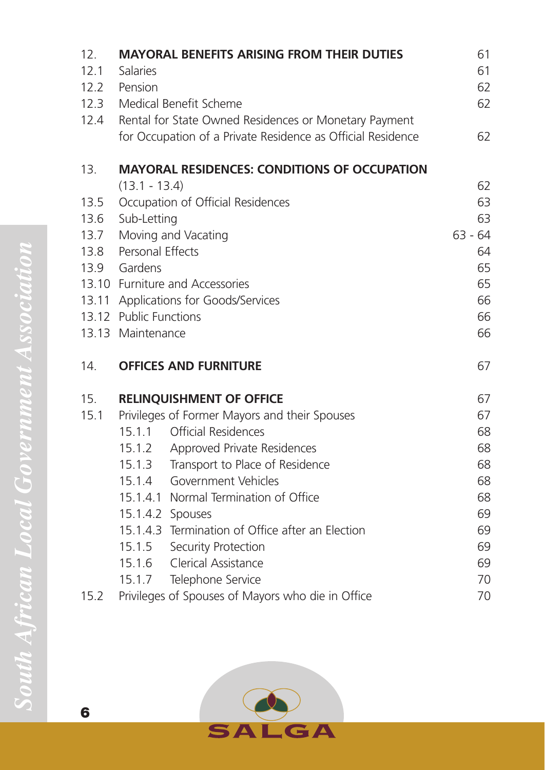| | | |
|---|---|---|
| 12. | **MAYORAL BENEFITS ARISING FROM THEIR DUTIES** | 61 |
| 12.1 | Salaries | 61 |
| 12.2 | Pension | 62 |
| 12.3 | Medical Benefit Scheme | 62 |
| 12.4 | Rental for State Owned Residences or Monetary Payment for Occupation of a Private Residence as Official Residence | 62 |
| 13. | **MAYORAL RESIDENCES: CONDITIONS OF OCCUPATION** (13.1 - 13.4) | 62 |
| 13.5 | Occupation of Official Residences | 63 |
| 13.6 | Sub-Letting | 63 |
| 13.7 | Moving and Vacating | 63 - 64 |
| 13.8 | Personal Effects | 64 |
| 13.9 | Gardens | 65 |
| 13.10 | Furniture and Accessories | 65 |
| 13.11 | Applications for Goods/Services | 66 |
| 13.12 | Public Functions | 66 |
| 13.13 | Maintenance | 66 |
| 14. | **OFFICES AND FURNITURE** | 67 |
| 15. | **RELINQUISHMENT OF OFFICE** | 67 |
| 15.1 | Privileges of Former Mayors and their Spouses | 67 |
| | 15.1.1 Official Residences | 68 |
| | 15.1.2 Approved Private Residences | 68 |
| | 15.1.3 Transport to Place of Residence | 68 |
| | 15.1.4 Government Vehicles | 68 |
| | 15.1.4.1 Normal Termination of Office | 68 |
| | 15.1.4.2 Spouses | 69 |
| | 15.1.4.3 Termination of Office after an Election | 69 |
| | 15.1.5 Security Protection | 69 |
| | 15.1.6 Clerical Assistance | 69 |
| | 15.1.7 Telephone Service | 70 |
| 15.2 | Privileges of Spouses of Mayors who die in Office | 70 |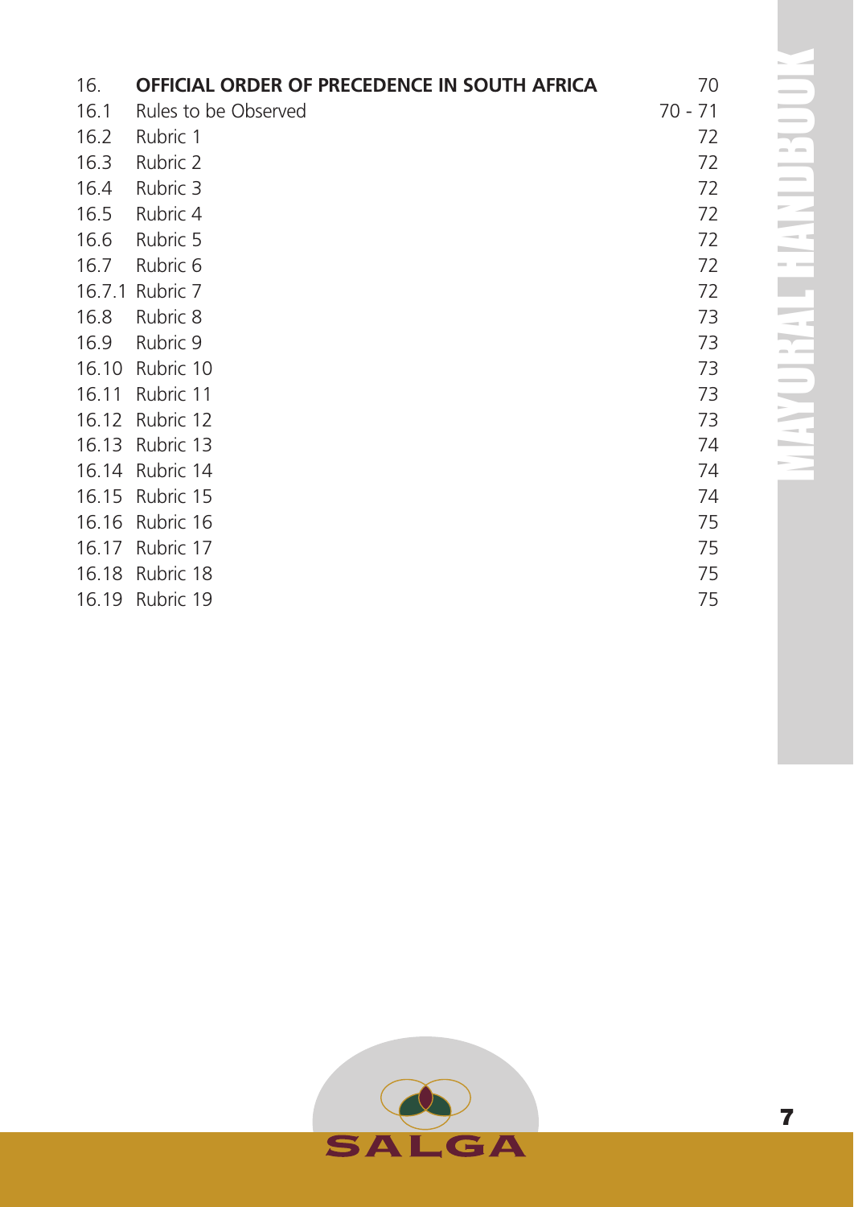| | | |
|---|---|---|
| 16. | **OFFICIAL ORDER OF PRECEDENCE IN SOUTH AFRICA** | 70 |
| 16.1 | Rules to be Observed | 70 - 71 |
| 16.2 | Rubric 1 | 72 |
| 16.3 | Rubric 2 | 72 |
| 16.4 | Rubric 3 | 72 |
| 16.5 | Rubric 4 | 72 |
| 16.6 | Rubric 5 | 72 |
| 16.7 | Rubric 6 | 72 |
| 16.7.1 | Rubric 7 | 72 |
| 16.8 | Rubric 8 | 73 |
| 16.9 | Rubric 9 | 73 |
| 16.10 | Rubric 10 | 73 |
| 16.11 | Rubric 11 | 73 |
| 16.12 | Rubric 12 | 73 |
| 16.13 | Rubric 13 | 74 |
| 16.14 | Rubric 14 | 74 |
| 16.15 | Rubric 15 | 74 |
| 16.16 | Rubric 16 | 75 |
| 16.17 | Rubric 17 | 75 |
| 16.18 | Rubric 18 | 75 |
| 16.19 | Rubric 19 | 75 |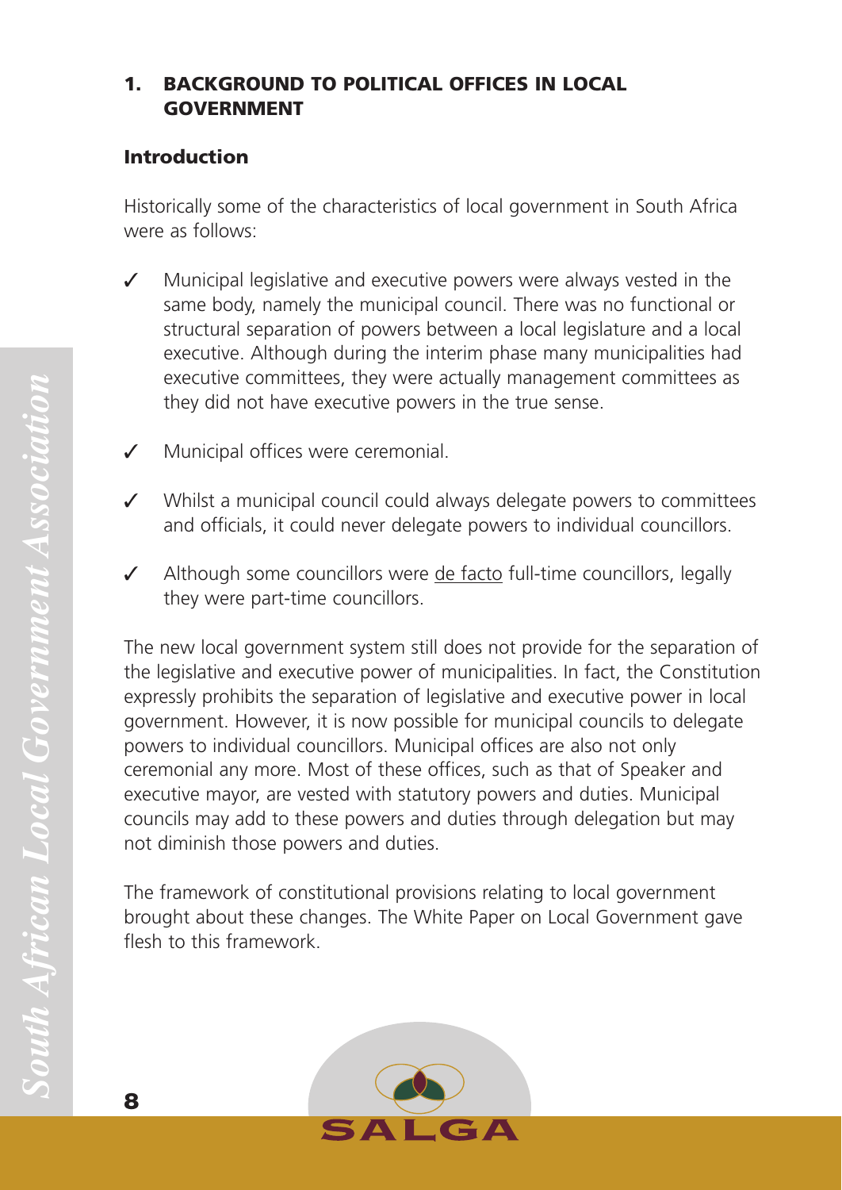# 1. BACKGROUND TO POLITICAL OFFICES IN LOCAL GOVERNMENT

## Introduction

Historically some of the characteristics of local government in South Africa were as follows:

- ✓ Municipal legislative and executive powers were always vested in the same body, namely the municipal council. There was no functional or structural separation of powers between a local legislature and a local executive. Although during the interim phase many municipalities had executive committees, they were actually management committees as they did not have executive powers in the true sense.
- ✓ Municipal offices were ceremonial.
- ✓ Whilst a municipal council could always delegate powers to committees and officials, it could never delegate powers to individual councillors.
- ✓ Although some councillors were de facto full-time councillors, legally they were part-time councillors.

The new local government system still does not provide for the separation of the legislative and executive power of municipalities. In fact, the Constitution expressly prohibits the separation of legislative and executive power in local government. However, it is now possible for municipal councils to delegate powers to individual councillors. Municipal offices are also not only ceremonial any more. Most of these offices, such as that of Speaker and executive mayor, are vested with statutory powers and duties. Municipal councils may add to these powers and duties through delegation but may not diminish those powers and duties.

The framework of constitutional provisions relating to local government brought about these changes. The White Paper on Local Government gave flesh to this framework.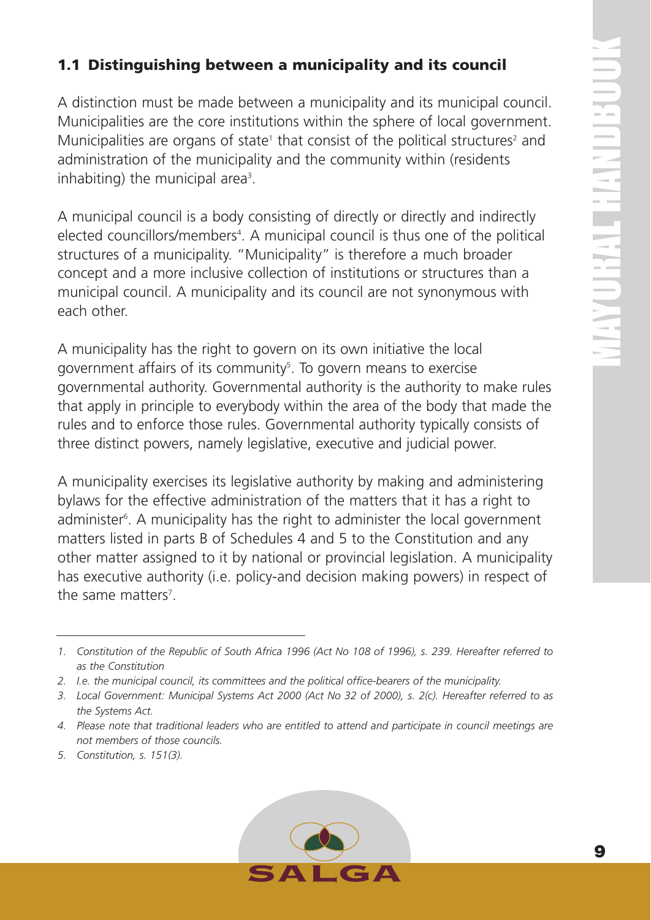## 1.1 Distinguishing between a municipality and its council

A distinction must be made between a municipality and its municipal council. Municipalities are the core institutions within the sphere of local government. Municipalities are organs of state[1] that consist of the political structures[2] and administration of the municipality and the community within (residents inhabiting) the municipal area[3].

A municipal council is a body consisting of directly or directly and indirectly elected councillors/members[4]. A municipal council is thus one of the political structures of a municipality. "Municipality" is therefore a much broader concept and a more inclusive collection of institutions or structures than a municipal council. A municipality and its council are not synonymous with each other.

A municipality has the right to govern on its own initiative the local government affairs of its community[5]. To govern means to exercise governmental authority. Governmental authority is the authority to make rules that apply in principle to everybody within the area of the body that made the rules and to enforce those rules. Governmental authority typically consists of three distinct powers, namely legislative, executive and judicial power.

A municipality exercises its legislative authority by making and administering bylaws for the effective administration of the matters that it has a right to administer[6]. A municipality has the right to administer the local government matters listed in parts B of Schedules 4 and 5 to the Constitution and any other matter assigned to it by national or provincial legislation. A municipality has executive authority (i.e. policy-and decision making powers) in respect of the same matters[7].

---

1. *Constitution of the Republic of South Africa 1996 (Act No 108 of 1996), s. 239. Hereafter referred to as the Constitution*
2. *I.e. the municipal council, its committees and the political office-bearers of the municipality.*
3. *Local Government: Municipal Systems Act 2000 (Act No 32 of 2000), s. 2(c). Hereafter referred to as the Systems Act.*
4. *Please note that traditional leaders who are entitled to attend and participate in council meetings are not members of those councils.*
5. *Constitution, s. 151(3).*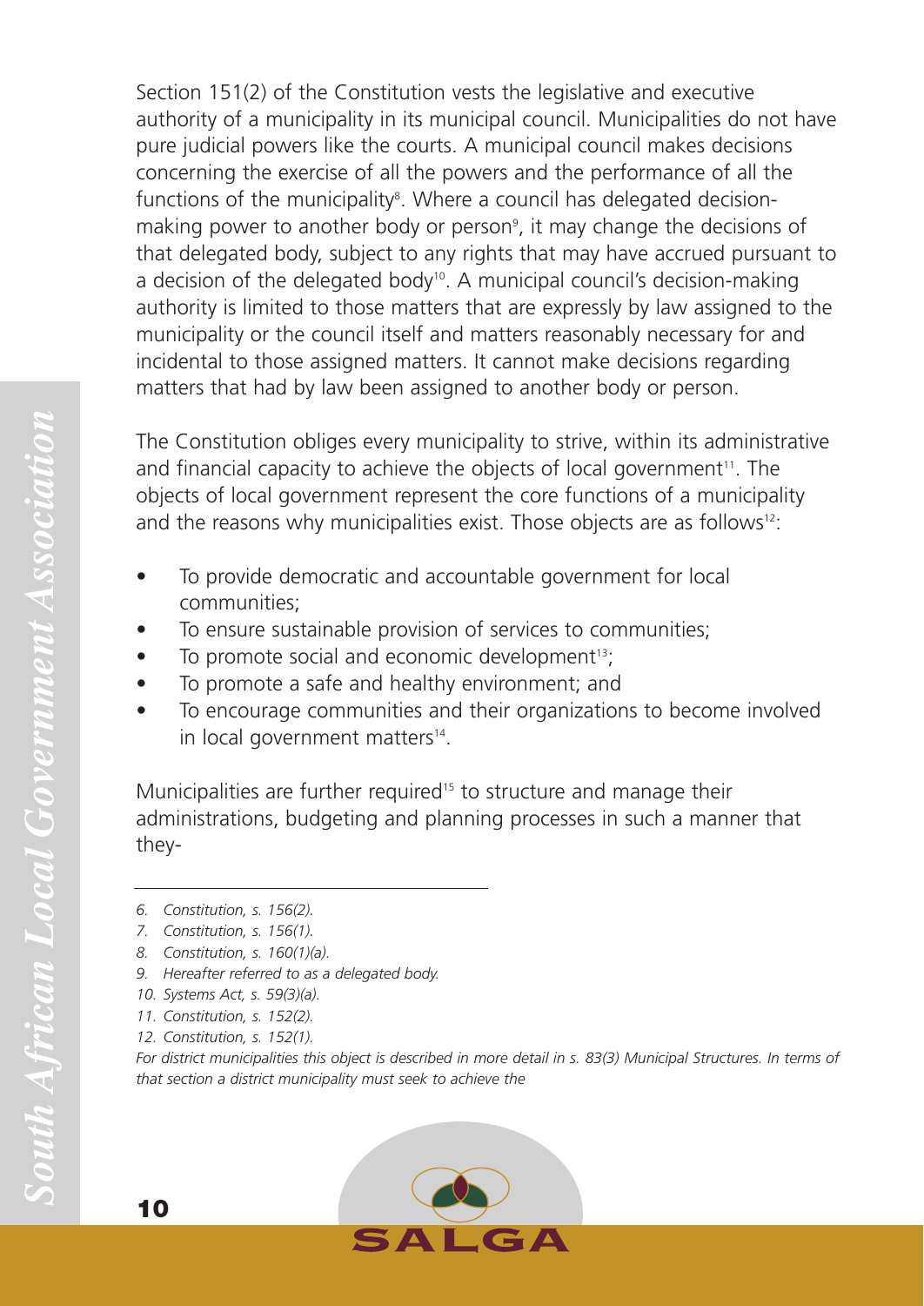Section 151(2) of the Constitution vests the legislative and executive authority of a municipality in its municipal council. Municipalities do not have pure judicial powers like the courts. A municipal council makes decisions concerning the exercise of all the powers and the performance of all the functions of the municipality[8]. Where a council has delegated decision-making power to another body or person[9], it may change the decisions of that delegated body, subject to any rights that may have accrued pursuant to a decision of the delegated body[10]. A municipal council's decision-making authority is limited to those matters that are expressly by law assigned to the municipality or the council itself and matters reasonably necessary for and incidental to those assigned matters. It cannot make decisions regarding matters that had by law been assigned to another body or person.

The Constitution obliges every municipality to strive, within its administrative and financial capacity to achieve the objects of local government[11]. The objects of local government represent the core functions of a municipality and the reasons why municipalities exist. Those objects are as follows[12]:

- To provide democratic and accountable government for local communities;
- To ensure sustainable provision of services to communities;
- To promote social and economic development[13];
- To promote a safe and healthy environment; and
- To encourage communities and their organizations to become involved in local government matters[14].

Municipalities are further required[15] to structure and manage their administrations, budgeting and planning processes in such a manner that they-

---

*6. Constitution, s. 156(2).*

*7. Constitution, s. 156(1).*

*8. Constitution, s. 160(1)(a).*

*9. Hereafter referred to as a delegated body.*

*10. Systems Act, s. 59(3)(a).*

*11. Constitution, s. 152(2).*

*12. Constitution, s. 152(1).*

*For district municipalities this object is described in more detail in s. 83(3) Municipal Structures. In terms of that section a district municipality must seek to achieve the*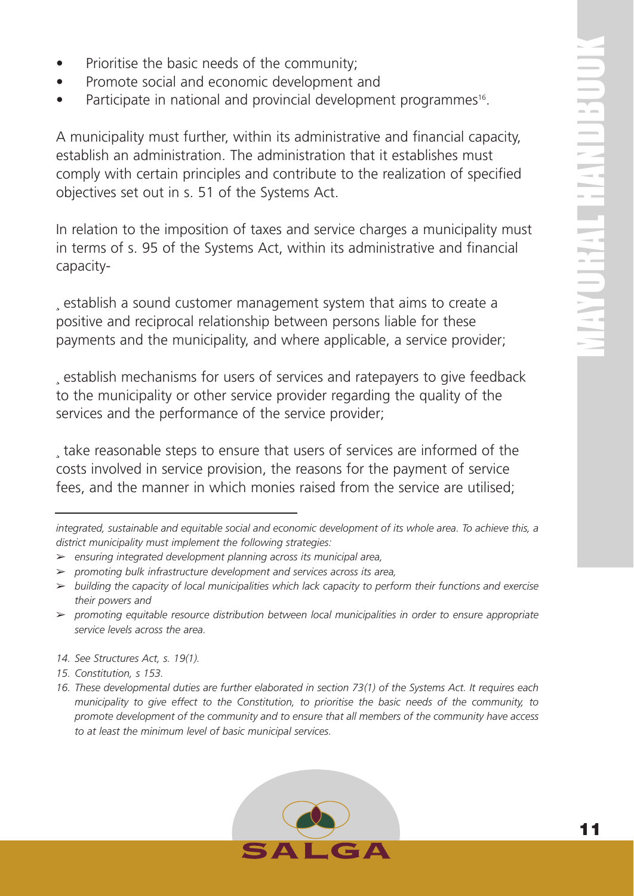- Prioritise the basic needs of the community;
- Promote social and economic development and
- Participate in national and provincial development programmes[16].

A municipality must further, within its administrative and financial capacity, establish an administration. The administration that it establishes must comply with certain principles and contribute to the realization of specified objectives set out in s. 51 of the Systems Act.

In relation to the imposition of taxes and service charges a municipality must in terms of s. 95 of the Systems Act, within its administrative and financial capacity-

¸ establish a sound customer management system that aims to create a positive and reciprocal relationship between persons liable for these payments and the municipality, and where applicable, a service provider;

¸ establish mechanisms for users of services and ratepayers to give feedback to the municipality or other service provider regarding the quality of the services and the performance of the service provider;

¸ take reasonable steps to ensure that users of services are informed of the costs involved in service provision, the reasons for the payment of service fees, and the manner in which monies raised from the service are utilised;

---

*integrated, sustainable and equitable social and economic development of its whole area. To achieve this, a district municipality must implement the following strategies:*

- *ensuring integrated development planning across its municipal area,*
- *promoting bulk infrastructure development and services across its area,*
- *building the capacity of local municipalities which lack capacity to perform their functions and exercise their powers and*
- *promoting equitable resource distribution between local municipalities in order to ensure appropriate service levels across the area.*

14. *See Structures Act, s. 19(1).*
15. *Constitution, s 153.*
16. *These developmental duties are further elaborated in section 73(1) of the Systems Act. It requires each municipality to give effect to the Constitution, to prioritise the basic needs of the community, to promote development of the community and to ensure that all members of the community have access to at least the minimum level of basic municipal services.*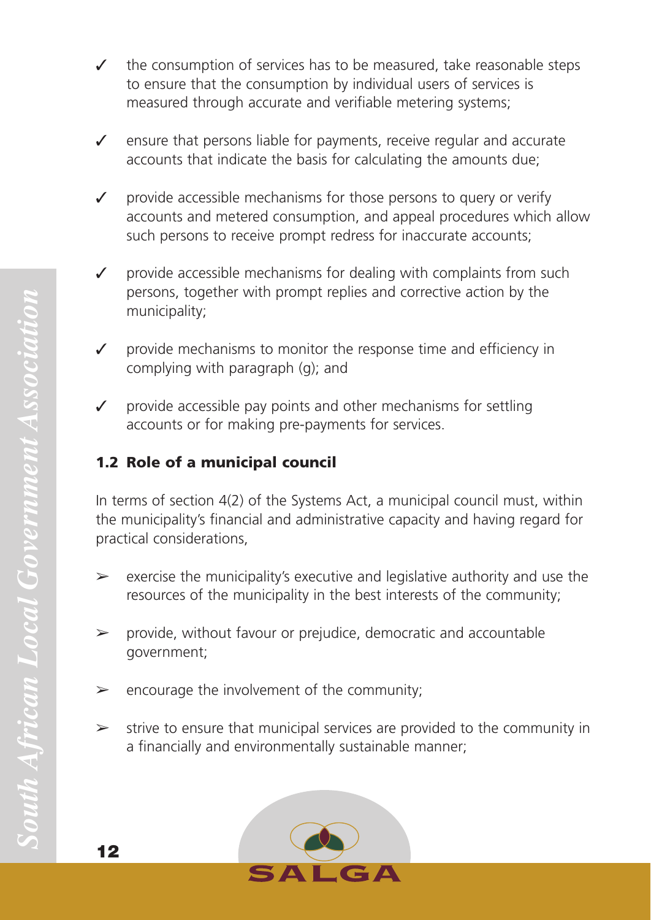- ✓ the consumption of services has to be measured, take reasonable steps to ensure that the consumption by individual users of services is measured through accurate and verifiable metering systems;
- ✓ ensure that persons liable for payments, receive regular and accurate accounts that indicate the basis for calculating the amounts due;
- ✓ provide accessible mechanisms for those persons to query or verify accounts and metered consumption, and appeal procedures which allow such persons to receive prompt redress for inaccurate accounts;
- ✓ provide accessible mechanisms for dealing with complaints from such persons, together with prompt replies and corrective action by the municipality;
- ✓ provide mechanisms to monitor the response time and efficiency in complying with paragraph (g); and
- ✓ provide accessible pay points and other mechanisms for settling accounts or for making pre-payments for services.

### 1.2 Role of a municipal council

In terms of section 4(2) of the Systems Act, a municipal council must, within the municipality's financial and administrative capacity and having regard for practical considerations,

- ➢ exercise the municipality's executive and legislative authority and use the resources of the municipality in the best interests of the community;
- ➢ provide, without favour or prejudice, democratic and accountable government;
- ➢ encourage the involvement of the community;
- ➢ strive to ensure that municipal services are provided to the community in a financially and environmentally sustainable manner;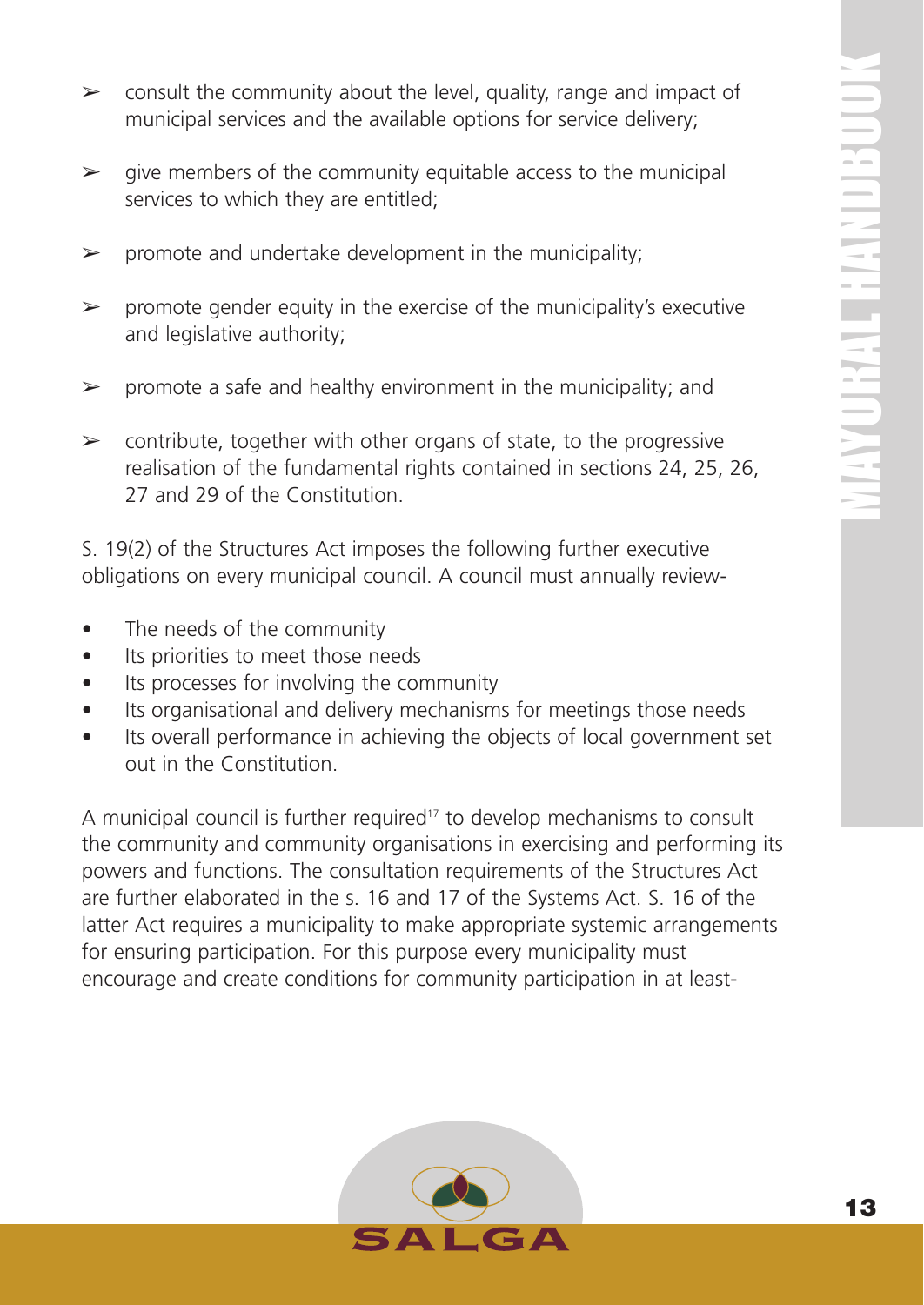- consult the community about the level, quality, range and impact of municipal services and the available options for service delivery;

- give members of the community equitable access to the municipal services to which they are entitled;

- promote and undertake development in the municipality;

- promote gender equity in the exercise of the municipality's executive and legislative authority;

- promote a safe and healthy environment in the municipality; and

- contribute, together with other organs of state, to the progressive realisation of the fundamental rights contained in sections 24, 25, 26, 27 and 29 of the Constitution.

S. 19(2) of the Structures Act imposes the following further executive obligations on every municipal council. A council must annually review-

- The needs of the community
- Its priorities to meet those needs
- Its processes for involving the community
- Its organisational and delivery mechanisms for meetings those needs
- Its overall performance in achieving the objects of local government set out in the Constitution.

A municipal council is further required[17] to develop mechanisms to consult the community and community organisations in exercising and performing its powers and functions. The consultation requirements of the Structures Act are further elaborated in the s. 16 and 17 of the Systems Act. S. 16 of the latter Act requires a municipality to make appropriate systemic arrangements for ensuring participation. For this purpose every municipality must encourage and create conditions for community participation in at least-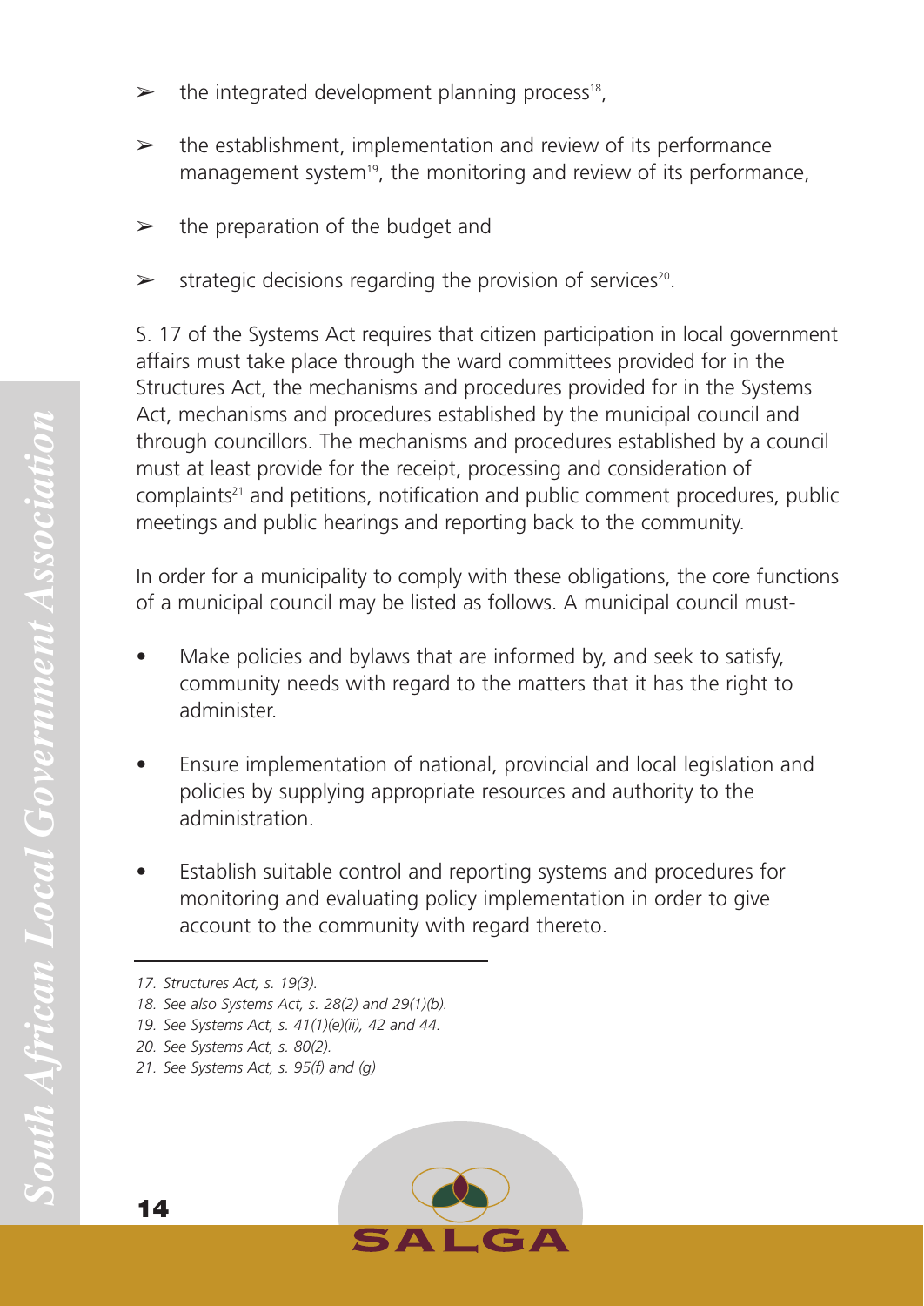- the integrated development planning process[18],
- the establishment, implementation and review of its performance management system[19], the monitoring and review of its performance,
- the preparation of the budget and
- strategic decisions regarding the provision of services[20].

S. 17 of the Systems Act requires that citizen participation in local government affairs must take place through the ward committees provided for in the Structures Act, the mechanisms and procedures provided for in the Systems Act, mechanisms and procedures established by the municipal council and through councillors. The mechanisms and procedures established by a council must at least provide for the receipt, processing and consideration of complaints[21] and petitions, notification and public comment procedures, public meetings and public hearings and reporting back to the community.

In order for a municipality to comply with these obligations, the core functions of a municipal council may be listed as follows. A municipal council must-

- Make policies and bylaws that are informed by, and seek to satisfy, community needs with regard to the matters that it has the right to administer.
- Ensure implementation of national, provincial and local legislation and policies by supplying appropriate resources and authority to the administration.
- Establish suitable control and reporting systems and procedures for monitoring and evaluating policy implementation in order to give account to the community with regard thereto.

---

*17. Structures Act, s. 19(3).*

*18. See also Systems Act, s. 28(2) and 29(1)(b).*

*19. See Systems Act, s. 41(1)(e)(ii), 42 and 44.*

*20. See Systems Act, s. 80(2).*

*21. See Systems Act, s. 95(f) and (g)*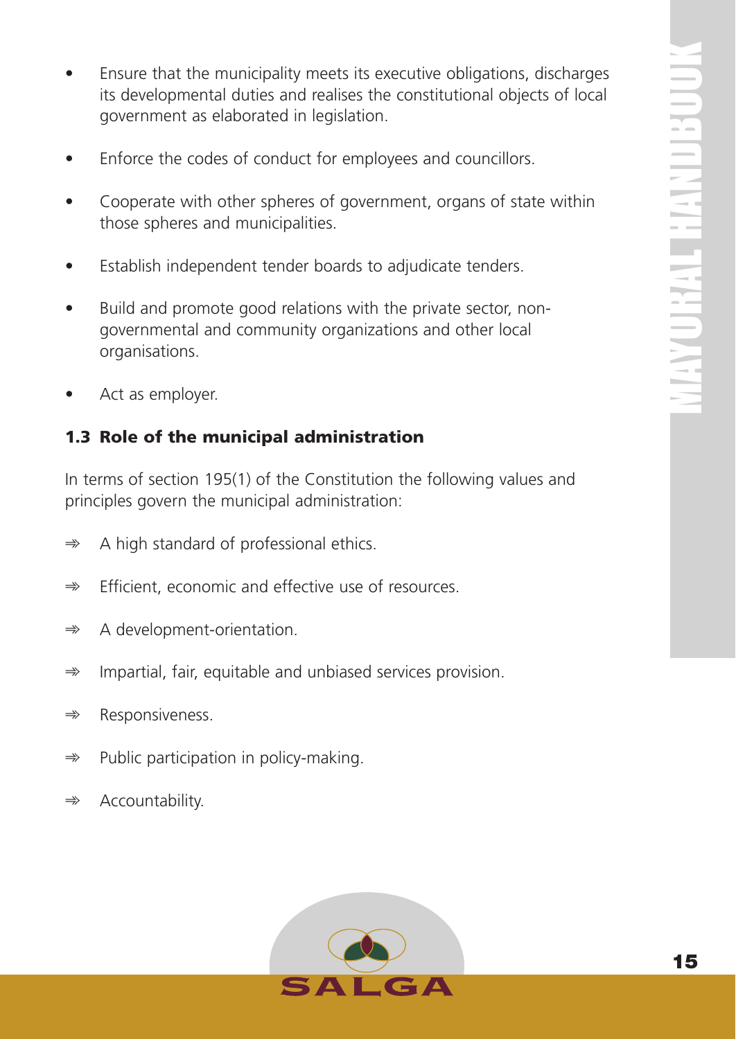- Ensure that the municipality meets its executive obligations, discharges its developmental duties and realises the constitutional objects of local government as elaborated in legislation.
- Enforce the codes of conduct for employees and councillors.
- Cooperate with other spheres of government, organs of state within those spheres and municipalities.
- Establish independent tender boards to adjudicate tenders.
- Build and promote good relations with the private sector, non-governmental and community organizations and other local organisations.
- Act as employer.

### 1.3 Role of the municipal administration

In terms of section 195(1) of the Constitution the following values and principles govern the municipal administration:

⇛ A high standard of professional ethics.

⇛ Efficient, economic and effective use of resources.

⇛ A development-orientation.

⇛ Impartial, fair, equitable and unbiased services provision.

⇛ Responsiveness.

⇛ Public participation in policy-making.

⇛ Accountability.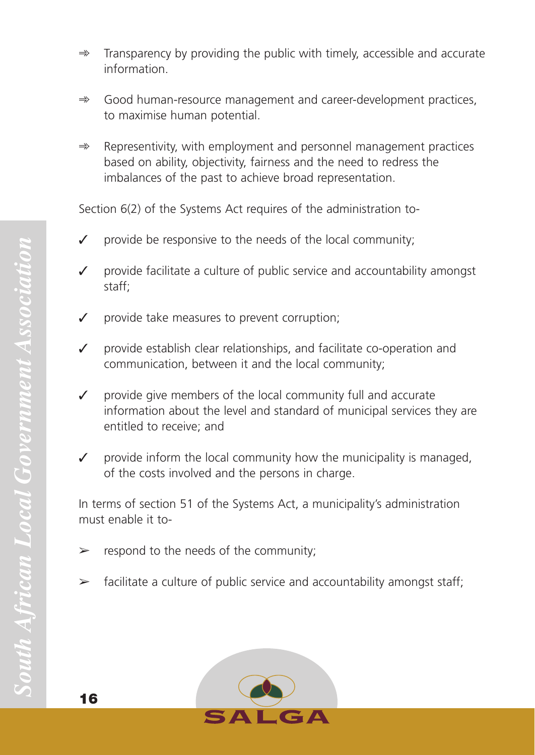- ⇛ Transparency by providing the public with timely, accessible and accurate information.

- ⇛ Good human-resource management and career-development practices, to maximise human potential.

- ⇛ Representivity, with employment and personnel management practices based on ability, objectivity, fairness and the need to redress the imbalances of the past to achieve broad representation.

Section 6(2) of the Systems Act requires of the administration to-

- ✓ provide be responsive to the needs of the local community;

- ✓ provide facilitate a culture of public service and accountability amongst staff;

- ✓ provide take measures to prevent corruption;

- ✓ provide establish clear relationships, and facilitate co-operation and communication, between it and the local community;

- ✓ provide give members of the local community full and accurate information about the level and standard of municipal services they are entitled to receive; and

- ✓ provide inform the local community how the municipality is managed, of the costs involved and the persons in charge.

In terms of section 51 of the Systems Act, a municipality's administration must enable it to-

- ➢ respond to the needs of the community;

- ➢ facilitate a culture of public service and accountability amongst staff;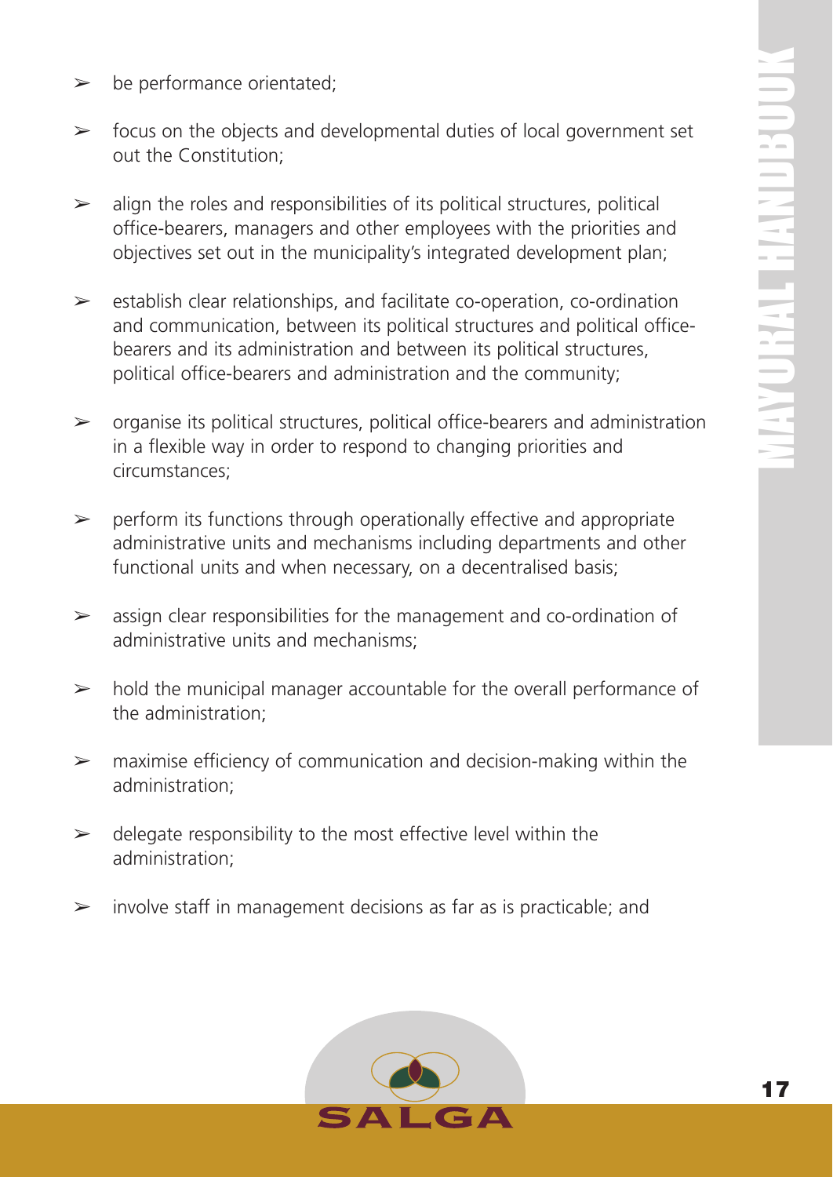- be performance orientated;
- focus on the objects and developmental duties of local government set out the Constitution;
- align the roles and responsibilities of its political structures, political office-bearers, managers and other employees with the priorities and objectives set out in the municipality's integrated development plan;
- establish clear relationships, and facilitate co-operation, co-ordination and communication, between its political structures and political office-bearers and its administration and between its political structures, political office-bearers and administration and the community;
- organise its political structures, political office-bearers and administration in a flexible way in order to respond to changing priorities and circumstances;
- perform its functions through operationally effective and appropriate administrative units and mechanisms including departments and other functional units and when necessary, on a decentralised basis;
- assign clear responsibilities for the management and co-ordination of administrative units and mechanisms;
- hold the municipal manager accountable for the overall performance of the administration;
- maximise efficiency of communication and decision-making within the administration;
- delegate responsibility to the most effective level within the administration;
- involve staff in management decisions as far as is practicable; and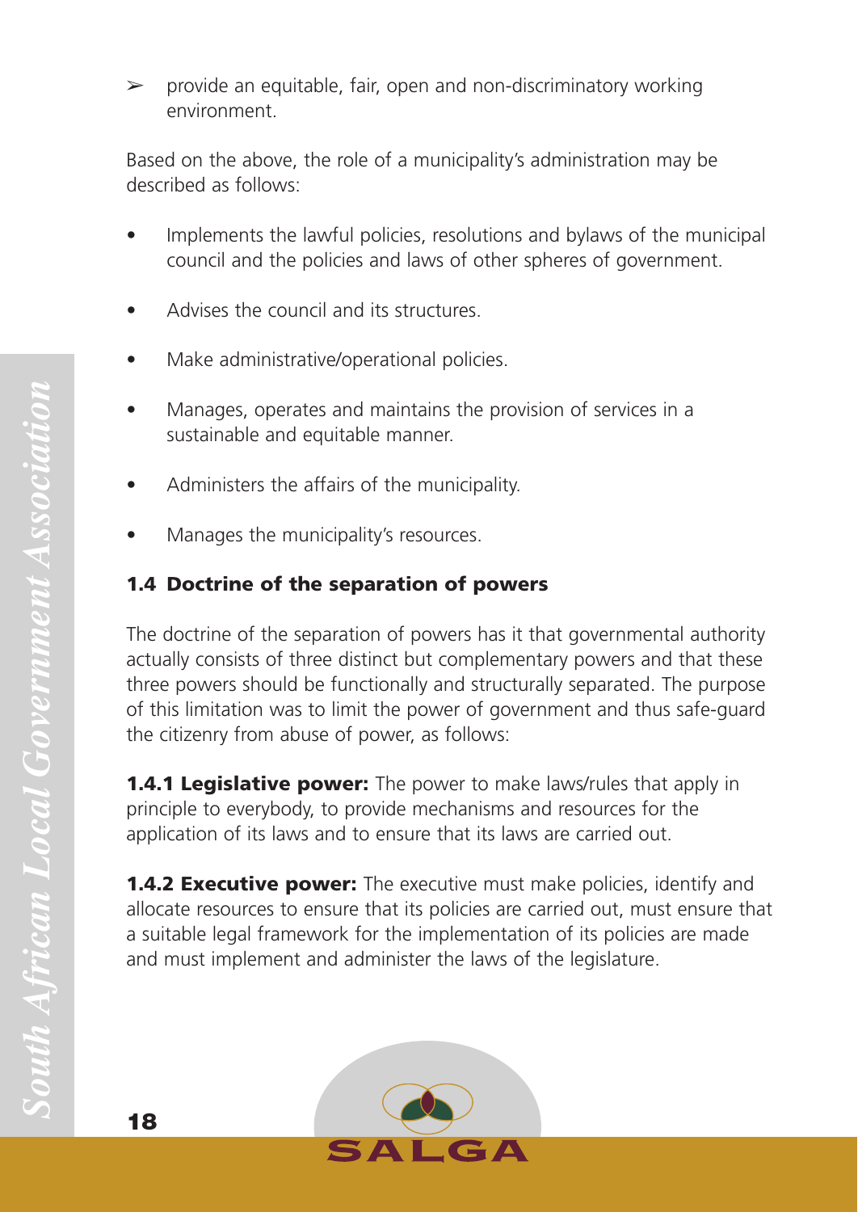- provide an equitable, fair, open and non-discriminatory working environment.

Based on the above, the role of a municipality's administration may be described as follows:

- Implements the lawful policies, resolutions and bylaws of the municipal council and the policies and laws of other spheres of government.
- Advises the council and its structures.
- Make administrative/operational policies.
- Manages, operates and maintains the provision of services in a sustainable and equitable manner.
- Administers the affairs of the municipality.
- Manages the municipality's resources.

### 1.4 Doctrine of the separation of powers

The doctrine of the separation of powers has it that governmental authority actually consists of three distinct but complementary powers and that these three powers should be functionally and structurally separated. The purpose of this limitation was to limit the power of government and thus safe-guard the citizenry from abuse of power, as follows:

**1.4.1 Legislative power:** The power to make laws/rules that apply in principle to everybody, to provide mechanisms and resources for the application of its laws and to ensure that its laws are carried out.

**1.4.2 Executive power:** The executive must make policies, identify and allocate resources to ensure that its policies are carried out, must ensure that a suitable legal framework for the implementation of its policies are made and must implement and administer the laws of the legislature.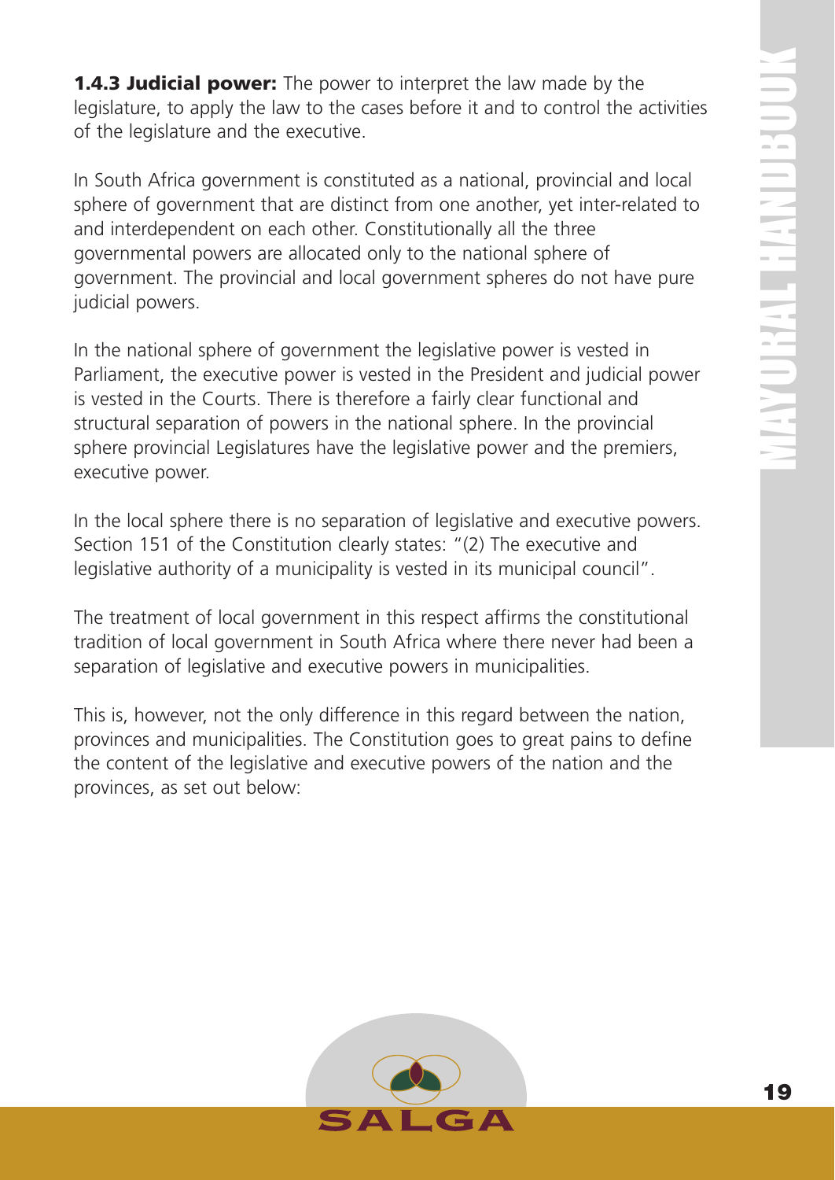**1.4.3 Judicial power:** The power to interpret the law made by the legislature, to apply the law to the cases before it and to control the activities of the legislature and the executive.

In South Africa government is constituted as a national, provincial and local sphere of government that are distinct from one another, yet inter-related to and interdependent on each other. Constitutionally all the three governmental powers are allocated only to the national sphere of government. The provincial and local government spheres do not have pure judicial powers.

In the national sphere of government the legislative power is vested in Parliament, the executive power is vested in the President and judicial power is vested in the Courts. There is therefore a fairly clear functional and structural separation of powers in the national sphere. In the provincial sphere provincial Legislatures have the legislative power and the premiers, executive power.

In the local sphere there is no separation of legislative and executive powers. Section 151 of the Constitution clearly states: "(2) The executive and legislative authority of a municipality is vested in its municipal council".

The treatment of local government in this respect affirms the constitutional tradition of local government in South Africa where there never had been a separation of legislative and executive powers in municipalities.

This is, however, not the only difference in this regard between the nation, provinces and municipalities. The Constitution goes to great pains to define the content of the legislative and executive powers of the nation and the provinces, as set out below: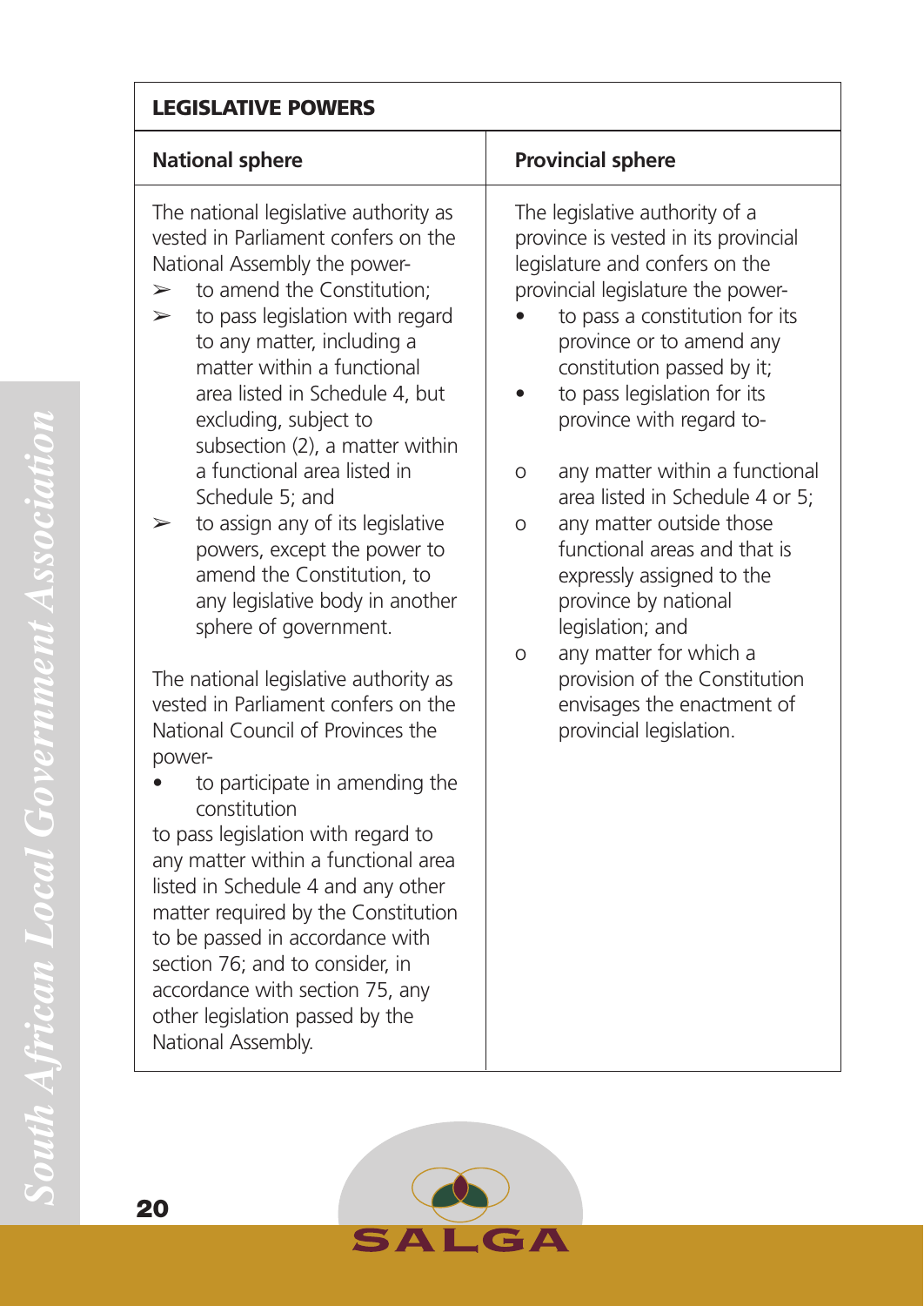| **LEGISLATIVE POWERS** | |
|---|---|
| **National sphere** | **Provincial sphere** |
| The national legislative authority as vested in Parliament confers on the National Assembly the power-<br>➢ to amend the Constitution;<br>➢ to pass legislation with regard to any matter, including a matter within a functional area listed in Schedule 4, but excluding, subject to subsection (2), a matter within a functional area listed in Schedule 5; and<br>➢ to assign any of its legislative powers, except the power to amend the Constitution, to any legislative body in another sphere of government.<br><br>The national legislative authority as vested in Parliament confers on the National Council of Provinces the power-<br>• to participate in amending the constitution<br>to pass legislation with regard to any matter within a functional area listed in Schedule 4 and any other matter required by the Constitution to be passed in accordance with section 76; and to consider, in accordance with section 75, any other legislation passed by the National Assembly. | The legislative authority of a province is vested in its provincial legislature and confers on the provincial legislature the power-<br>• to pass a constitution for its province or to amend any constitution passed by it;<br>• to pass legislation for its province with regard to-<br><br>o any matter within a functional area listed in Schedule 4 or 5;<br>o any matter outside those functional areas and that is expressly assigned to the province by national legislation; and<br>o any matter for which a provision of the Constitution envisages the enactment of provincial legislation. |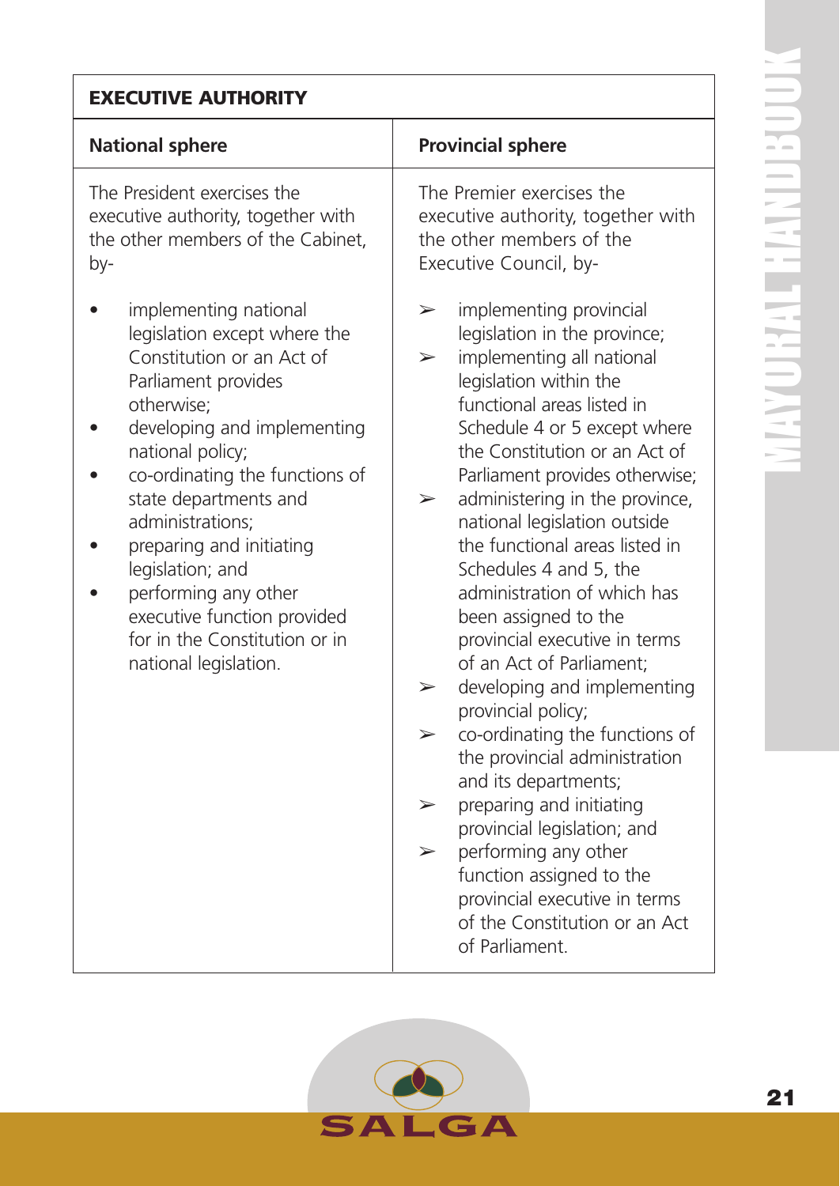| EXECUTIVE AUTHORITY | |
|---|---|
| **National sphere** | **Provincial sphere** |
| The President exercises the executive authority, together with the other members of the Cabinet, by-<br><br>• implementing national legislation except where the Constitution or an Act of Parliament provides otherwise;<br>• developing and implementing national policy;<br>• co-ordinating the functions of state departments and administrations;<br>• preparing and initiating legislation; and<br>• performing any other executive function provided for in the Constitution or in national legislation. | The Premier exercises the executive authority, together with the other members of the Executive Council, by-<br><br>➢ implementing provincial legislation in the province;<br>➢ implementing all national legislation within the functional areas listed in Schedule 4 or 5 except where the Constitution or an Act of Parliament provides otherwise;<br>➢ administering in the province, national legislation outside the functional areas listed in Schedules 4 and 5, the administration of which has been assigned to the provincial executive in terms of an Act of Parliament;<br>➢ developing and implementing provincial policy;<br>➢ co-ordinating the functions of the provincial administration and its departments;<br>➢ preparing and initiating provincial legislation; and<br>➢ performing any other function assigned to the provincial executive in terms of the Constitution or an Act of Parliament. |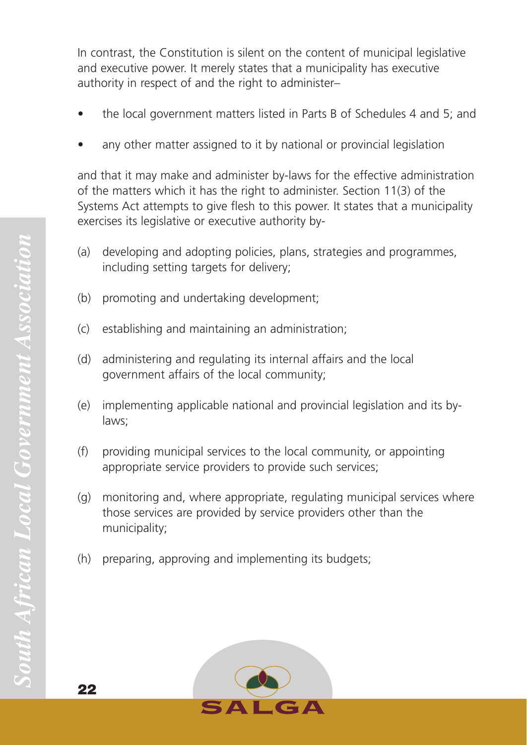In contrast, the Constitution is silent on the content of municipal legislative and executive power. It merely states that a municipality has executive authority in respect of and the right to administer–

- the local government matters listed in Parts B of Schedules 4 and 5; and
- any other matter assigned to it by national or provincial legislation

and that it may make and administer by-laws for the effective administration of the matters which it has the right to administer. Section 11(3) of the Systems Act attempts to give flesh to this power. It states that a municipality exercises its legislative or executive authority by-

(a) developing and adopting policies, plans, strategies and programmes, including setting targets for delivery;

(b) promoting and undertaking development;

(c) establishing and maintaining an administration;

(d) administering and regulating its internal affairs and the local government affairs of the local community;

(e) implementing applicable national and provincial legislation and its by-laws;

(f) providing municipal services to the local community, or appointing appropriate service providers to provide such services;

(g) monitoring and, where appropriate, regulating municipal services where those services are provided by service providers other than the municipality;

(h) preparing, approving and implementing its budgets;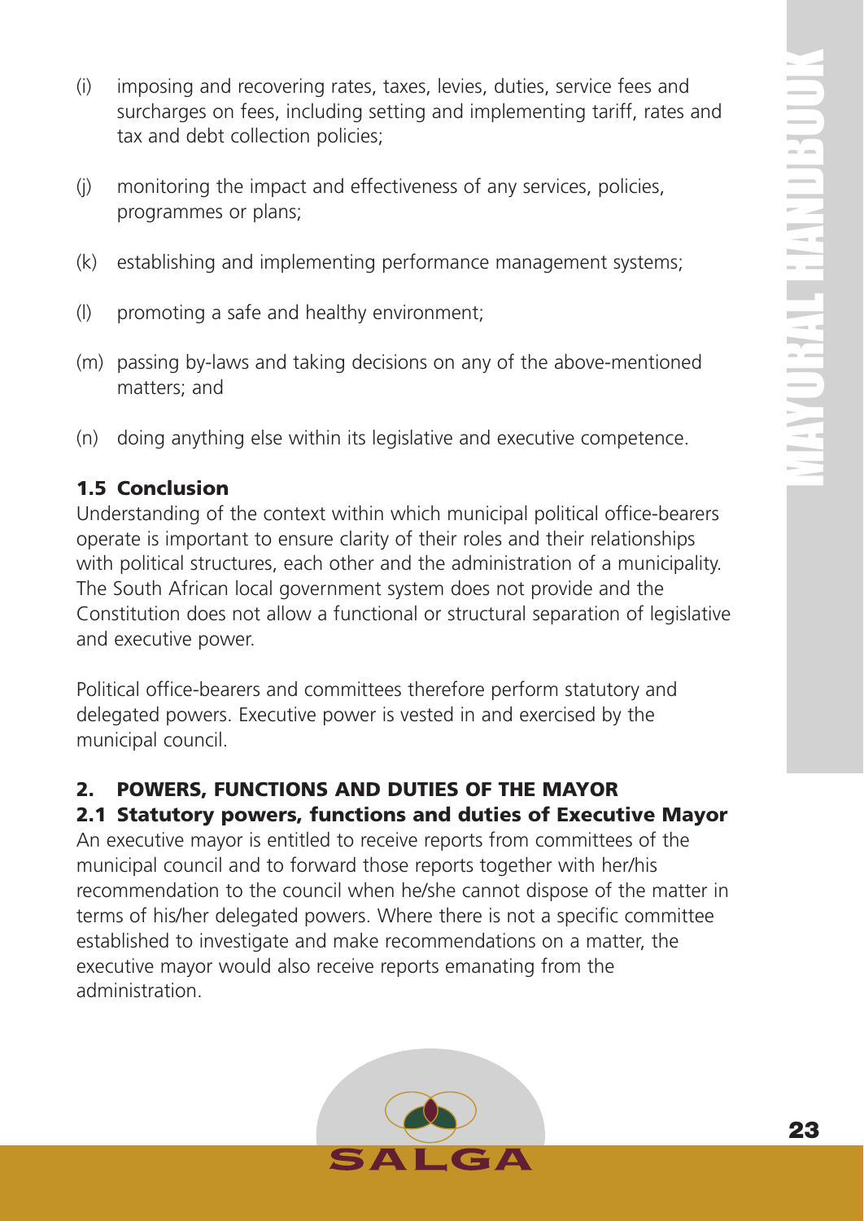(i) imposing and recovering rates, taxes, levies, duties, service fees and surcharges on fees, including setting and implementing tariff, rates and tax and debt collection policies;

(j) monitoring the impact and effectiveness of any services, policies, programmes or plans;

(k) establishing and implementing performance management systems;

(l) promoting a safe and healthy environment;

(m) passing by-laws and taking decisions on any of the above-mentioned matters; and

(n) doing anything else within its legislative and executive competence.

### 1.5 Conclusion

Understanding of the context within which municipal political office-bearers operate is important to ensure clarity of their roles and their relationships with political structures, each other and the administration of a municipality. The South African local government system does not provide and the Constitution does not allow a functional or structural separation of legislative and executive power.

Political office-bearers and committees therefore perform statutory and delegated powers. Executive power is vested in and exercised by the municipal council.

## 2. POWERS, FUNCTIONS AND DUTIES OF THE MAYOR

### 2.1 Statutory powers, functions and duties of Executive Mayor

An executive mayor is entitled to receive reports from committees of the municipal council and to forward those reports together with her/his recommendation to the council when he/she cannot dispose of the matter in terms of his/her delegated powers. Where there is not a specific committee established to investigate and make recommendations on a matter, the executive mayor would also receive reports emanating from the administration.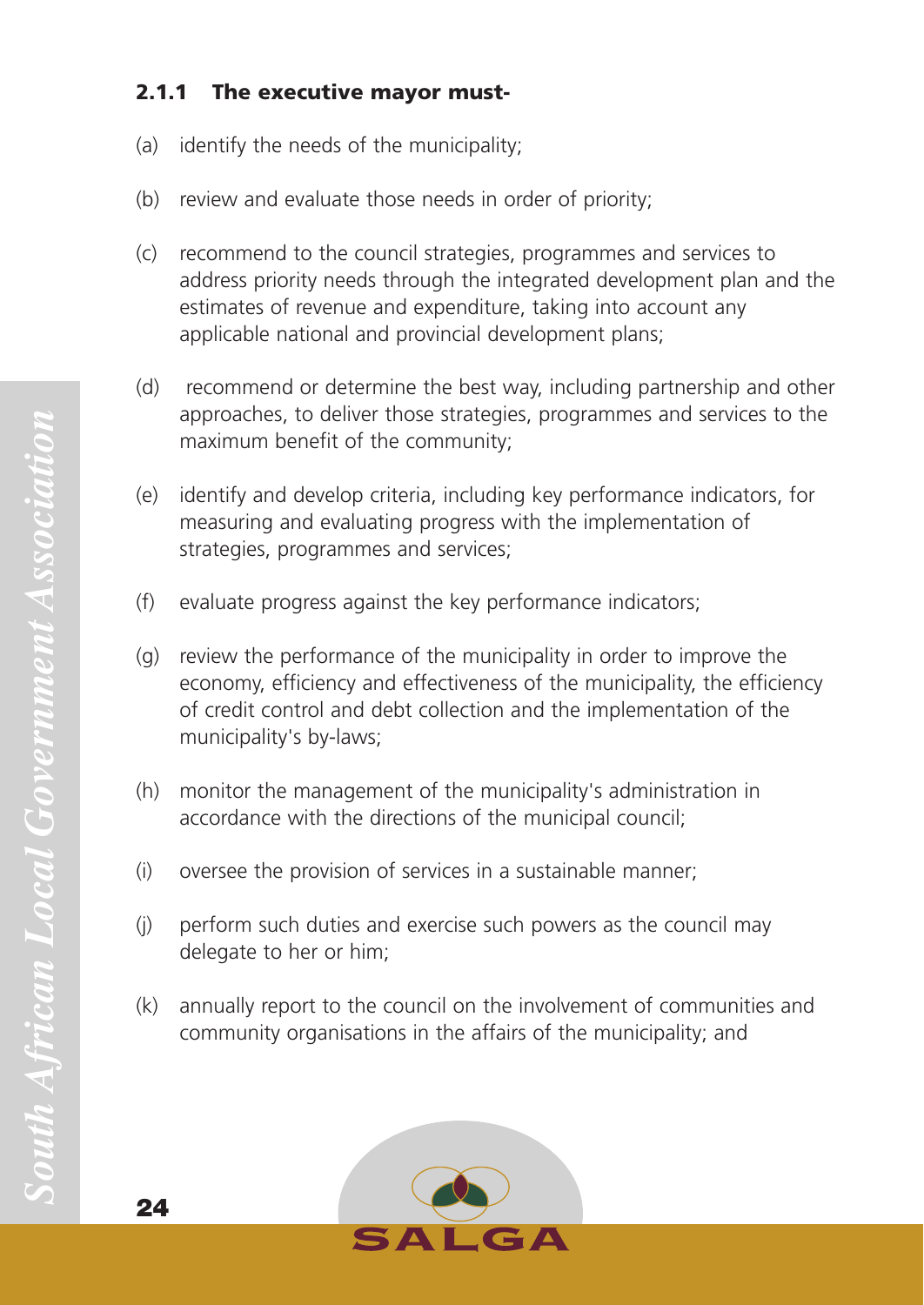### 2.1.1 The executive mayor must-

(a) identify the needs of the municipality;

(b) review and evaluate those needs in order of priority;

(c) recommend to the council strategies, programmes and services to address priority needs through the integrated development plan and the estimates of revenue and expenditure, taking into account any applicable national and provincial development plans;

(d) recommend or determine the best way, including partnership and other approaches, to deliver those strategies, programmes and services to the maximum benefit of the community;

(e) identify and develop criteria, including key performance indicators, for measuring and evaluating progress with the implementation of strategies, programmes and services;

(f) evaluate progress against the key performance indicators;

(g) review the performance of the municipality in order to improve the economy, efficiency and effectiveness of the municipality, the efficiency of credit control and debt collection and the implementation of the municipality's by-laws;

(h) monitor the management of the municipality's administration in accordance with the directions of the municipal council;

(i) oversee the provision of services in a sustainable manner;

(j) perform such duties and exercise such powers as the council may delegate to her or him;

(k) annually report to the council on the involvement of communities and community organisations in the affairs of the municipality; and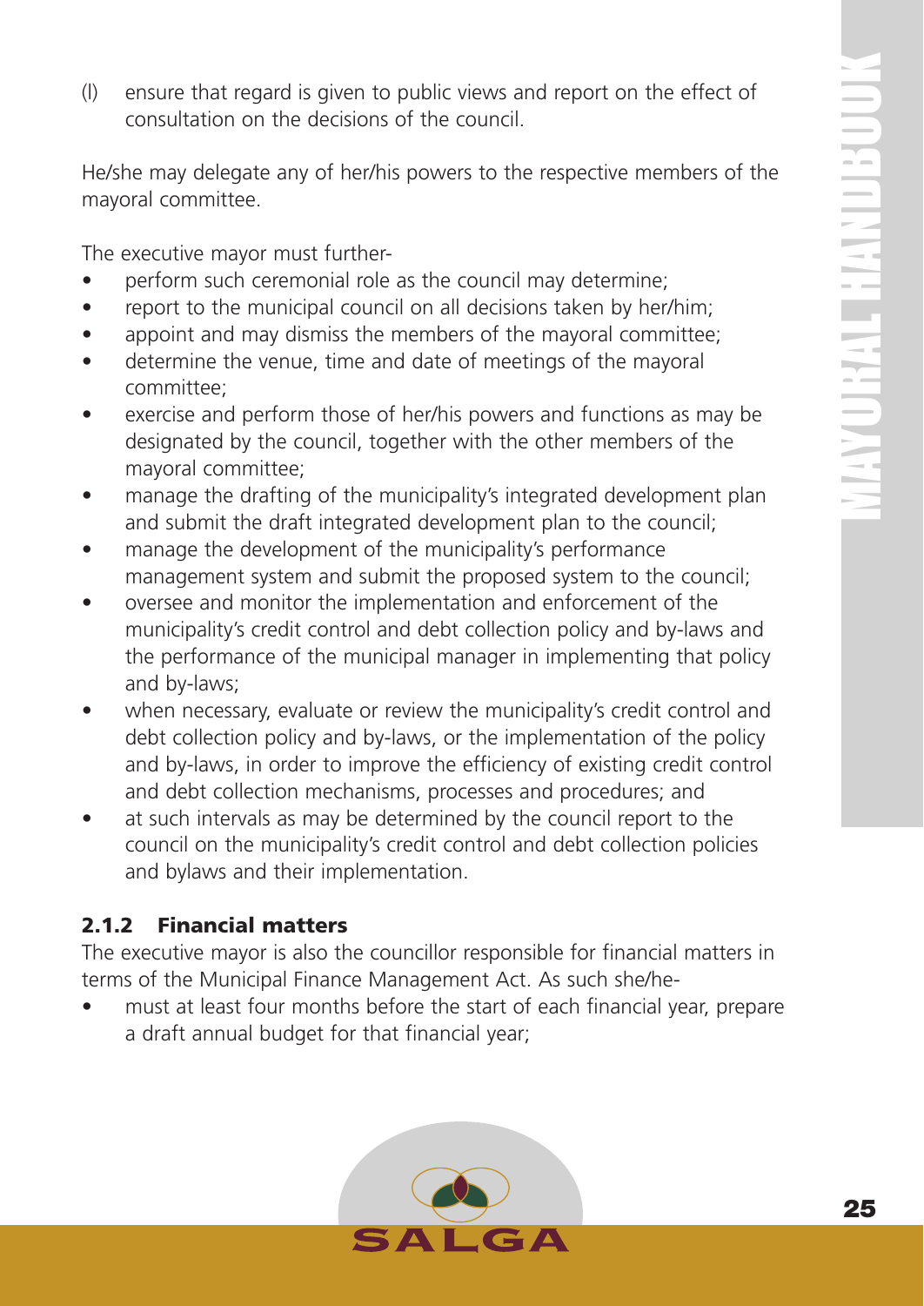(l) ensure that regard is given to public views and report on the effect of consultation on the decisions of the council.

He/she may delegate any of her/his powers to the respective members of the mayoral committee.

The executive mayor must further-

- perform such ceremonial role as the council may determine;
- report to the municipal council on all decisions taken by her/him;
- appoint and may dismiss the members of the mayoral committee;
- determine the venue, time and date of meetings of the mayoral committee;
- exercise and perform those of her/his powers and functions as may be designated by the council, together with the other members of the mayoral committee;
- manage the drafting of the municipality's integrated development plan and submit the draft integrated development plan to the council;
- manage the development of the municipality's performance management system and submit the proposed system to the council;
- oversee and monitor the implementation and enforcement of the municipality's credit control and debt collection policy and by-laws and the performance of the municipal manager in implementing that policy and by-laws;
- when necessary, evaluate or review the municipality's credit control and debt collection policy and by-laws, or the implementation of the policy and by-laws, in order to improve the efficiency of existing credit control and debt collection mechanisms, processes and procedures; and
- at such intervals as may be determined by the council report to the council on the municipality's credit control and debt collection policies and bylaws and their implementation.

### 2.1.2 Financial matters

The executive mayor is also the councillor responsible for financial matters in terms of the Municipal Finance Management Act. As such she/he-

- must at least four months before the start of each financial year, prepare a draft annual budget for that financial year;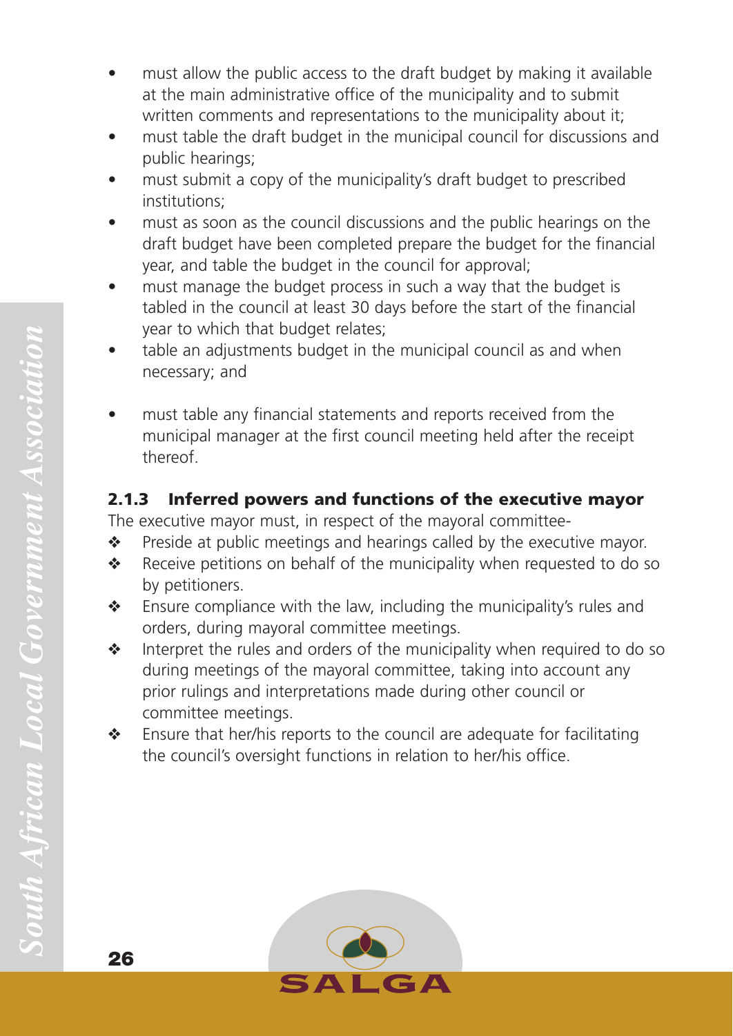- must allow the public access to the draft budget by making it available at the main administrative office of the municipality and to submit written comments and representations to the municipality about it;
- must table the draft budget in the municipal council for discussions and public hearings;
- must submit a copy of the municipality's draft budget to prescribed institutions;
- must as soon as the council discussions and the public hearings on the draft budget have been completed prepare the budget for the financial year, and table the budget in the council for approval;
- must manage the budget process in such a way that the budget is tabled in the council at least 30 days before the start of the financial year to which that budget relates;
- table an adjustments budget in the municipal council as and when necessary; and
- must table any financial statements and reports received from the municipal manager at the first council meeting held after the receipt thereof.

### 2.1.3 Inferred powers and functions of the executive mayor

The executive mayor must, in respect of the mayoral committee-

- Preside at public meetings and hearings called by the executive mayor.
- Receive petitions on behalf of the municipality when requested to do so by petitioners.
- Ensure compliance with the law, including the municipality's rules and orders, during mayoral committee meetings.
- Interpret the rules and orders of the municipality when required to do so during meetings of the mayoral committee, taking into account any prior rulings and interpretations made during other council or committee meetings.
- Ensure that her/his reports to the council are adequate for facilitating the council's oversight functions in relation to her/his office.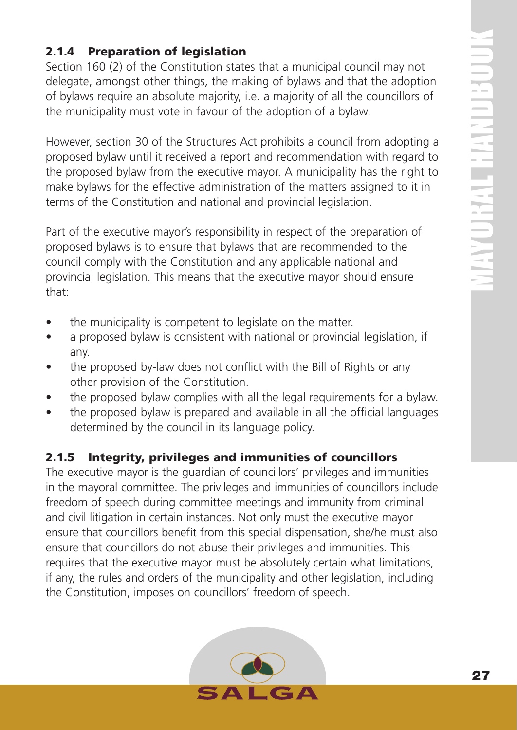### 2.1.4 Preparation of legislation

Section 160 (2) of the Constitution states that a municipal council may not delegate, amongst other things, the making of bylaws and that the adoption of bylaws require an absolute majority, i.e. a majority of all the councillors of the municipality must vote in favour of the adoption of a bylaw.

However, section 30 of the Structures Act prohibits a council from adopting a proposed bylaw until it received a report and recommendation with regard to the proposed bylaw from the executive mayor. A municipality has the right to make bylaws for the effective administration of the matters assigned to it in terms of the Constitution and national and provincial legislation.

Part of the executive mayor's responsibility in respect of the preparation of proposed bylaws is to ensure that bylaws that are recommended to the council comply with the Constitution and any applicable national and provincial legislation. This means that the executive mayor should ensure that:

- the municipality is competent to legislate on the matter.
- a proposed bylaw is consistent with national or provincial legislation, if any.
- the proposed by-law does not conflict with the Bill of Rights or any other provision of the Constitution.
- the proposed bylaw complies with all the legal requirements for a bylaw.
- the proposed bylaw is prepared and available in all the official languages determined by the council in its language policy.

### 2.1.5 Integrity, privileges and immunities of councillors

The executive mayor is the guardian of councillors' privileges and immunities in the mayoral committee. The privileges and immunities of councillors include freedom of speech during committee meetings and immunity from criminal and civil litigation in certain instances. Not only must the executive mayor ensure that councillors benefit from this special dispensation, she/he must also ensure that councillors do not abuse their privileges and immunities. This requires that the executive mayor must be absolutely certain what limitations, if any, the rules and orders of the municipality and other legislation, including the Constitution, imposes on councillors' freedom of speech.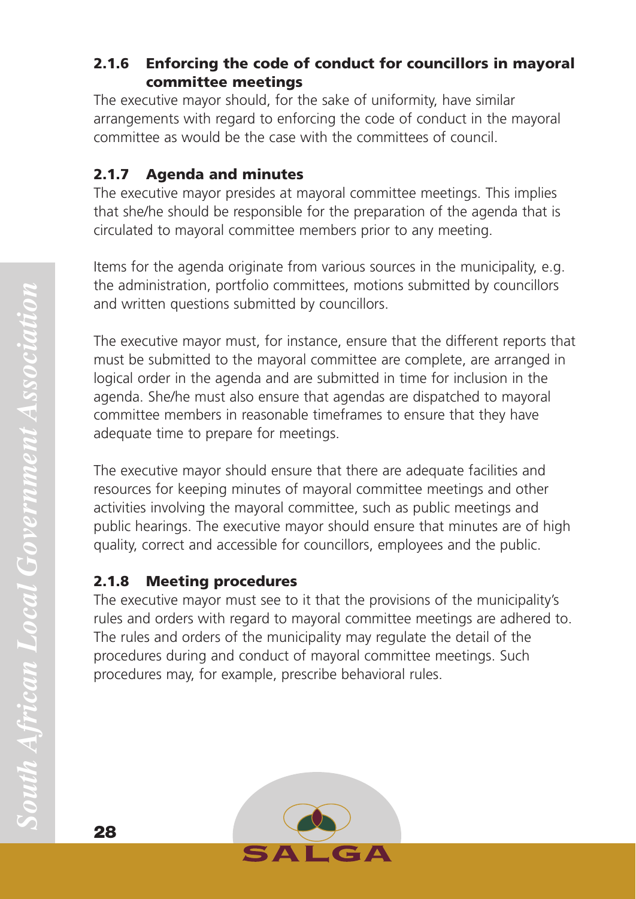### 2.1.6 Enforcing the code of conduct for councillors in mayoral committee meetings

The executive mayor should, for the sake of uniformity, have similar arrangements with regard to enforcing the code of conduct in the mayoral committee as would be the case with the committees of council.

### 2.1.7 Agenda and minutes

The executive mayor presides at mayoral committee meetings. This implies that she/he should be responsible for the preparation of the agenda that is circulated to mayoral committee members prior to any meeting.

Items for the agenda originate from various sources in the municipality, e.g. the administration, portfolio committees, motions submitted by councillors and written questions submitted by councillors.

The executive mayor must, for instance, ensure that the different reports that must be submitted to the mayoral committee are complete, are arranged in logical order in the agenda and are submitted in time for inclusion in the agenda. She/he must also ensure that agendas are dispatched to mayoral committee members in reasonable timeframes to ensure that they have adequate time to prepare for meetings.

The executive mayor should ensure that there are adequate facilities and resources for keeping minutes of mayoral committee meetings and other activities involving the mayoral committee, such as public meetings and public hearings. The executive mayor should ensure that minutes are of high quality, correct and accessible for councillors, employees and the public.

### 2.1.8 Meeting procedures

The executive mayor must see to it that the provisions of the municipality's rules and orders with regard to mayoral committee meetings are adhered to. The rules and orders of the municipality may regulate the detail of the procedures during and conduct of mayoral committee meetings. Such procedures may, for example, prescribe behavioral rules.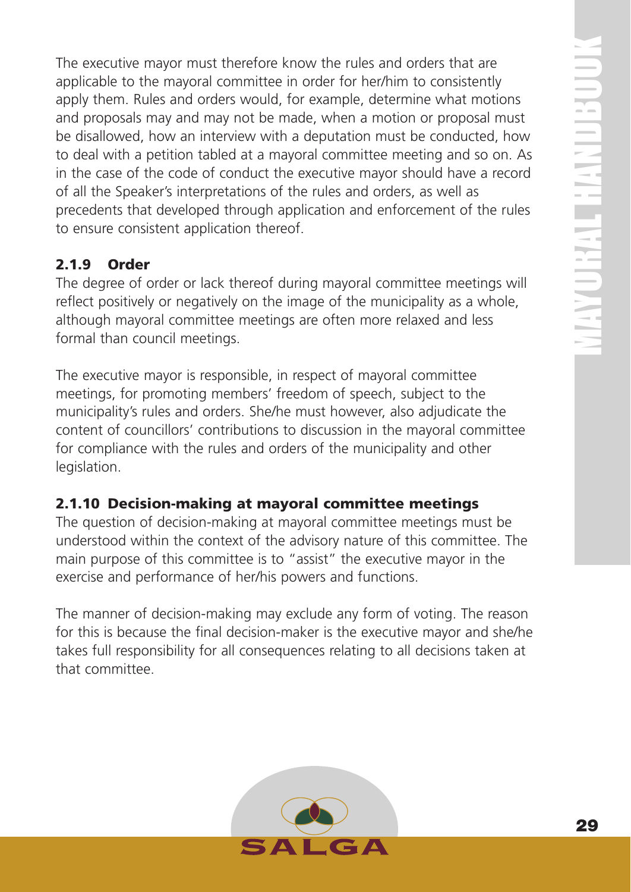The executive mayor must therefore know the rules and orders that are applicable to the mayoral committee in order for her/him to consistently apply them. Rules and orders would, for example, determine what motions and proposals may and may not be made, when a motion or proposal must be disallowed, how an interview with a deputation must be conducted, how to deal with a petition tabled at a mayoral committee meeting and so on. As in the case of the code of conduct the executive mayor should have a record of all the Speaker's interpretations of the rules and orders, as well as precedents that developed through application and enforcement of the rules to ensure consistent application thereof.

### 2.1.9 Order

The degree of order or lack thereof during mayoral committee meetings will reflect positively or negatively on the image of the municipality as a whole, although mayoral committee meetings are often more relaxed and less formal than council meetings.

The executive mayor is responsible, in respect of mayoral committee meetings, for promoting members' freedom of speech, subject to the municipality's rules and orders. She/he must however, also adjudicate the content of councillors' contributions to discussion in the mayoral committee for compliance with the rules and orders of the municipality and other legislation.

### 2.1.10 Decision-making at mayoral committee meetings

The question of decision-making at mayoral committee meetings must be understood within the context of the advisory nature of this committee. The main purpose of this committee is to "assist" the executive mayor in the exercise and performance of her/his powers and functions.

The manner of decision-making may exclude any form of voting. The reason for this is because the final decision-maker is the executive mayor and she/he takes full responsibility for all consequences relating to all decisions taken at that committee.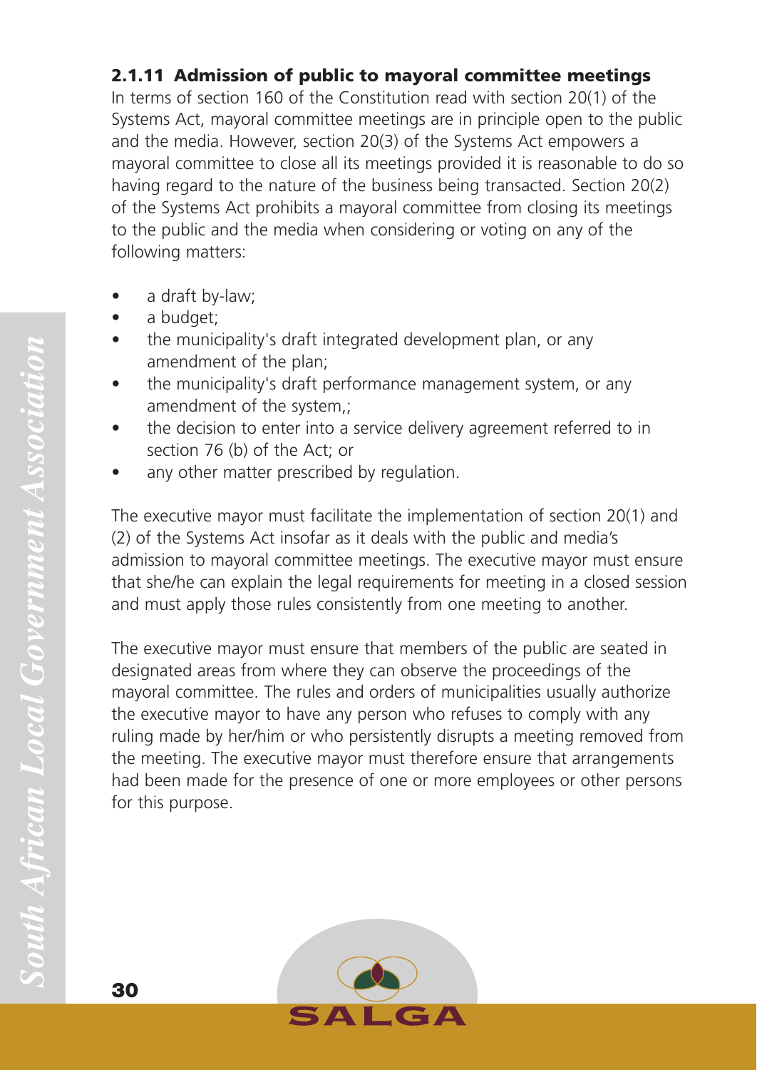### 2.1.11 Admission of public to mayoral committee meetings

In terms of section 160 of the Constitution read with section 20(1) of the Systems Act, mayoral committee meetings are in principle open to the public and the media. However, section 20(3) of the Systems Act empowers a mayoral committee to close all its meetings provided it is reasonable to do so having regard to the nature of the business being transacted. Section 20(2) of the Systems Act prohibits a mayoral committee from closing its meetings to the public and the media when considering or voting on any of the following matters:

- a draft by-law;
- a budget;
- the municipality's draft integrated development plan, or any amendment of the plan;
- the municipality's draft performance management system, or any amendment of the system,;
- the decision to enter into a service delivery agreement referred to in section 76 (b) of the Act; or
- any other matter prescribed by regulation.

The executive mayor must facilitate the implementation of section 20(1) and (2) of the Systems Act insofar as it deals with the public and media's admission to mayoral committee meetings. The executive mayor must ensure that she/he can explain the legal requirements for meeting in a closed session and must apply those rules consistently from one meeting to another.

The executive mayor must ensure that members of the public are seated in designated areas from where they can observe the proceedings of the mayoral committee. The rules and orders of municipalities usually authorize the executive mayor to have any person who refuses to comply with any ruling made by her/him or who persistently disrupts a meeting removed from the meeting. The executive mayor must therefore ensure that arrangements had been made for the presence of one or more employees or other persons for this purpose.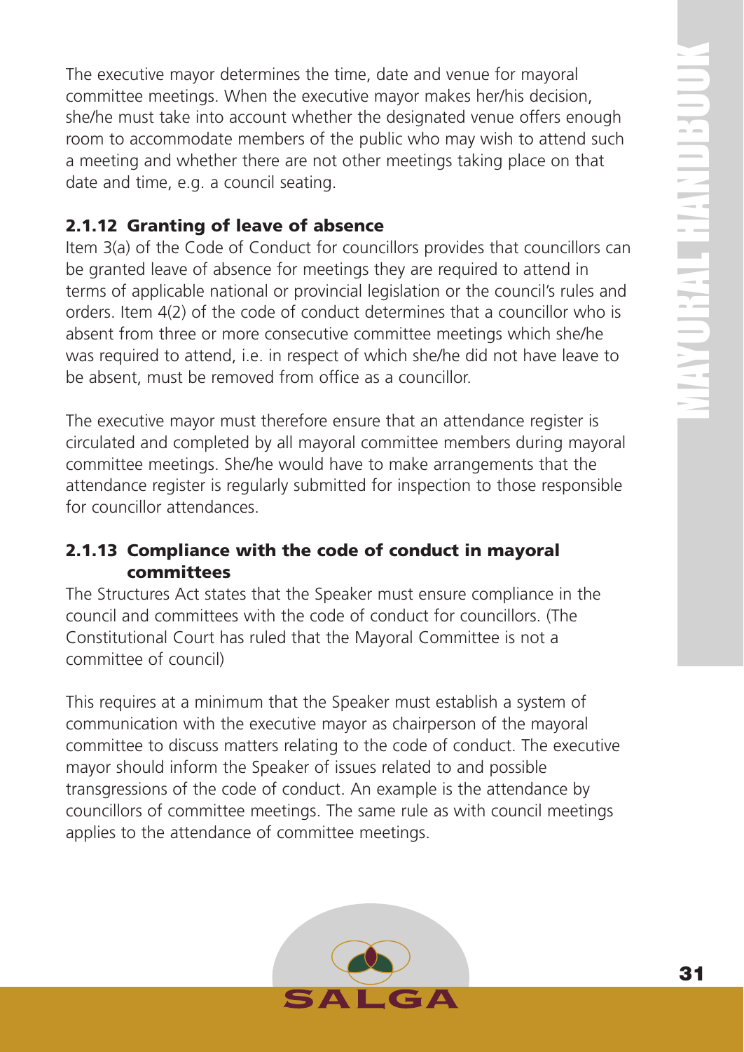The executive mayor determines the time, date and venue for mayoral committee meetings. When the executive mayor makes her/his decision, she/he must take into account whether the designated venue offers enough room to accommodate members of the public who may wish to attend such a meeting and whether there are not other meetings taking place on that date and time, e.g. a council seating.

### 2.1.12 Granting of leave of absence

Item 3(a) of the Code of Conduct for councillors provides that councillors can be granted leave of absence for meetings they are required to attend in terms of applicable national or provincial legislation or the council's rules and orders. Item 4(2) of the code of conduct determines that a councillor who is absent from three or more consecutive committee meetings which she/he was required to attend, i.e. in respect of which she/he did not have leave to be absent, must be removed from office as a councillor.

The executive mayor must therefore ensure that an attendance register is circulated and completed by all mayoral committee members during mayoral committee meetings. She/he would have to make arrangements that the attendance register is regularly submitted for inspection to those responsible for councillor attendances.

### 2.1.13 Compliance with the code of conduct in mayoral committees

The Structures Act states that the Speaker must ensure compliance in the council and committees with the code of conduct for councillors. (The Constitutional Court has ruled that the Mayoral Committee is not a committee of council)

This requires at a minimum that the Speaker must establish a system of communication with the executive mayor as chairperson of the mayoral committee to discuss matters relating to the code of conduct. The executive mayor should inform the Speaker of issues related to and possible transgressions of the code of conduct. An example is the attendance by councillors of committee meetings. The same rule as with council meetings applies to the attendance of committee meetings.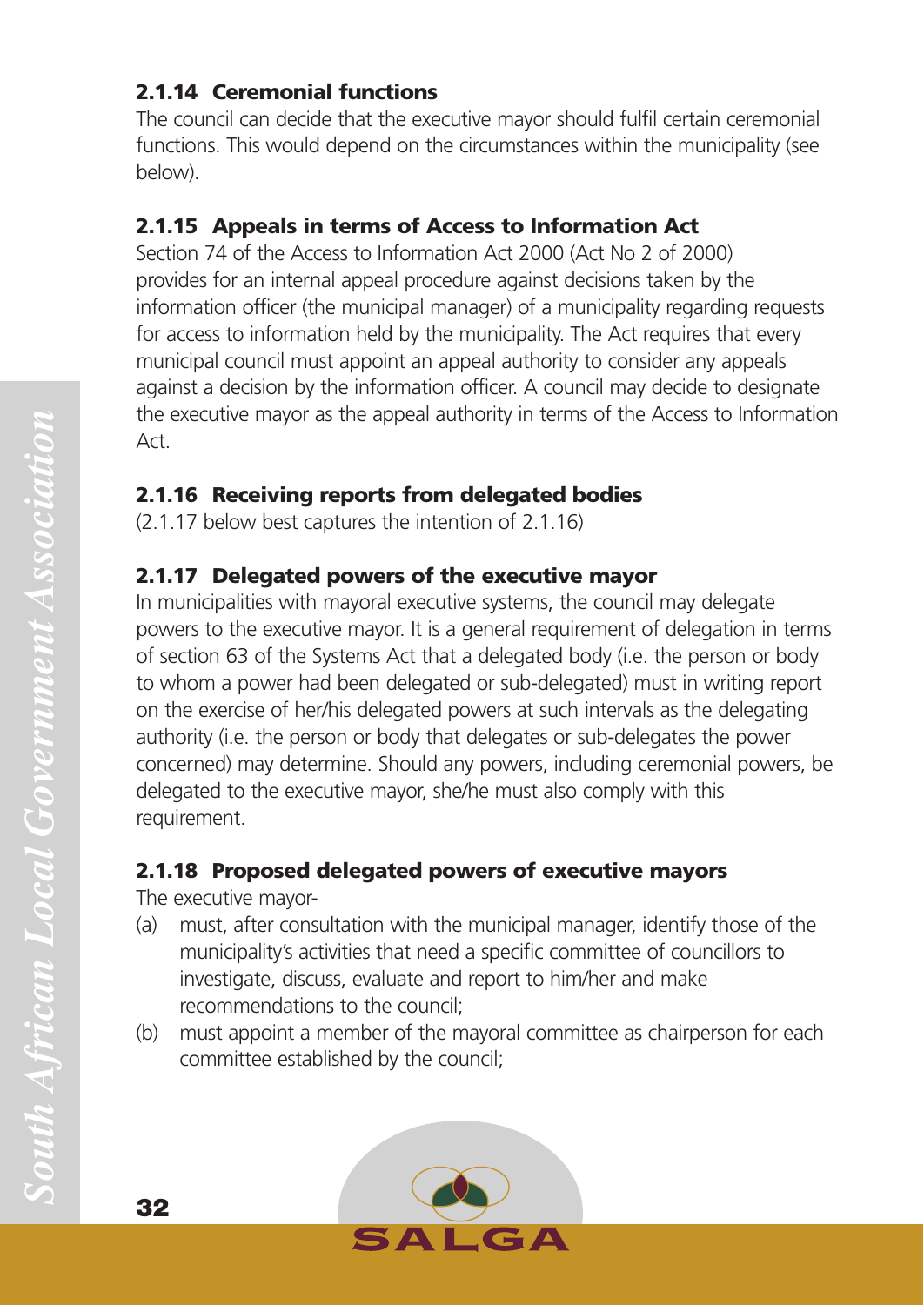### 2.1.14 Ceremonial functions

The council can decide that the executive mayor should fulfil certain ceremonial functions. This would depend on the circumstances within the municipality (see below).

### 2.1.15 Appeals in terms of Access to Information Act

Section 74 of the Access to Information Act 2000 (Act No 2 of 2000) provides for an internal appeal procedure against decisions taken by the information officer (the municipal manager) of a municipality regarding requests for access to information held by the municipality. The Act requires that every municipal council must appoint an appeal authority to consider any appeals against a decision by the information officer. A council may decide to designate the executive mayor as the appeal authority in terms of the Access to Information Act.

### 2.1.16 Receiving reports from delegated bodies

(2.1.17 below best captures the intention of 2.1.16)

### 2.1.17 Delegated powers of the executive mayor

In municipalities with mayoral executive systems, the council may delegate powers to the executive mayor. It is a general requirement of delegation in terms of section 63 of the Systems Act that a delegated body (i.e. the person or body to whom a power had been delegated or sub-delegated) must in writing report on the exercise of her/his delegated powers at such intervals as the delegating authority (i.e. the person or body that delegates or sub-delegates the power concerned) may determine. Should any powers, including ceremonial powers, be delegated to the executive mayor, she/he must also comply with this requirement.

### 2.1.18 Proposed delegated powers of executive mayors

The executive mayor-

(a) must, after consultation with the municipal manager, identify those of the municipality's activities that need a specific committee of councillors to investigate, discuss, evaluate and report to him/her and make recommendations to the council;

(b) must appoint a member of the mayoral committee as chairperson for each committee established by the council;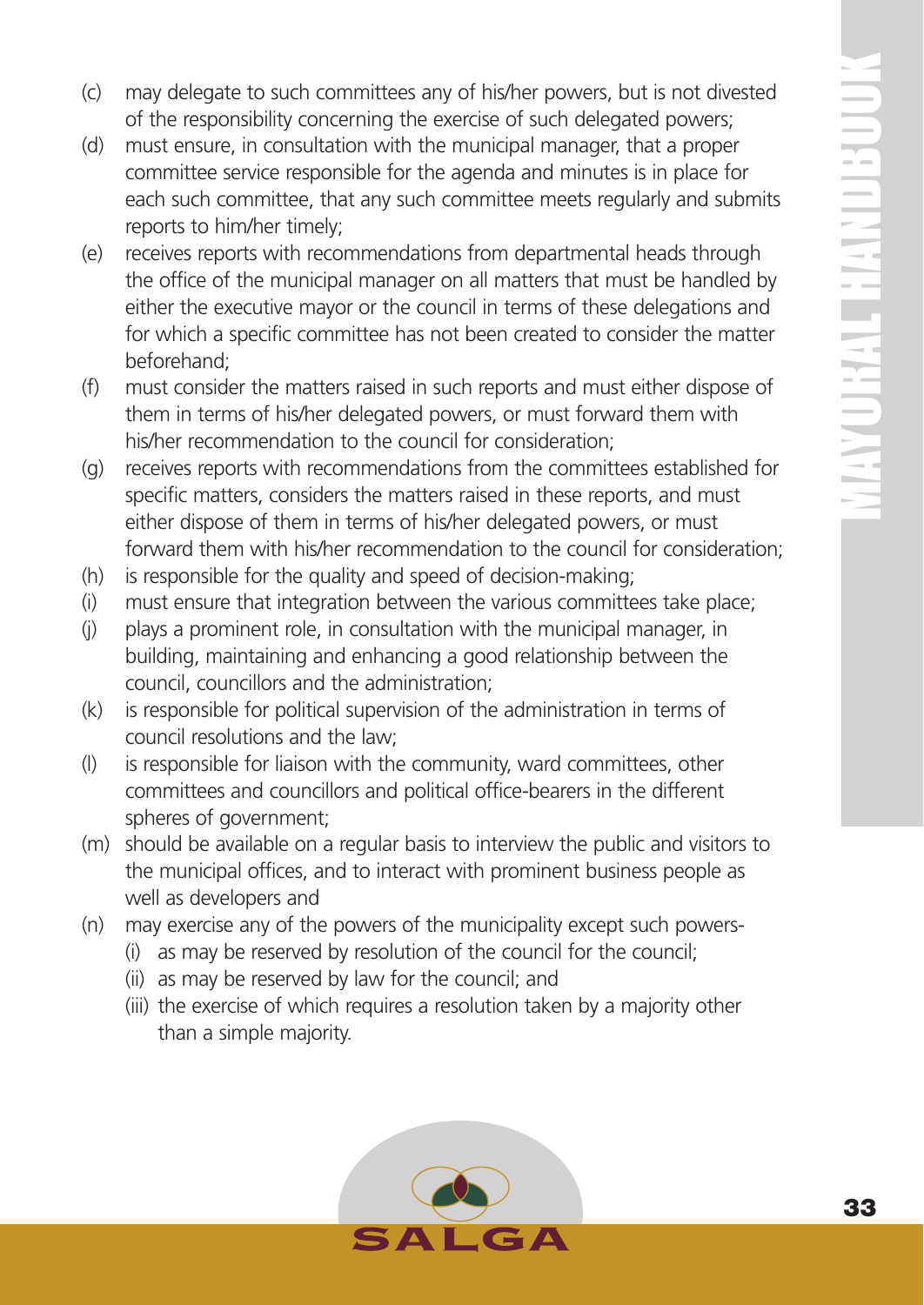(c) may delegate to such committees any of his/her powers, but is not divested of the responsibility concerning the exercise of such delegated powers;

(d) must ensure, in consultation with the municipal manager, that a proper committee service responsible for the agenda and minutes is in place for each such committee, that any such committee meets regularly and submits reports to him/her timely;

(e) receives reports with recommendations from departmental heads through the office of the municipal manager on all matters that must be handled by either the executive mayor or the council in terms of these delegations and for which a specific committee has not been created to consider the matter beforehand;

(f) must consider the matters raised in such reports and must either dispose of them in terms of his/her delegated powers, or must forward them with his/her recommendation to the council for consideration;

(g) receives reports with recommendations from the committees established for specific matters, considers the matters raised in these reports, and must either dispose of them in terms of his/her delegated powers, or must forward them with his/her recommendation to the council for consideration;

(h) is responsible for the quality and speed of decision-making;

(i) must ensure that integration between the various committees take place;

(j) plays a prominent role, in consultation with the municipal manager, in building, maintaining and enhancing a good relationship between the council, councillors and the administration;

(k) is responsible for political supervision of the administration in terms of council resolutions and the law;

(l) is responsible for liaison with the community, ward committees, other committees and councillors and political office-bearers in the different spheres of government;

(m) should be available on a regular basis to interview the public and visitors to the municipal offices, and to interact with prominent business people as well as developers and

(n) may exercise any of the powers of the municipality except such powers-
    (i) as may be reserved by resolution of the council for the council;
    (ii) as may be reserved by law for the council; and
    (iii) the exercise of which requires a resolution taken by a majority other than a simple majority.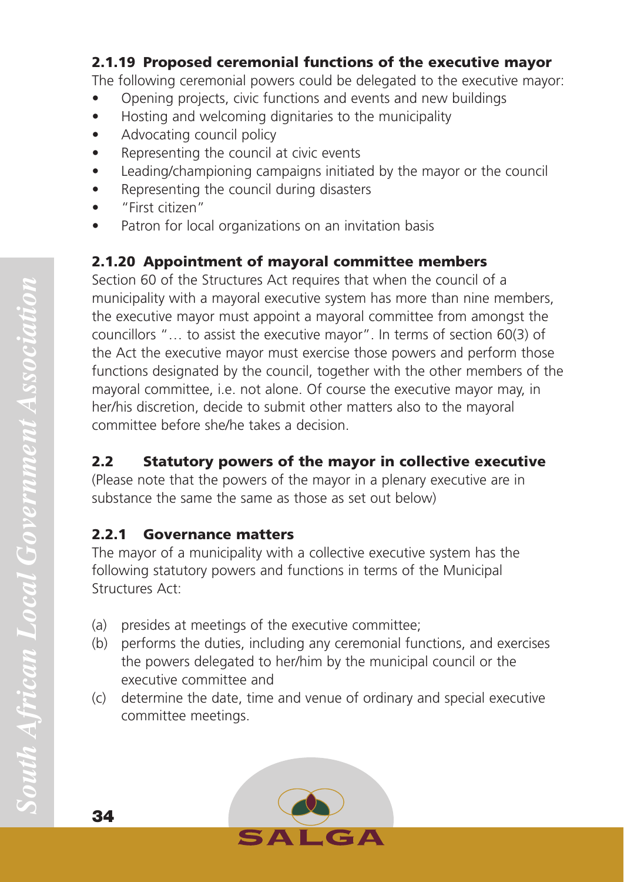### 2.1.19 Proposed ceremonial functions of the executive mayor

The following ceremonial powers could be delegated to the executive mayor:

- Opening projects, civic functions and events and new buildings
- Hosting and welcoming dignitaries to the municipality
- Advocating council policy
- Representing the council at civic events
- Leading/championing campaigns initiated by the mayor or the council
- Representing the council during disasters
- "First citizen"
- Patron for local organizations on an invitation basis

### 2.1.20 Appointment of mayoral committee members

Section 60 of the Structures Act requires that when the council of a municipality with a mayoral executive system has more than nine members, the executive mayor must appoint a mayoral committee from amongst the councillors "… to assist the executive mayor". In terms of section 60(3) of the Act the executive mayor must exercise those powers and perform those functions designated by the council, together with the other members of the mayoral committee, i.e. not alone. Of course the executive mayor may, in her/his discretion, decide to submit other matters also to the mayoral committee before she/he takes a decision.

## 2.2 Statutory powers of the mayor in collective executive

(Please note that the powers of the mayor in a plenary executive are in substance the same the same as those as set out below)

### 2.2.1 Governance matters

The mayor of a municipality with a collective executive system has the following statutory powers and functions in terms of the Municipal Structures Act:

(a) presides at meetings of the executive committee;
(b) performs the duties, including any ceremonial functions, and exercises the powers delegated to her/him by the municipal council or the executive committee and
(c) determine the date, time and venue of ordinary and special executive committee meetings.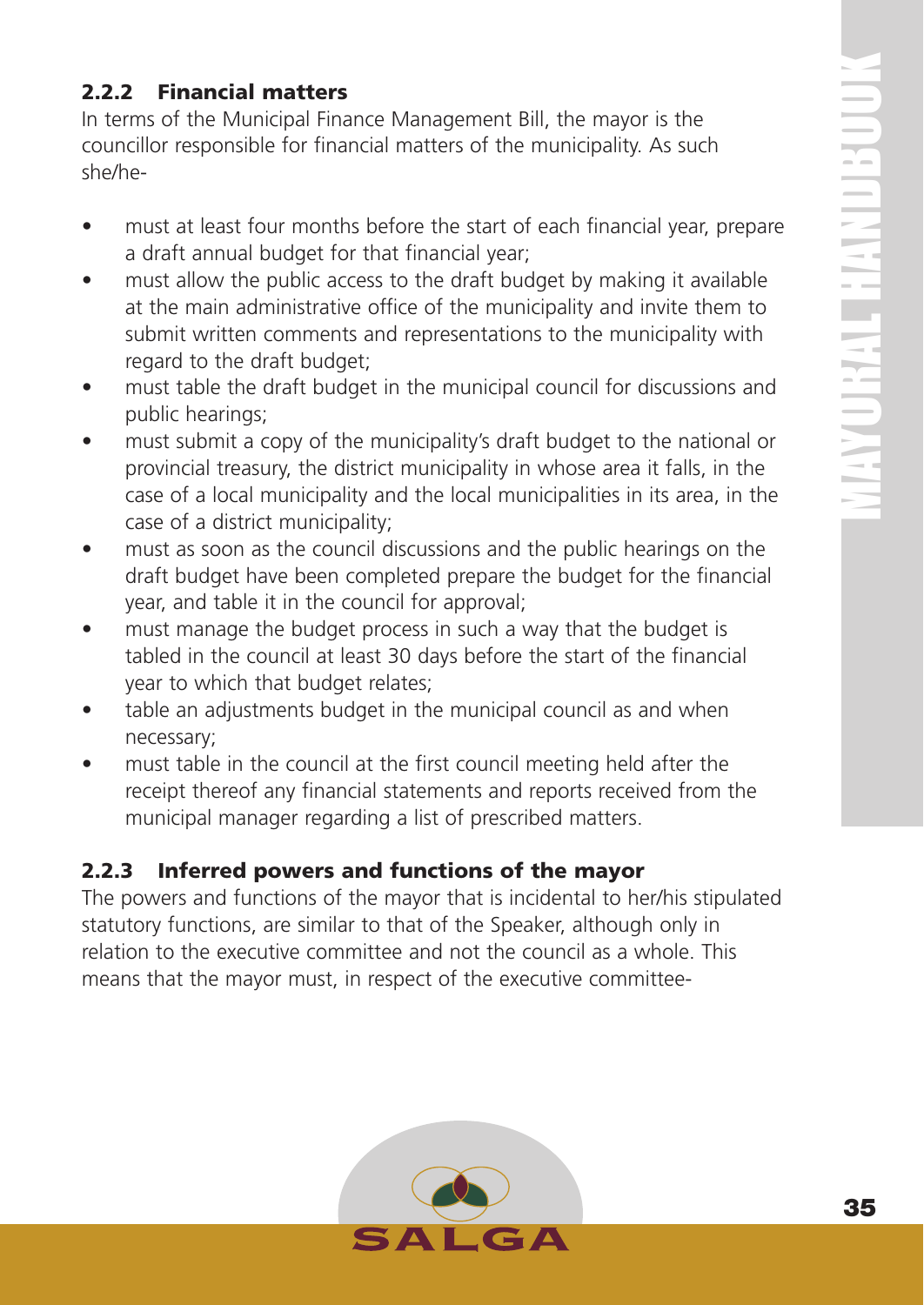### 2.2.2 Financial matters

In terms of the Municipal Finance Management Bill, the mayor is the councillor responsible for financial matters of the municipality. As such she/he-

- must at least four months before the start of each financial year, prepare a draft annual budget for that financial year;
- must allow the public access to the draft budget by making it available at the main administrative office of the municipality and invite them to submit written comments and representations to the municipality with regard to the draft budget;
- must table the draft budget in the municipal council for discussions and public hearings;
- must submit a copy of the municipality's draft budget to the national or provincial treasury, the district municipality in whose area it falls, in the case of a local municipality and the local municipalities in its area, in the case of a district municipality;
- must as soon as the council discussions and the public hearings on the draft budget have been completed prepare the budget for the financial year, and table it in the council for approval;
- must manage the budget process in such a way that the budget is tabled in the council at least 30 days before the start of the financial year to which that budget relates;
- table an adjustments budget in the municipal council as and when necessary;
- must table in the council at the first council meeting held after the receipt thereof any financial statements and reports received from the municipal manager regarding a list of prescribed matters.

### 2.2.3 Inferred powers and functions of the mayor

The powers and functions of the mayor that is incidental to her/his stipulated statutory functions, are similar to that of the Speaker, although only in relation to the executive committee and not the council as a whole. This means that the mayor must, in respect of the executive committee-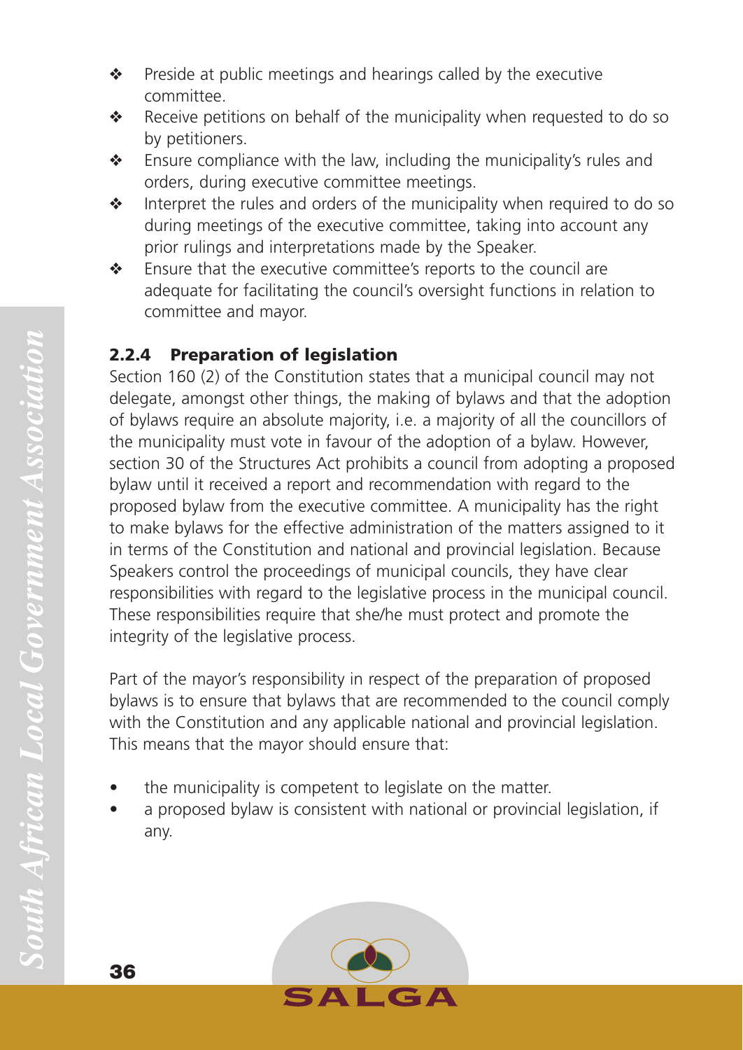- Preside at public meetings and hearings called by the executive committee.
- Receive petitions on behalf of the municipality when requested to do so by petitioners.
- Ensure compliance with the law, including the municipality's rules and orders, during executive committee meetings.
- Interpret the rules and orders of the municipality when required to do so during meetings of the executive committee, taking into account any prior rulings and interpretations made by the Speaker.
- Ensure that the executive committee's reports to the council are adequate for facilitating the council's oversight functions in relation to committee and mayor.

### 2.2.4 Preparation of legislation

Section 160 (2) of the Constitution states that a municipal council may not delegate, amongst other things, the making of bylaws and that the adoption of bylaws require an absolute majority, i.e. a majority of all the councillors of the municipality must vote in favour of the adoption of a bylaw. However, section 30 of the Structures Act prohibits a council from adopting a proposed bylaw until it received a report and recommendation with regard to the proposed bylaw from the executive committee. A municipality has the right to make bylaws for the effective administration of the matters assigned to it in terms of the Constitution and national and provincial legislation. Because Speakers control the proceedings of municipal councils, they have clear responsibilities with regard to the legislative process in the municipal council. These responsibilities require that she/he must protect and promote the integrity of the legislative process.

Part of the mayor's responsibility in respect of the preparation of proposed bylaws is to ensure that bylaws that are recommended to the council comply with the Constitution and any applicable national and provincial legislation. This means that the mayor should ensure that:

- the municipality is competent to legislate on the matter.
- a proposed bylaw is consistent with national or provincial legislation, if any.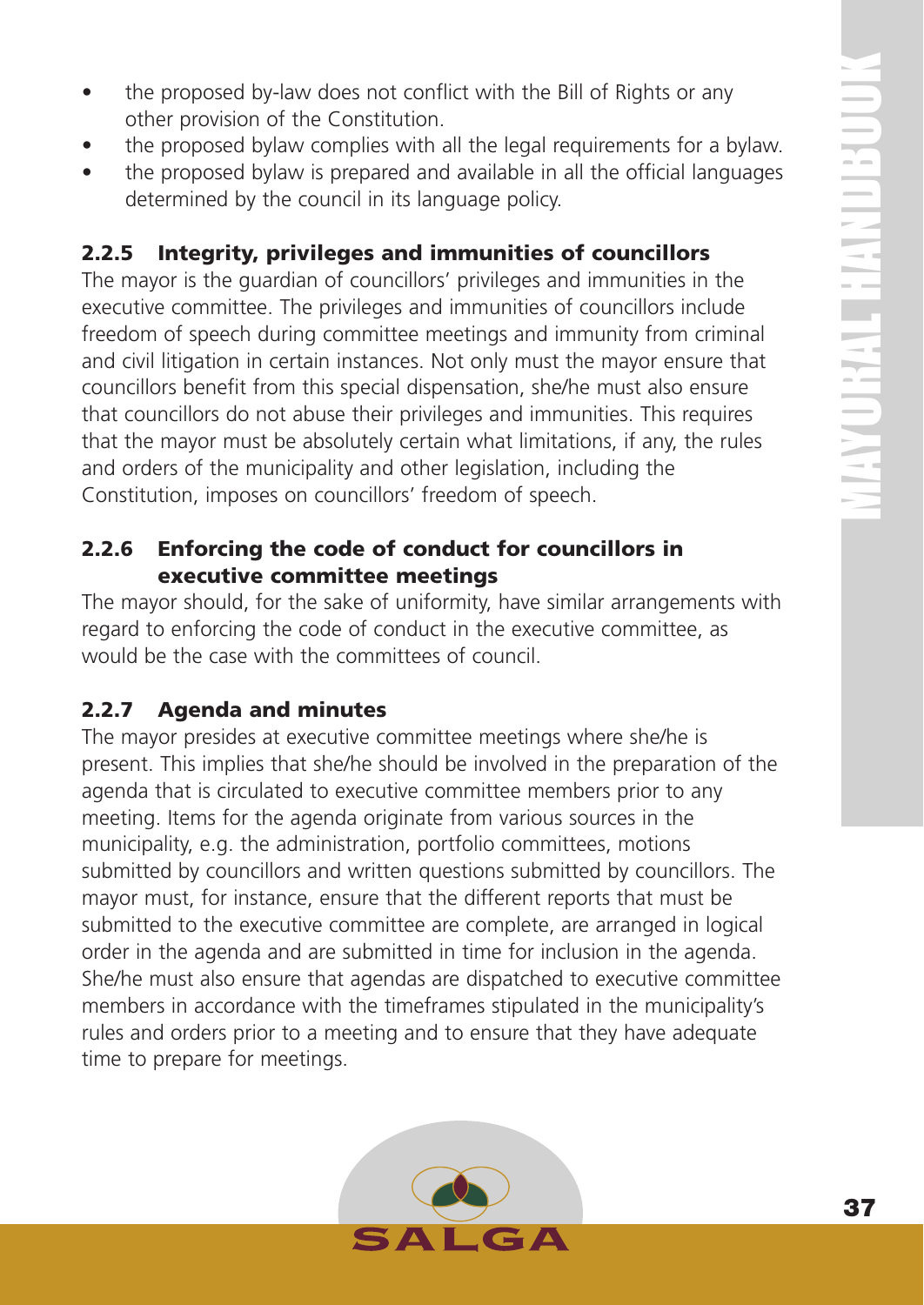- the proposed by-law does not conflict with the Bill of Rights or any other provision of the Constitution.
- the proposed bylaw complies with all the legal requirements for a bylaw.
- the proposed bylaw is prepared and available in all the official languages determined by the council in its language policy.

### 2.2.5 Integrity, privileges and immunities of councillors

The mayor is the guardian of councillors' privileges and immunities in the executive committee. The privileges and immunities of councillors include freedom of speech during committee meetings and immunity from criminal and civil litigation in certain instances. Not only must the mayor ensure that councillors benefit from this special dispensation, she/he must also ensure that councillors do not abuse their privileges and immunities. This requires that the mayor must be absolutely certain what limitations, if any, the rules and orders of the municipality and other legislation, including the Constitution, imposes on councillors' freedom of speech.

### 2.2.6 Enforcing the code of conduct for councillors in executive committee meetings

The mayor should, for the sake of uniformity, have similar arrangements with regard to enforcing the code of conduct in the executive committee, as would be the case with the committees of council.

### 2.2.7 Agenda and minutes

The mayor presides at executive committee meetings where she/he is present. This implies that she/he should be involved in the preparation of the agenda that is circulated to executive committee members prior to any meeting. Items for the agenda originate from various sources in the municipality, e.g. the administration, portfolio committees, motions submitted by councillors and written questions submitted by councillors. The mayor must, for instance, ensure that the different reports that must be submitted to the executive committee are complete, are arranged in logical order in the agenda and are submitted in time for inclusion in the agenda. She/he must also ensure that agendas are dispatched to executive committee members in accordance with the timeframes stipulated in the municipality's rules and orders prior to a meeting and to ensure that they have adequate time to prepare for meetings.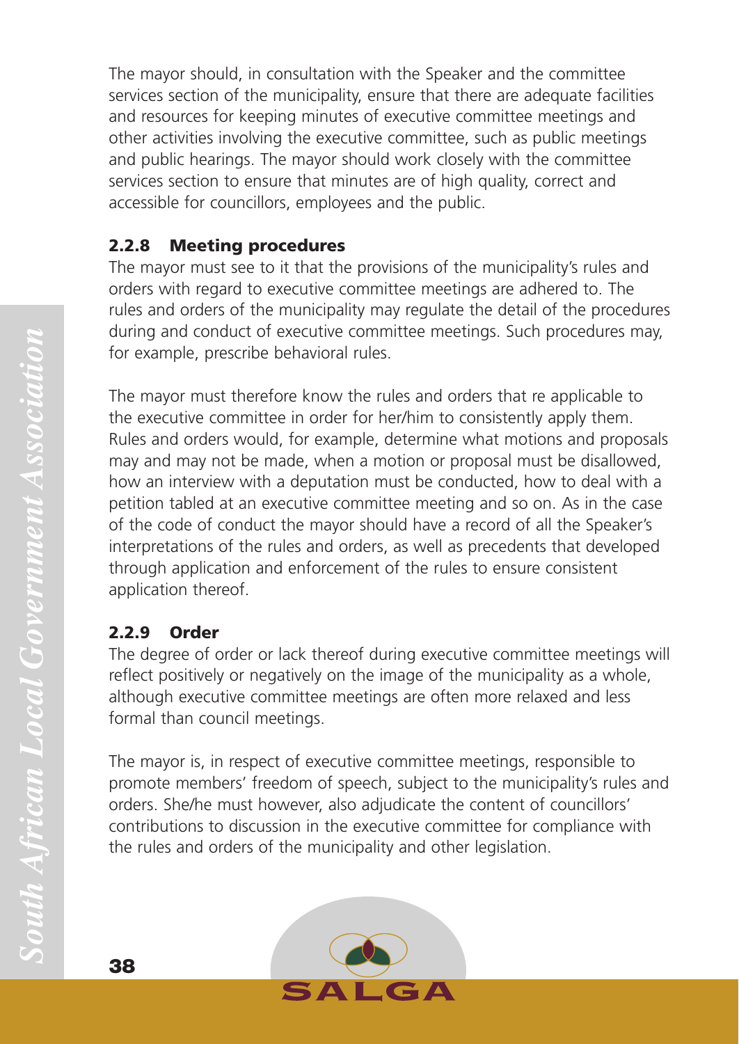The mayor should, in consultation with the Speaker and the committee services section of the municipality, ensure that there are adequate facilities and resources for keeping minutes of executive committee meetings and other activities involving the executive committee, such as public meetings and public hearings. The mayor should work closely with the committee services section to ensure that minutes are of high quality, correct and accessible for councillors, employees and the public.

### 2.2.8 Meeting procedures

The mayor must see to it that the provisions of the municipality's rules and orders with regard to executive committee meetings are adhered to. The rules and orders of the municipality may regulate the detail of the procedures during and conduct of executive committee meetings. Such procedures may, for example, prescribe behavioral rules.

The mayor must therefore know the rules and orders that re applicable to the executive committee in order for her/him to consistently apply them. Rules and orders would, for example, determine what motions and proposals may and may not be made, when a motion or proposal must be disallowed, how an interview with a deputation must be conducted, how to deal with a petition tabled at an executive committee meeting and so on. As in the case of the code of conduct the mayor should have a record of all the Speaker's interpretations of the rules and orders, as well as precedents that developed through application and enforcement of the rules to ensure consistent application thereof.

### 2.2.9 Order

The degree of order or lack thereof during executive committee meetings will reflect positively or negatively on the image of the municipality as a whole, although executive committee meetings are often more relaxed and less formal than council meetings.

The mayor is, in respect of executive committee meetings, responsible to promote members' freedom of speech, subject to the municipality's rules and orders. She/he must however, also adjudicate the content of councillors' contributions to discussion in the executive committee for compliance with the rules and orders of the municipality and other legislation.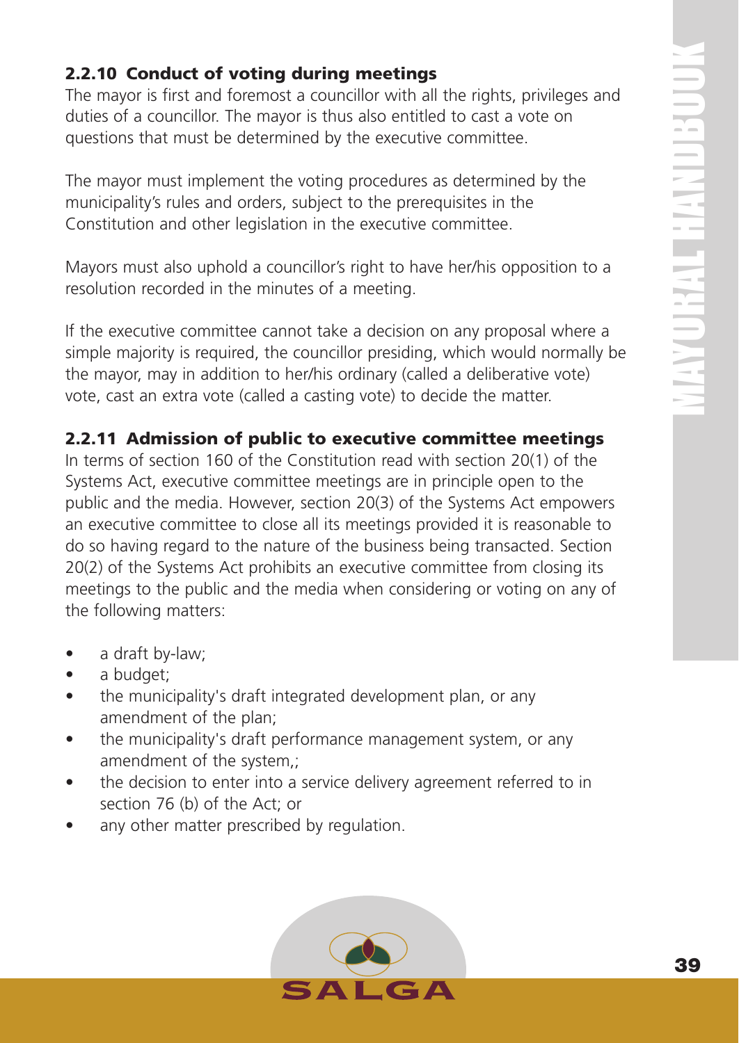### 2.2.10 Conduct of voting during meetings

The mayor is first and foremost a councillor with all the rights, privileges and duties of a councillor. The mayor is thus also entitled to cast a vote on questions that must be determined by the executive committee.

The mayor must implement the voting procedures as determined by the municipality's rules and orders, subject to the prerequisites in the Constitution and other legislation in the executive committee.

Mayors must also uphold a councillor's right to have her/his opposition to a resolution recorded in the minutes of a meeting.

If the executive committee cannot take a decision on any proposal where a simple majority is required, the councillor presiding, which would normally be the mayor, may in addition to her/his ordinary (called a deliberative vote) vote, cast an extra vote (called a casting vote) to decide the matter.

### 2.2.11 Admission of public to executive committee meetings

In terms of section 160 of the Constitution read with section 20(1) of the Systems Act, executive committee meetings are in principle open to the public and the media. However, section 20(3) of the Systems Act empowers an executive committee to close all its meetings provided it is reasonable to do so having regard to the nature of the business being transacted. Section 20(2) of the Systems Act prohibits an executive committee from closing its meetings to the public and the media when considering or voting on any of the following matters:

- a draft by-law;
- a budget;
- the municipality's draft integrated development plan, or any amendment of the plan;
- the municipality's draft performance management system, or any amendment of the system,;
- the decision to enter into a service delivery agreement referred to in section 76 (b) of the Act; or
- any other matter prescribed by regulation.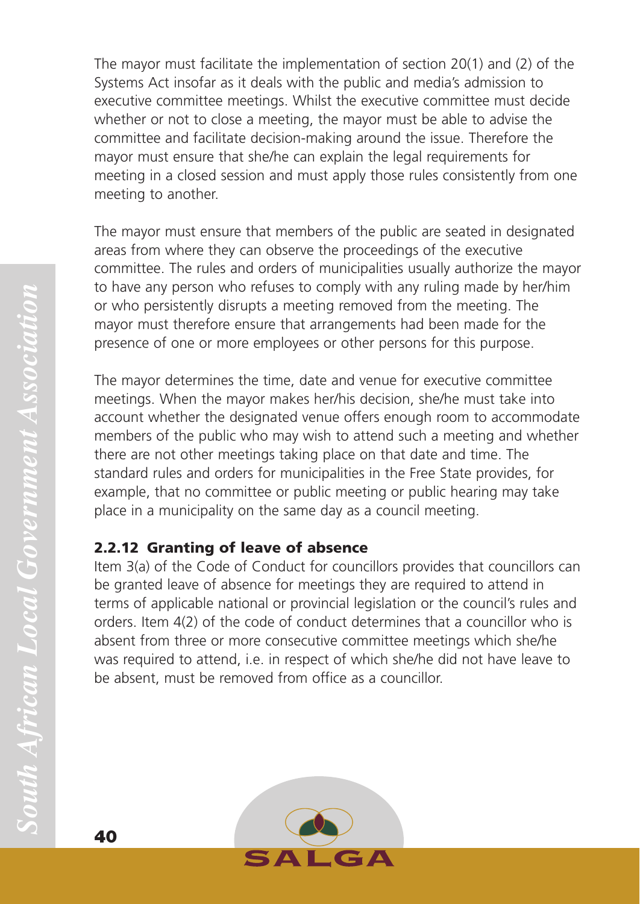The mayor must facilitate the implementation of section 20(1) and (2) of the Systems Act insofar as it deals with the public and media's admission to executive committee meetings. Whilst the executive committee must decide whether or not to close a meeting, the mayor must be able to advise the committee and facilitate decision-making around the issue. Therefore the mayor must ensure that she/he can explain the legal requirements for meeting in a closed session and must apply those rules consistently from one meeting to another.

The mayor must ensure that members of the public are seated in designated areas from where they can observe the proceedings of the executive committee. The rules and orders of municipalities usually authorize the mayor to have any person who refuses to comply with any ruling made by her/him or who persistently disrupts a meeting removed from the meeting. The mayor must therefore ensure that arrangements had been made for the presence of one or more employees or other persons for this purpose.

The mayor determines the time, date and venue for executive committee meetings. When the mayor makes her/his decision, she/he must take into account whether the designated venue offers enough room to accommodate members of the public who may wish to attend such a meeting and whether there are not other meetings taking place on that date and time. The standard rules and orders for municipalities in the Free State provides, for example, that no committee or public meeting or public hearing may take place in a municipality on the same day as a council meeting.

### 2.2.12 Granting of leave of absence

Item 3(a) of the Code of Conduct for councillors provides that councillors can be granted leave of absence for meetings they are required to attend in terms of applicable national or provincial legislation or the council's rules and orders. Item 4(2) of the code of conduct determines that a councillor who is absent from three or more consecutive committee meetings which she/he was required to attend, i.e. in respect of which she/he did not have leave to be absent, must be removed from office as a councillor.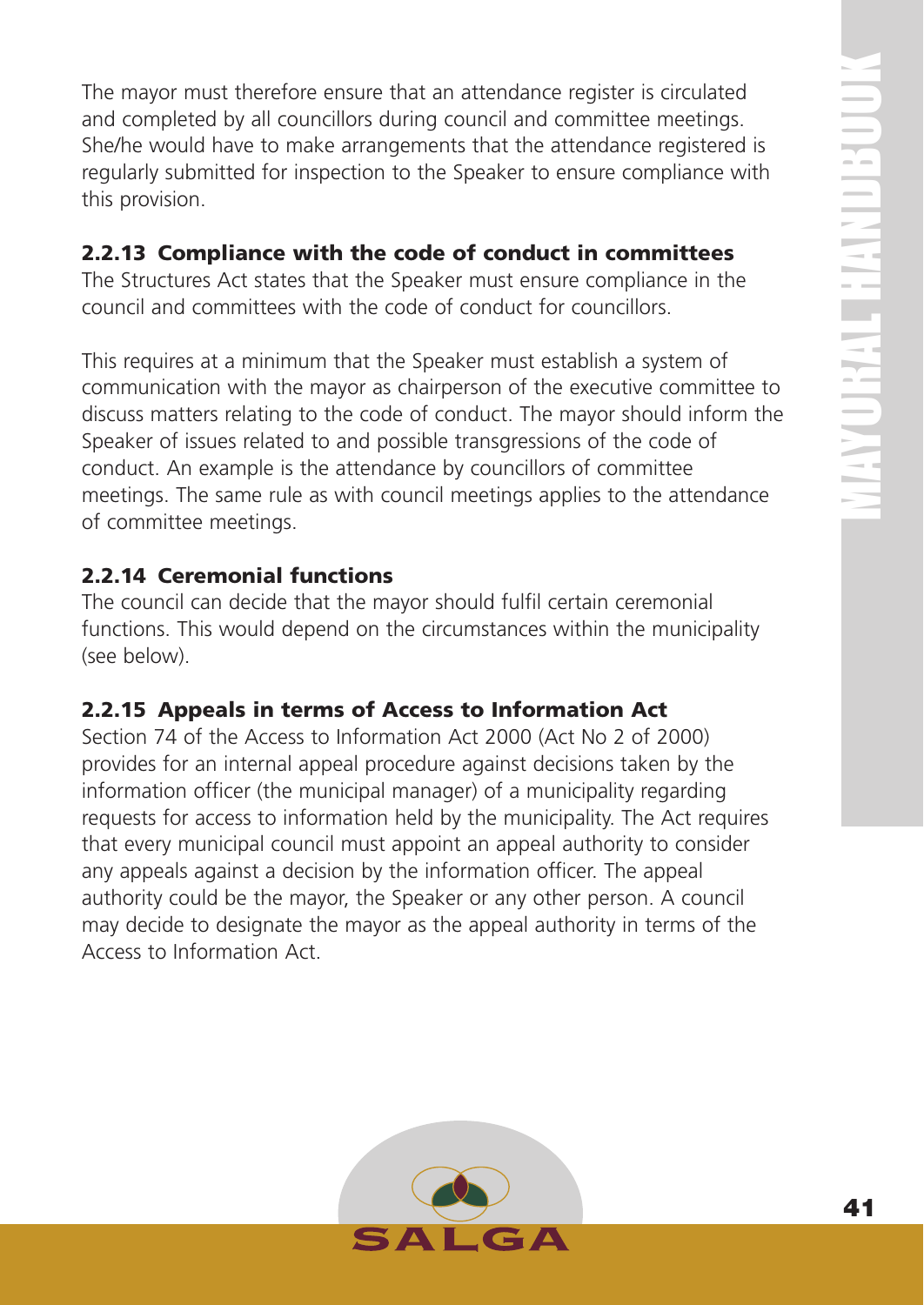The mayor must therefore ensure that an attendance register is circulated and completed by all councillors during council and committee meetings. She/he would have to make arrangements that the attendance registered is regularly submitted for inspection to the Speaker to ensure compliance with this provision.

### 2.2.13 Compliance with the code of conduct in committees

The Structures Act states that the Speaker must ensure compliance in the council and committees with the code of conduct for councillors.

This requires at a minimum that the Speaker must establish a system of communication with the mayor as chairperson of the executive committee to discuss matters relating to the code of conduct. The mayor should inform the Speaker of issues related to and possible transgressions of the code of conduct. An example is the attendance by councillors of committee meetings. The same rule as with council meetings applies to the attendance of committee meetings.

### 2.2.14 Ceremonial functions

The council can decide that the mayor should fulfil certain ceremonial functions. This would depend on the circumstances within the municipality (see below).

### 2.2.15 Appeals in terms of Access to Information Act

Section 74 of the Access to Information Act 2000 (Act No 2 of 2000) provides for an internal appeal procedure against decisions taken by the information officer (the municipal manager) of a municipality regarding requests for access to information held by the municipality. The Act requires that every municipal council must appoint an appeal authority to consider any appeals against a decision by the information officer. The appeal authority could be the mayor, the Speaker or any other person. A council may decide to designate the mayor as the appeal authority in terms of the Access to Information Act.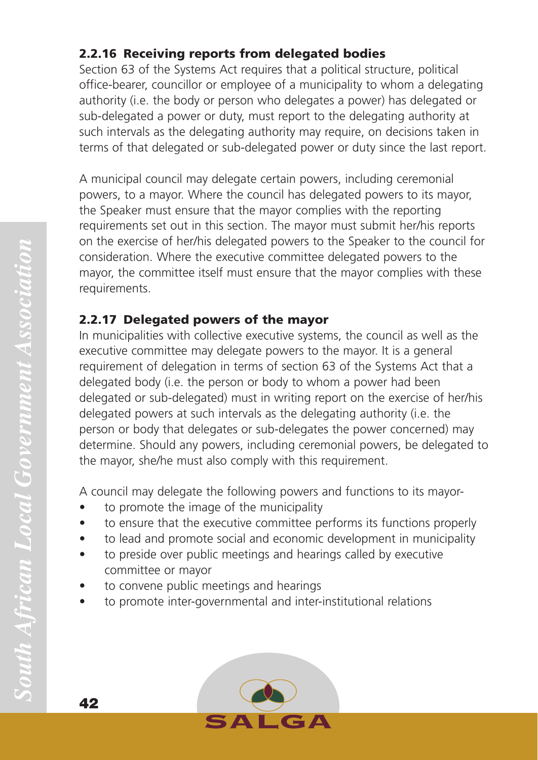### 2.2.16 Receiving reports from delegated bodies

Section 63 of the Systems Act requires that a political structure, political office-bearer, councillor or employee of a municipality to whom a delegating authority (i.e. the body or person who delegates a power) has delegated or sub-delegated a power or duty, must report to the delegating authority at such intervals as the delegating authority may require, on decisions taken in terms of that delegated or sub-delegated power or duty since the last report.

A municipal council may delegate certain powers, including ceremonial powers, to a mayor. Where the council has delegated powers to its mayor, the Speaker must ensure that the mayor complies with the reporting requirements set out in this section. The mayor must submit her/his reports on the exercise of her/his delegated powers to the Speaker to the council for consideration. Where the executive committee delegated powers to the mayor, the committee itself must ensure that the mayor complies with these requirements.

### 2.2.17 Delegated powers of the mayor

In municipalities with collective executive systems, the council as well as the executive committee may delegate powers to the mayor. It is a general requirement of delegation in terms of section 63 of the Systems Act that a delegated body (i.e. the person or body to whom a power had been delegated or sub-delegated) must in writing report on the exercise of her/his delegated powers at such intervals as the delegating authority (i.e. the person or body that delegates or sub-delegates the power concerned) may determine. Should any powers, including ceremonial powers, be delegated to the mayor, she/he must also comply with this requirement.

A council may delegate the following powers and functions to its mayor-

- to promote the image of the municipality
- to ensure that the executive committee performs its functions properly
- to lead and promote social and economic development in municipality
- to preside over public meetings and hearings called by executive committee or mayor
- to convene public meetings and hearings
- to promote inter-governmental and inter-institutional relations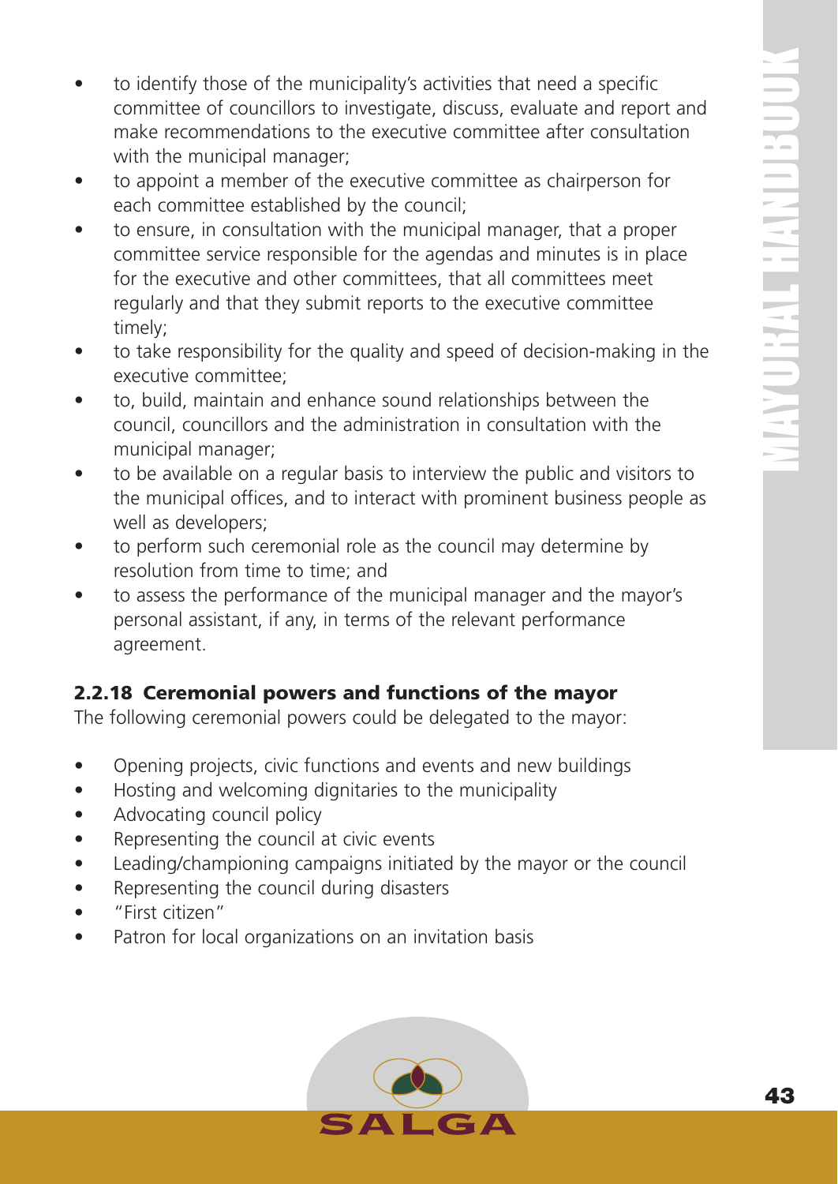- to identify those of the municipality's activities that need a specific committee of councillors to investigate, discuss, evaluate and report and make recommendations to the executive committee after consultation with the municipal manager;
- to appoint a member of the executive committee as chairperson for each committee established by the council;
- to ensure, in consultation with the municipal manager, that a proper committee service responsible for the agendas and minutes is in place for the executive and other committees, that all committees meet regularly and that they submit reports to the executive committee timely;
- to take responsibility for the quality and speed of decision-making in the executive committee;
- to, build, maintain and enhance sound relationships between the council, councillors and the administration in consultation with the municipal manager;
- to be available on a regular basis to interview the public and visitors to the municipal offices, and to interact with prominent business people as well as developers;
- to perform such ceremonial role as the council may determine by resolution from time to time; and
- to assess the performance of the municipal manager and the mayor's personal assistant, if any, in terms of the relevant performance agreement.

### 2.2.18 Ceremonial powers and functions of the mayor

The following ceremonial powers could be delegated to the mayor:

- Opening projects, civic functions and events and new buildings
- Hosting and welcoming dignitaries to the municipality
- Advocating council policy
- Representing the council at civic events
- Leading/championing campaigns initiated by the mayor or the council
- Representing the council during disasters
- "First citizen"
- Patron for local organizations on an invitation basis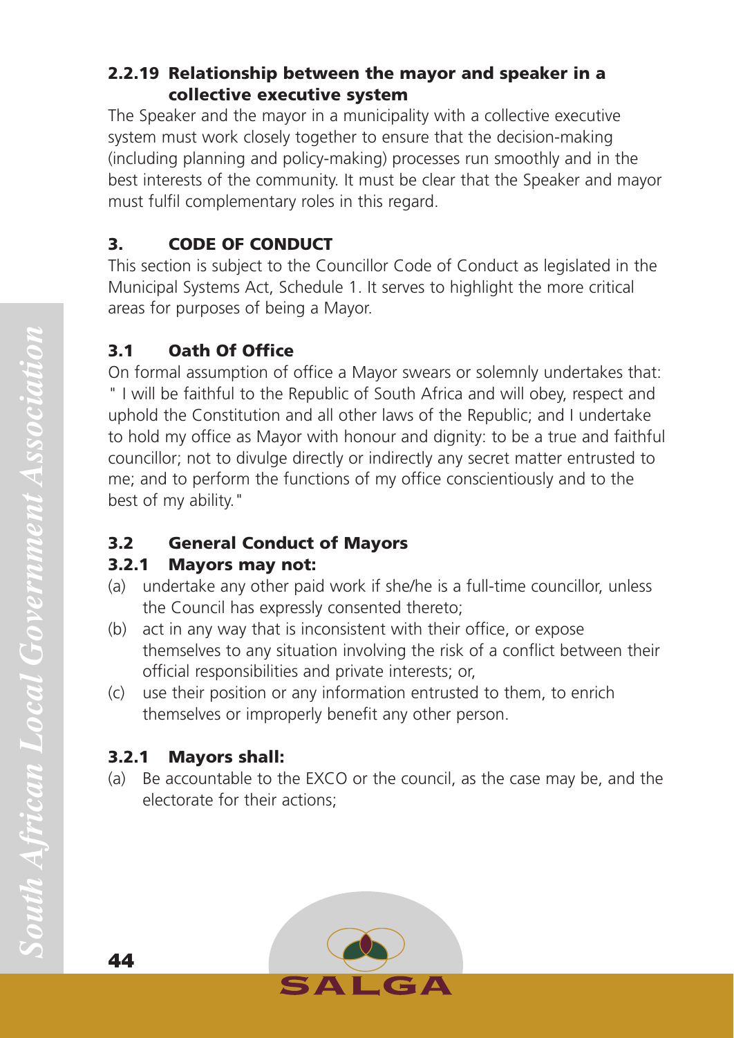### 2.2.19 Relationship between the mayor and speaker in a collective executive system

The Speaker and the mayor in a municipality with a collective executive system must work closely together to ensure that the decision-making (including planning and policy-making) processes run smoothly and in the best interests of the community. It must be clear that the Speaker and mayor must fulfil complementary roles in this regard.

## 3. CODE OF CONDUCT

This section is subject to the Councillor Code of Conduct as legislated in the Municipal Systems Act, Schedule 1. It serves to highlight the more critical areas for purposes of being a Mayor.

### 3.1 Oath Of Office

On formal assumption of office a Mayor swears or solemnly undertakes that: " I will be faithful to the Republic of South Africa and will obey, respect and uphold the Constitution and all other laws of the Republic; and I undertake to hold my office as Mayor with honour and dignity: to be a true and faithful councillor; not to divulge directly or indirectly any secret matter entrusted to me; and to perform the functions of my office conscientiously and to the best of my ability."

### 3.2 General Conduct of Mayors

#### 3.2.1 Mayors may not:

(a) undertake any other paid work if she/he is a full-time councillor, unless the Council has expressly consented thereto;

(b) act in any way that is inconsistent with their office, or expose themselves to any situation involving the risk of a conflict between their official responsibilities and private interests; or,

(c) use their position or any information entrusted to them, to enrich themselves or improperly benefit any other person.

#### 3.2.1 Mayors shall:

(a) Be accountable to the EXCO or the council, as the case may be, and the electorate for their actions;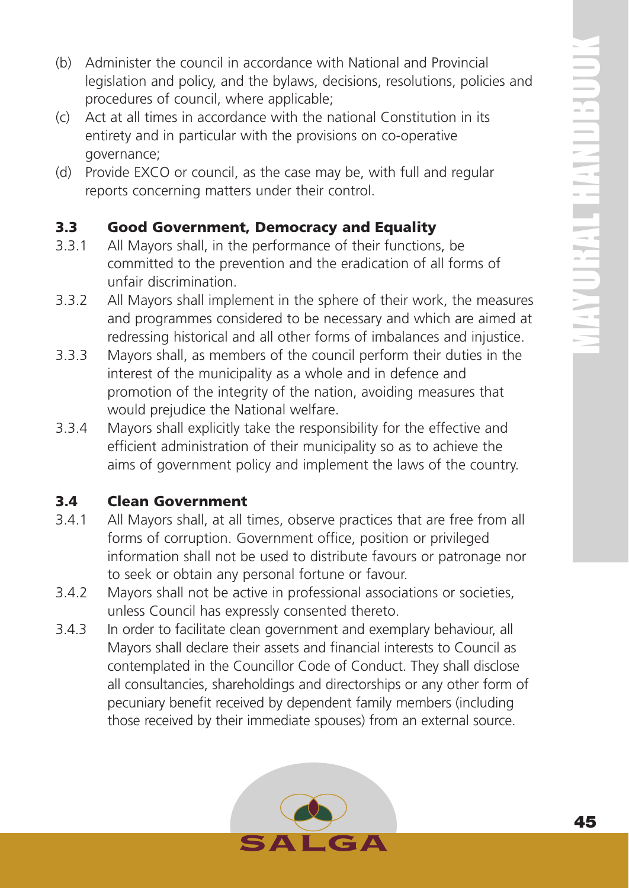(b) Administer the council in accordance with National and Provincial legislation and policy, and the bylaws, decisions, resolutions, policies and procedures of council, where applicable;

(c) Act at all times in accordance with the national Constitution in its entirety and in particular with the provisions on co-operative governance;

(d) Provide EXCO or council, as the case may be, with full and regular reports concerning matters under their control.

### 3.3 Good Government, Democracy and Equality

3.3.1 All Mayors shall, in the performance of their functions, be committed to the prevention and the eradication of all forms of unfair discrimination.

3.3.2 All Mayors shall implement in the sphere of their work, the measures and programmes considered to be necessary and which are aimed at redressing historical and all other forms of imbalances and injustice.

3.3.3 Mayors shall, as members of the council perform their duties in the interest of the municipality as a whole and in defence and promotion of the integrity of the nation, avoiding measures that would prejudice the National welfare.

3.3.4 Mayors shall explicitly take the responsibility for the effective and efficient administration of their municipality so as to achieve the aims of government policy and implement the laws of the country.

### 3.4 Clean Government

3.4.1 All Mayors shall, at all times, observe practices that are free from all forms of corruption. Government office, position or privileged information shall not be used to distribute favours or patronage nor to seek or obtain any personal fortune or favour.

3.4.2 Mayors shall not be active in professional associations or societies, unless Council has expressly consented thereto.

3.4.3 In order to facilitate clean government and exemplary behaviour, all Mayors shall declare their assets and financial interests to Council as contemplated in the Councillor Code of Conduct. They shall disclose all consultancies, shareholdings and directorships or any other form of pecuniary benefit received by dependent family members (including those received by their immediate spouses) from an external source.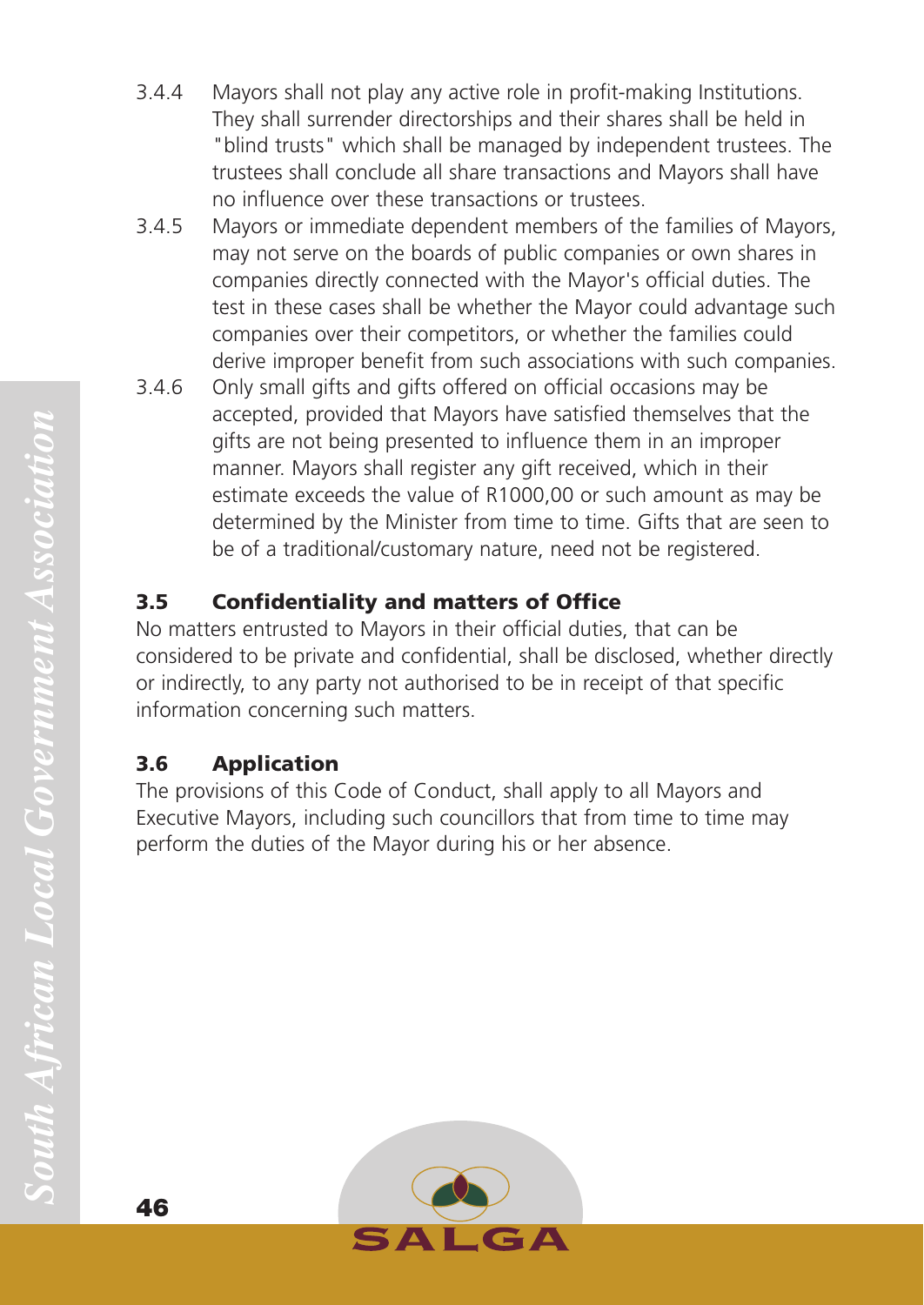3.4.4 Mayors shall not play any active role in profit-making Institutions. They shall surrender directorships and their shares shall be held in "blind trusts" which shall be managed by independent trustees. The trustees shall conclude all share transactions and Mayors shall have no influence over these transactions or trustees.

3.4.5 Mayors or immediate dependent members of the families of Mayors, may not serve on the boards of public companies or own shares in companies directly connected with the Mayor's official duties. The test in these cases shall be whether the Mayor could advantage such companies over their competitors, or whether the families could derive improper benefit from such associations with such companies.

3.4.6 Only small gifts and gifts offered on official occasions may be accepted, provided that Mayors have satisfied themselves that the gifts are not being presented to influence them in an improper manner. Mayors shall register any gift received, which in their estimate exceeds the value of R1000,00 or such amount as may be determined by the Minister from time to time. Gifts that are seen to be of a traditional/customary nature, need not be registered.

### 3.5 Confidentiality and matters of Office

No matters entrusted to Mayors in their official duties, that can be considered to be private and confidential, shall be disclosed, whether directly or indirectly, to any party not authorised to be in receipt of that specific information concerning such matters.

### 3.6 Application

The provisions of this Code of Conduct, shall apply to all Mayors and Executive Mayors, including such councillors that from time to time may perform the duties of the Mayor during his or her absence.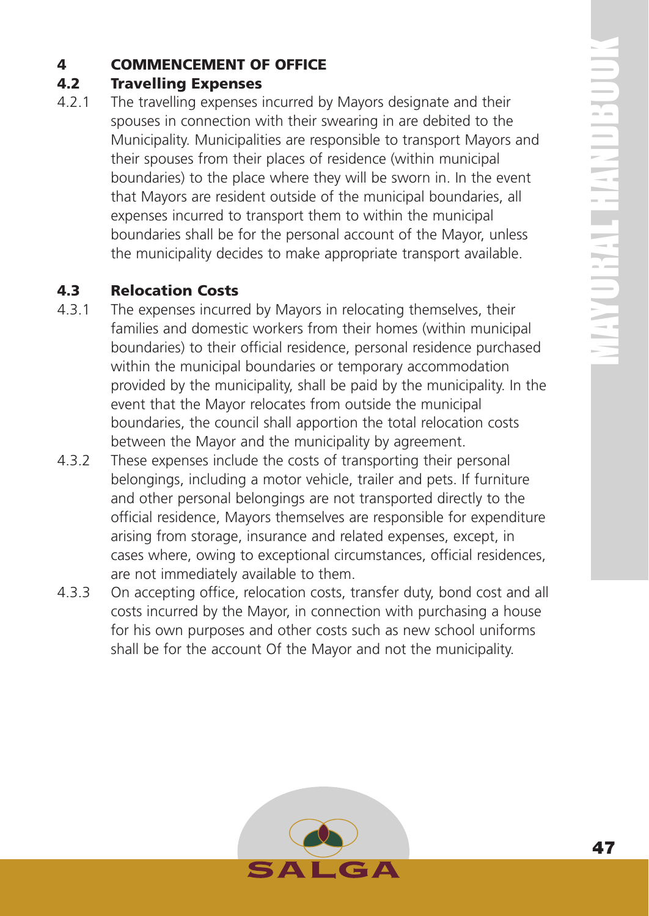# 4 COMMENCEMENT OF OFFICE

## 4.2 Travelling Expenses

4.2.1 The travelling expenses incurred by Mayors designate and their spouses in connection with their swearing in are debited to the Municipality. Municipalities are responsible to transport Mayors and their spouses from their places of residence (within municipal boundaries) to the place where they will be sworn in. In the event that Mayors are resident outside of the municipal boundaries, all expenses incurred to transport them to within the municipal boundaries shall be for the personal account of the Mayor, unless the municipality decides to make appropriate transport available.

## 4.3 Relocation Costs

4.3.1 The expenses incurred by Mayors in relocating themselves, their families and domestic workers from their homes (within municipal boundaries) to their official residence, personal residence purchased within the municipal boundaries or temporary accommodation provided by the municipality, shall be paid by the municipality. In the event that the Mayor relocates from outside the municipal boundaries, the council shall apportion the total relocation costs between the Mayor and the municipality by agreement.

4.3.2 These expenses include the costs of transporting their personal belongings, including a motor vehicle, trailer and pets. If furniture and other personal belongings are not transported directly to the official residence, Mayors themselves are responsible for expenditure arising from storage, insurance and related expenses, except, in cases where, owing to exceptional circumstances, official residences, are not immediately available to them.

4.3.3 On accepting office, relocation costs, transfer duty, bond cost and all costs incurred by the Mayor, in connection with purchasing a house for his own purposes and other costs such as new school uniforms shall be for the account Of the Mayor and not the municipality.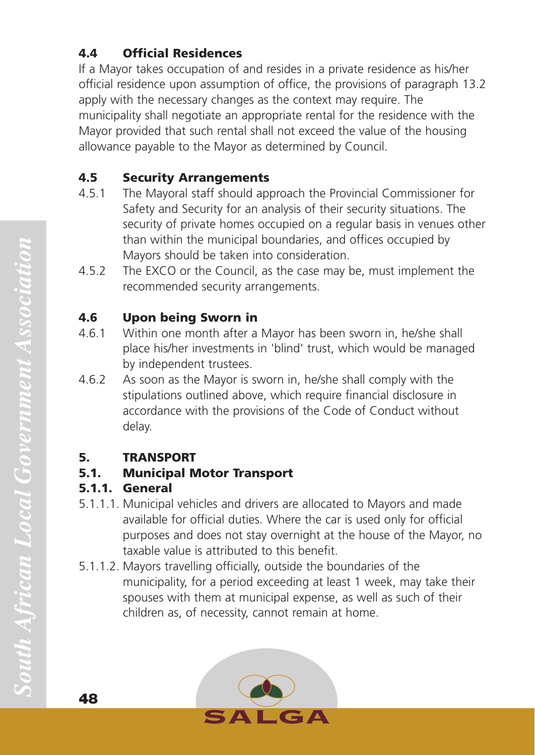### 4.4 Official Residences

If a Mayor takes occupation of and resides in a private residence as his/her official residence upon assumption of office, the provisions of paragraph 13.2 apply with the necessary changes as the context may require. The municipality shall negotiate an appropriate rental for the residence with the Mayor provided that such rental shall not exceed the value of the housing allowance payable to the Mayor as determined by Council.

### 4.5 Security Arrangements

4.5.1 The Mayoral staff should approach the Provincial Commissioner for Safety and Security for an analysis of their security situations. The security of private homes occupied on a regular basis in venues other than within the municipal boundaries, and offices occupied by Mayors should be taken into consideration.

4.5.2 The EXCO or the Council, as the case may be, must implement the recommended security arrangements.

### 4.6 Upon being Sworn in

4.6.1 Within one month after a Mayor has been sworn in, he/she shall place his/her investments in 'blind' trust, which would be managed by independent trustees.

4.6.2 As soon as the Mayor is sworn in, he/she shall comply with the stipulations outlined above, which require financial disclosure in accordance with the provisions of the Code of Conduct without delay.

## 5. TRANSPORT

### 5.1. Municipal Motor Transport

#### 5.1.1. General

5.1.1.1. Municipal vehicles and drivers are allocated to Mayors and made available for official duties. Where the car is used only for official purposes and does not stay overnight at the house of the Mayor, no taxable value is attributed to this benefit.

5.1.1.2. Mayors travelling officially, outside the boundaries of the municipality, for a period exceeding at least 1 week, may take their spouses with them at municipal expense, as well as such of their children as, of necessity, cannot remain at home.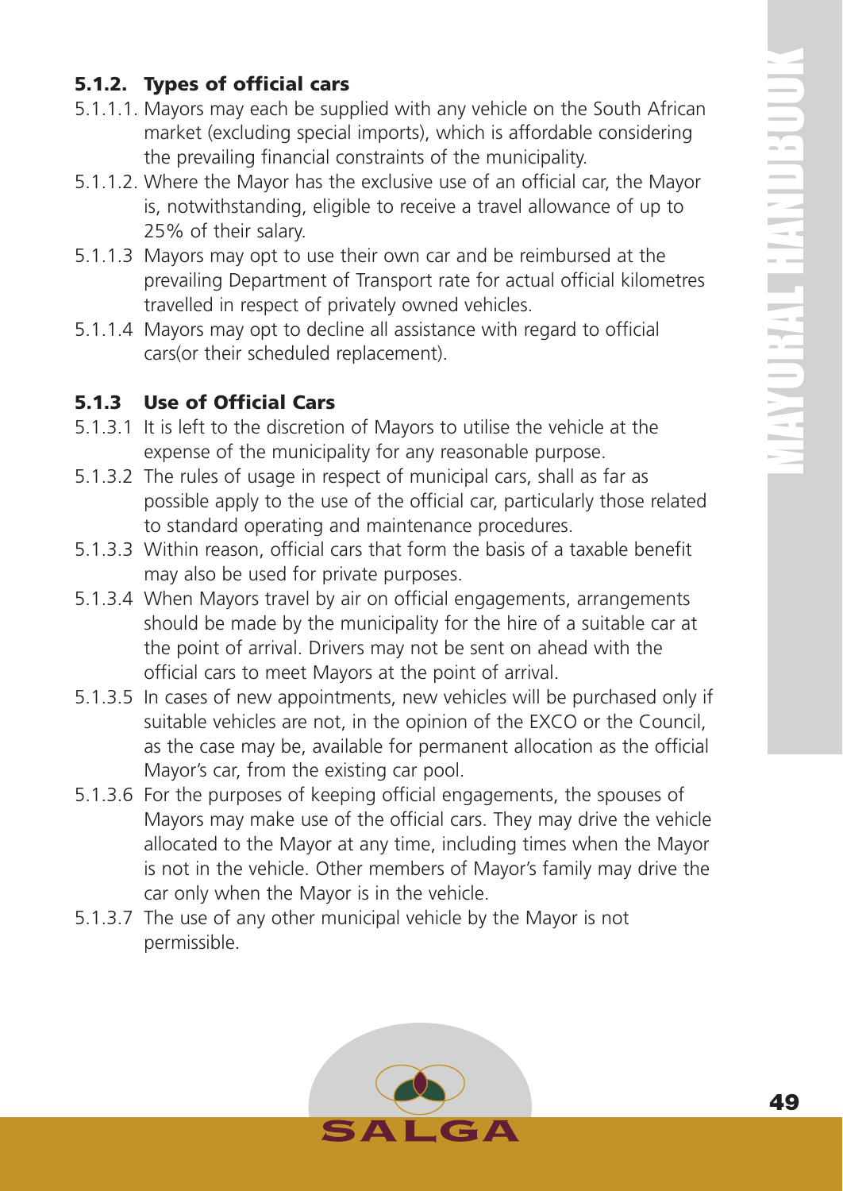### 5.1.2. Types of official cars

5.1.1.1. Mayors may each be supplied with any vehicle on the South African market (excluding special imports), which is affordable considering the prevailing financial constraints of the municipality.

5.1.1.2. Where the Mayor has the exclusive use of an official car, the Mayor is, notwithstanding, eligible to receive a travel allowance of up to 25% of their salary.

5.1.1.3 Mayors may opt to use their own car and be reimbursed at the prevailing Department of Transport rate for actual official kilometres travelled in respect of privately owned vehicles.

5.1.1.4 Mayors may opt to decline all assistance with regard to official cars(or their scheduled replacement).

### 5.1.3 Use of Official Cars

5.1.3.1 It is left to the discretion of Mayors to utilise the vehicle at the expense of the municipality for any reasonable purpose.

5.1.3.2 The rules of usage in respect of municipal cars, shall as far as possible apply to the use of the official car, particularly those related to standard operating and maintenance procedures.

5.1.3.3 Within reason, official cars that form the basis of a taxable benefit may also be used for private purposes.

5.1.3.4 When Mayors travel by air on official engagements, arrangements should be made by the municipality for the hire of a suitable car at the point of arrival. Drivers may not be sent on ahead with the official cars to meet Mayors at the point of arrival.

5.1.3.5 In cases of new appointments, new vehicles will be purchased only if suitable vehicles are not, in the opinion of the EXCO or the Council, as the case may be, available for permanent allocation as the official Mayor's car, from the existing car pool.

5.1.3.6 For the purposes of keeping official engagements, the spouses of Mayors may make use of the official cars. They may drive the vehicle allocated to the Mayor at any time, including times when the Mayor is not in the vehicle. Other members of Mayor's family may drive the car only when the Mayor is in the vehicle.

5.1.3.7 The use of any other municipal vehicle by the Mayor is not permissible.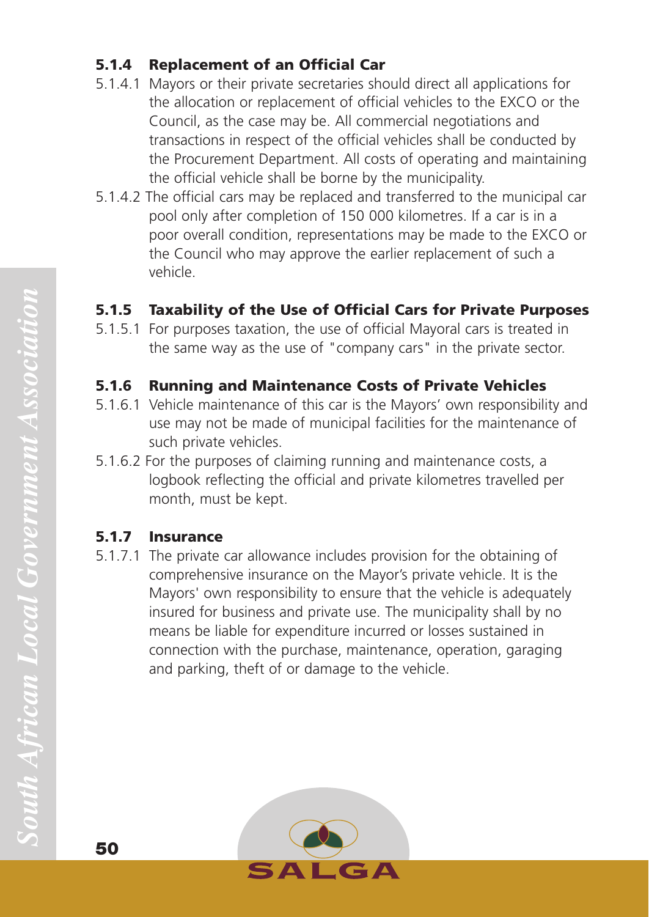### 5.1.4 Replacement of an Official Car

5.1.4.1 Mayors or their private secretaries should direct all applications for the allocation or replacement of official vehicles to the EXCO or the Council, as the case may be. All commercial negotiations and transactions in respect of the official vehicles shall be conducted by the Procurement Department. All costs of operating and maintaining the official vehicle shall be borne by the municipality.

5.1.4.2 The official cars may be replaced and transferred to the municipal car pool only after completion of 150 000 kilometres. If a car is in a poor overall condition, representations may be made to the EXCO or the Council who may approve the earlier replacement of such a vehicle.

### 5.1.5 Taxability of the Use of Official Cars for Private Purposes

5.1.5.1 For purposes taxation, the use of official Mayoral cars is treated in the same way as the use of "company cars" in the private sector.

### 5.1.6 Running and Maintenance Costs of Private Vehicles

5.1.6.1 Vehicle maintenance of this car is the Mayors' own responsibility and use may not be made of municipal facilities for the maintenance of such private vehicles.

5.1.6.2 For the purposes of claiming running and maintenance costs, a logbook reflecting the official and private kilometres travelled per month, must be kept.

### 5.1.7 Insurance

5.1.7.1 The private car allowance includes provision for the obtaining of comprehensive insurance on the Mayor's private vehicle. It is the Mayors' own responsibility to ensure that the vehicle is adequately insured for business and private use. The municipality shall by no means be liable for expenditure incurred or losses sustained in connection with the purchase, maintenance, operation, garaging and parking, theft of or damage to the vehicle.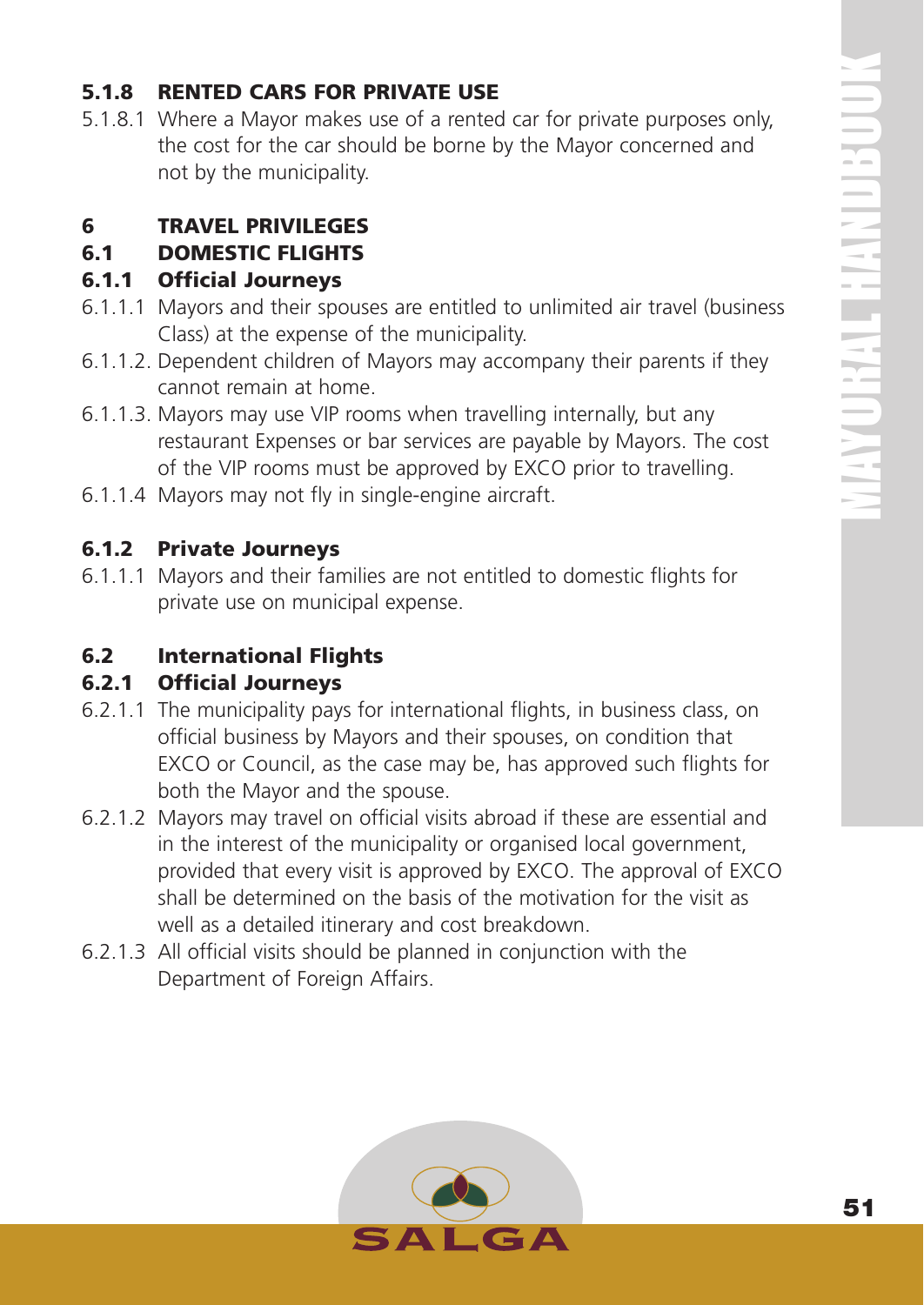### 5.1.8 RENTED CARS FOR PRIVATE USE

5.1.8.1 Where a Mayor makes use of a rented car for private purposes only, the cost for the car should be borne by the Mayor concerned and not by the municipality.

## 6 TRAVEL PRIVILEGES

### 6.1 DOMESTIC FLIGHTS

#### 6.1.1 Official Journeys

6.1.1.1 Mayors and their spouses are entitled to unlimited air travel (business Class) at the expense of the municipality.

6.1.1.2. Dependent children of Mayors may accompany their parents if they cannot remain at home.

6.1.1.3. Mayors may use VIP rooms when travelling internally, but any restaurant Expenses or bar services are payable by Mayors. The cost of the VIP rooms must be approved by EXCO prior to travelling.

6.1.1.4 Mayors may not fly in single-engine aircraft.

#### 6.1.2 Private Journeys

6.1.1.1 Mayors and their families are not entitled to domestic flights for private use on municipal expense.

### 6.2 International Flights

#### 6.2.1 Official Journeys

6.2.1.1 The municipality pays for international flights, in business class, on official business by Mayors and their spouses, on condition that EXCO or Council, as the case may be, has approved such flights for both the Mayor and the spouse.

6.2.1.2 Mayors may travel on official visits abroad if these are essential and in the interest of the municipality or organised local government, provided that every visit is approved by EXCO. The approval of EXCO shall be determined on the basis of the motivation for the visit as well as a detailed itinerary and cost breakdown.

6.2.1.3 All official visits should be planned in conjunction with the Department of Foreign Affairs.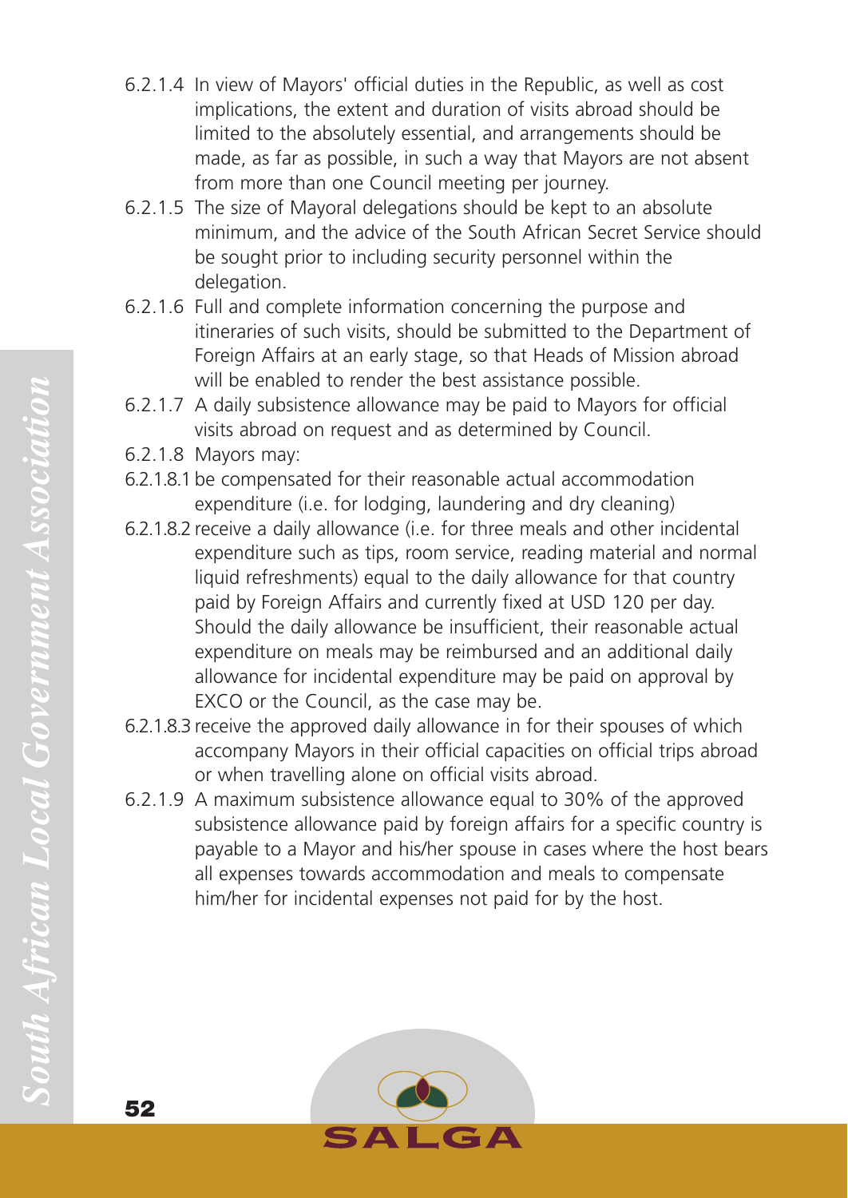6.2.1.4 In view of Mayors' official duties in the Republic, as well as cost implications, the extent and duration of visits abroad should be limited to the absolutely essential, and arrangements should be made, as far as possible, in such a way that Mayors are not absent from more than one Council meeting per journey.

6.2.1.5 The size of Mayoral delegations should be kept to an absolute minimum, and the advice of the South African Secret Service should be sought prior to including security personnel within the delegation.

6.2.1.6 Full and complete information concerning the purpose and itineraries of such visits, should be submitted to the Department of Foreign Affairs at an early stage, so that Heads of Mission abroad will be enabled to render the best assistance possible.

6.2.1.7 A daily subsistence allowance may be paid to Mayors for official visits abroad on request and as determined by Council.

6.2.1.8 Mayors may:

6.2.1.8.1 be compensated for their reasonable actual accommodation expenditure (i.e. for lodging, laundering and dry cleaning)

6.2.1.8.2 receive a daily allowance (i.e. for three meals and other incidental expenditure such as tips, room service, reading material and normal liquid refreshments) equal to the daily allowance for that country paid by Foreign Affairs and currently fixed at USD 120 per day. Should the daily allowance be insufficient, their reasonable actual expenditure on meals may be reimbursed and an additional daily allowance for incidental expenditure may be paid on approval by EXCO or the Council, as the case may be.

6.2.1.8.3 receive the approved daily allowance in for their spouses of which accompany Mayors in their official capacities on official trips abroad or when travelling alone on official visits abroad.

6.2.1.9 A maximum subsistence allowance equal to 30% of the approved subsistence allowance paid by foreign affairs for a specific country is payable to a Mayor and his/her spouse in cases where the host bears all expenses towards accommodation and meals to compensate him/her for incidental expenses not paid for by the host.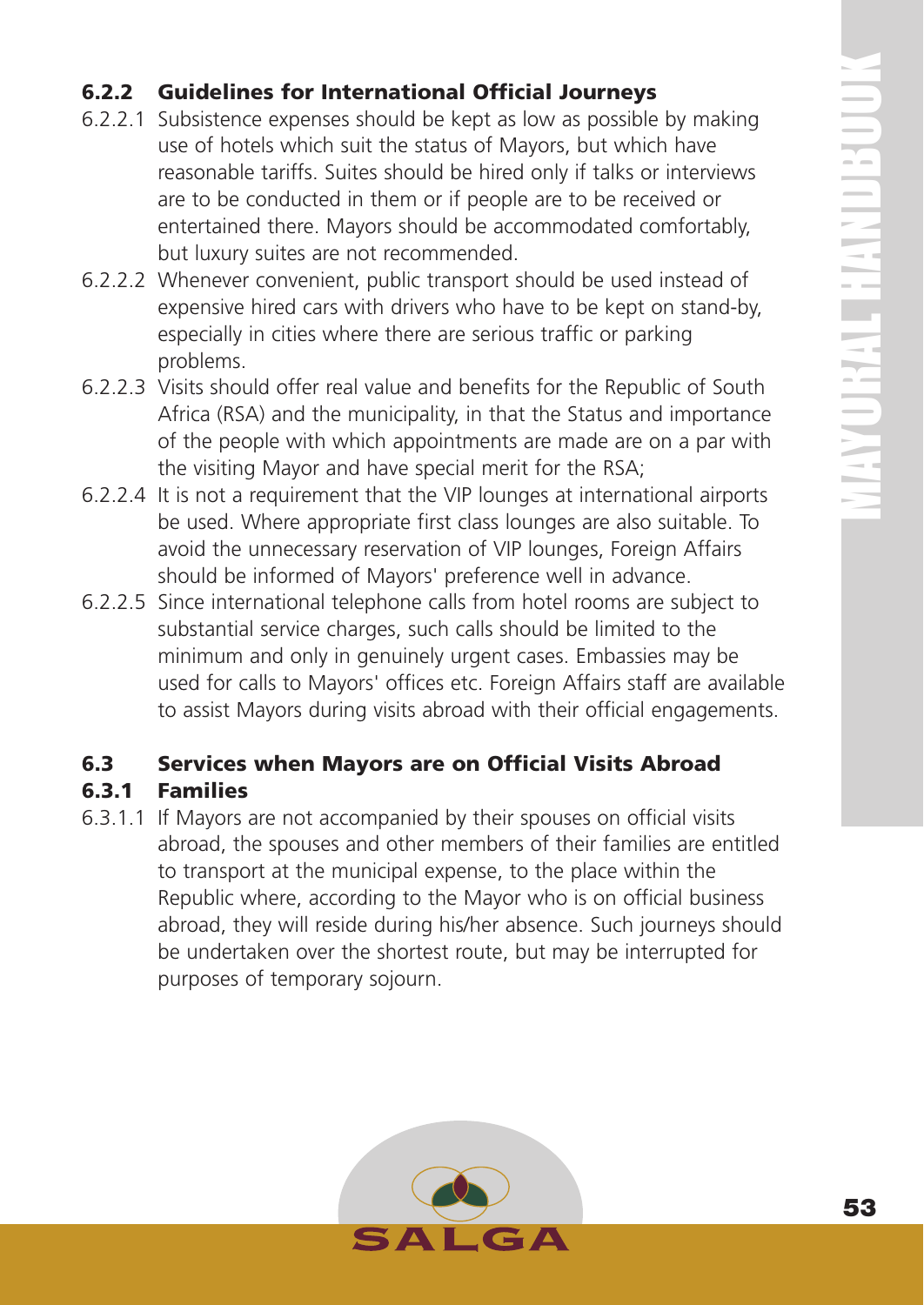### 6.2.2 Guidelines for International Official Journeys

6.2.2.1 Subsistence expenses should be kept as low as possible by making use of hotels which suit the status of Mayors, but which have reasonable tariffs. Suites should be hired only if talks or interviews are to be conducted in them or if people are to be received or entertained there. Mayors should be accommodated comfortably, but luxury suites are not recommended.

6.2.2.2 Whenever convenient, public transport should be used instead of expensive hired cars with drivers who have to be kept on stand-by, especially in cities where there are serious traffic or parking problems.

6.2.2.3 Visits should offer real value and benefits for the Republic of South Africa (RSA) and the municipality, in that the Status and importance of the people with which appointments are made are on a par with the visiting Mayor and have special merit for the RSA;

6.2.2.4 It is not a requirement that the VIP lounges at international airports be used. Where appropriate first class lounges are also suitable. To avoid the unnecessary reservation of VIP lounges, Foreign Affairs should be informed of Mayors' preference well in advance.

6.2.2.5 Since international telephone calls from hotel rooms are subject to substantial service charges, such calls should be limited to the minimum and only in genuinely urgent cases. Embassies may be used for calls to Mayors' offices etc. Foreign Affairs staff are available to assist Mayors during visits abroad with their official engagements.

## 6.3 Services when Mayors are on Official Visits Abroad

### 6.3.1 Families

6.3.1.1 If Mayors are not accompanied by their spouses on official visits abroad, the spouses and other members of their families are entitled to transport at the municipal expense, to the place within the Republic where, according to the Mayor who is on official business abroad, they will reside during his/her absence. Such journeys should be undertaken over the shortest route, but may be interrupted for purposes of temporary sojourn.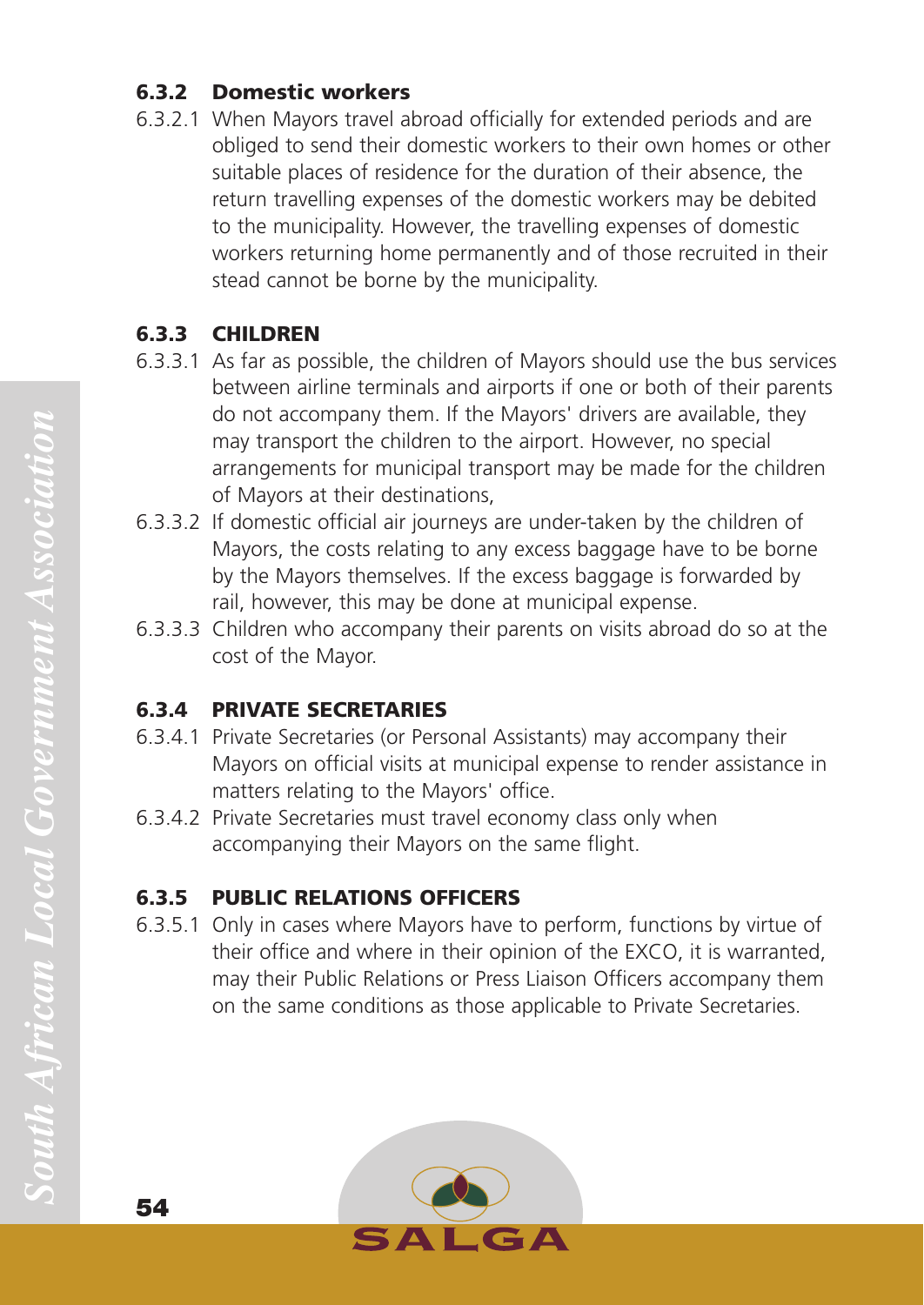### 6.3.2 Domestic workers

6.3.2.1 When Mayors travel abroad officially for extended periods and are obliged to send their domestic workers to their own homes or other suitable places of residence for the duration of their absence, the return travelling expenses of the domestic workers may be debited to the municipality. However, the travelling expenses of domestic workers returning home permanently and of those recruited in their stead cannot be borne by the municipality.

### 6.3.3 CHILDREN

6.3.3.1 As far as possible, the children of Mayors should use the bus services between airline terminals and airports if one or both of their parents do not accompany them. If the Mayors' drivers are available, they may transport the children to the airport. However, no special arrangements for municipal transport may be made for the children of Mayors at their destinations,

6.3.3.2 If domestic official air journeys are under-taken by the children of Mayors, the costs relating to any excess baggage have to be borne by the Mayors themselves. If the excess baggage is forwarded by rail, however, this may be done at municipal expense.

6.3.3.3 Children who accompany their parents on visits abroad do so at the cost of the Mayor.

### 6.3.4 PRIVATE SECRETARIES

6.3.4.1 Private Secretaries (or Personal Assistants) may accompany their Mayors on official visits at municipal expense to render assistance in matters relating to the Mayors' office.

6.3.4.2 Private Secretaries must travel economy class only when accompanying their Mayors on the same flight.

### 6.3.5 PUBLIC RELATIONS OFFICERS

6.3.5.1 Only in cases where Mayors have to perform, functions by virtue of their office and where in their opinion of the EXCO, it is warranted, may their Public Relations or Press Liaison Officers accompany them on the same conditions as those applicable to Private Secretaries.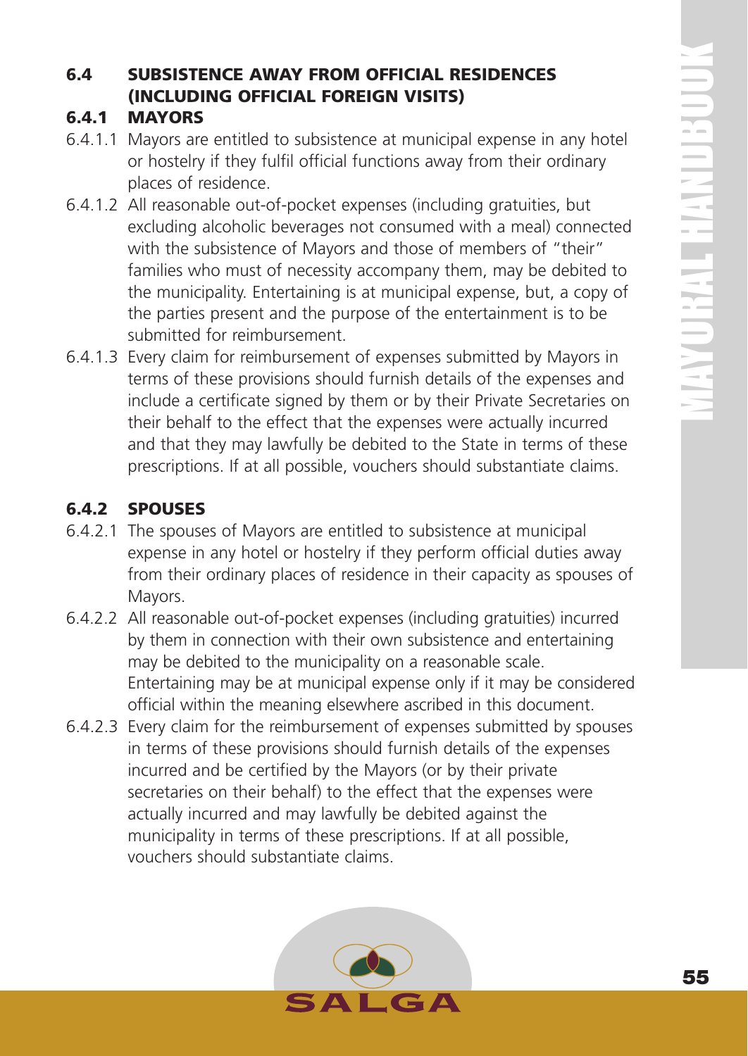## 6.4 SUBSISTENCE AWAY FROM OFFICIAL RESIDENCES (INCLUDING OFFICIAL FOREIGN VISITS)

### 6.4.1 MAYORS

6.4.1.1 Mayors are entitled to subsistence at municipal expense in any hotel or hostelry if they fulfil official functions away from their ordinary places of residence.

6.4.1.2 All reasonable out-of-pocket expenses (including gratuities, but excluding alcoholic beverages not consumed with a meal) connected with the subsistence of Mayors and those of members of "their" families who must of necessity accompany them, may be debited to the municipality. Entertaining is at municipal expense, but, a copy of the parties present and the purpose of the entertainment is to be submitted for reimbursement.

6.4.1.3 Every claim for reimbursement of expenses submitted by Mayors in terms of these provisions should furnish details of the expenses and include a certificate signed by them or by their Private Secretaries on their behalf to the effect that the expenses were actually incurred and that they may lawfully be debited to the State in terms of these prescriptions. If at all possible, vouchers should substantiate claims.

### 6.4.2 SPOUSES

6.4.2.1 The spouses of Mayors are entitled to subsistence at municipal expense in any hotel or hostelry if they perform official duties away from their ordinary places of residence in their capacity as spouses of Mayors.

6.4.2.2 All reasonable out-of-pocket expenses (including gratuities) incurred by them in connection with their own subsistence and entertaining may be debited to the municipality on a reasonable scale. Entertaining may be at municipal expense only if it may be considered official within the meaning elsewhere ascribed in this document.

6.4.2.3 Every claim for the reimbursement of expenses submitted by spouses in terms of these provisions should furnish details of the expenses incurred and be certified by the Mayors (or by their private secretaries on their behalf) to the effect that the expenses were actually incurred and may lawfully be debited against the municipality in terms of these prescriptions. If at all possible, vouchers should substantiate claims.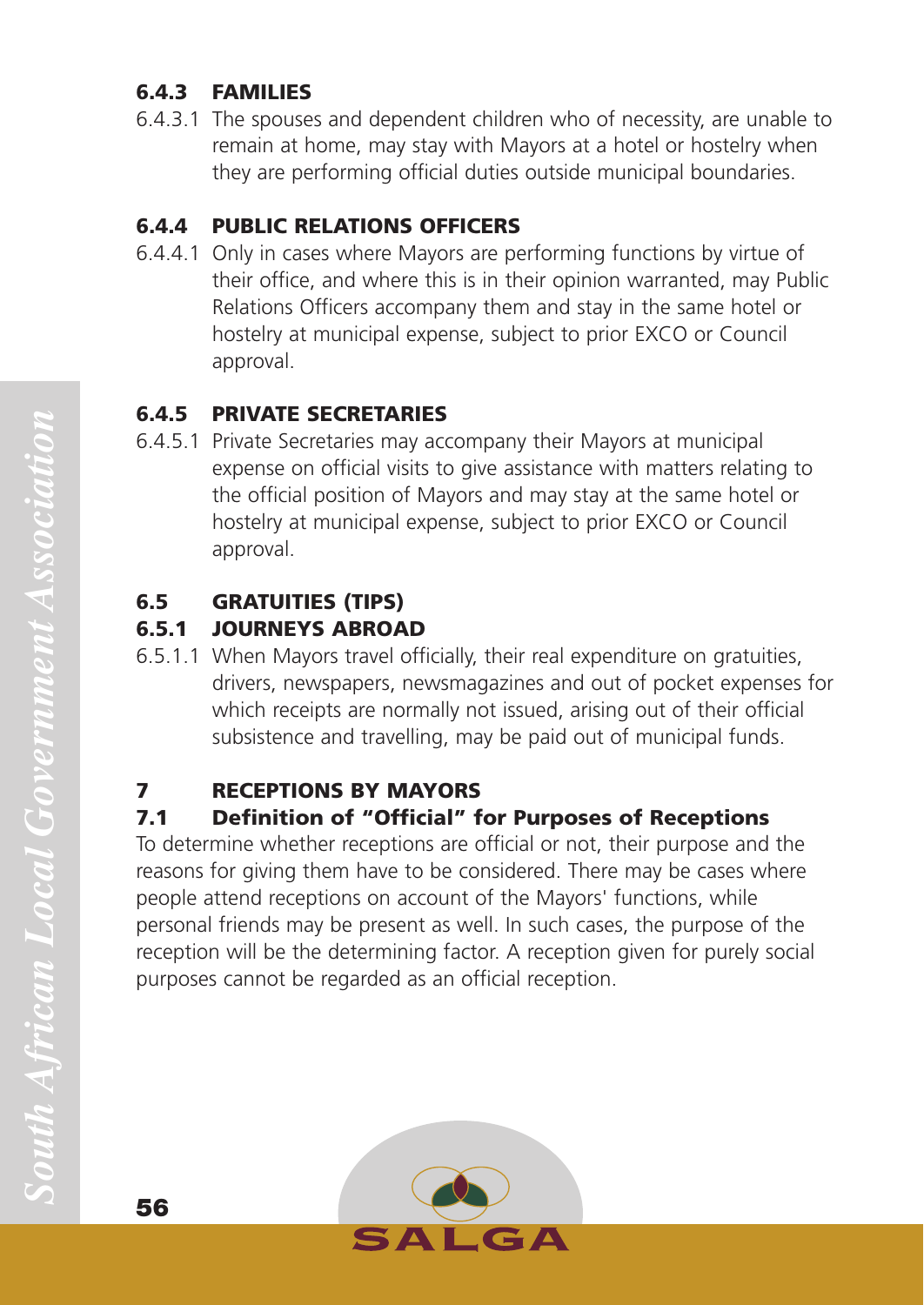### 6.4.3 FAMILIES

6.4.3.1 The spouses and dependent children who of necessity, are unable to remain at home, may stay with Mayors at a hotel or hostelry when they are performing official duties outside municipal boundaries.

### 6.4.4 PUBLIC RELATIONS OFFICERS

6.4.4.1 Only in cases where Mayors are performing functions by virtue of their office, and where this is in their opinion warranted, may Public Relations Officers accompany them and stay in the same hotel or hostelry at municipal expense, subject to prior EXCO or Council approval.

### 6.4.5 PRIVATE SECRETARIES

6.4.5.1 Private Secretaries may accompany their Mayors at municipal expense on official visits to give assistance with matters relating to the official position of Mayors and may stay at the same hotel or hostelry at municipal expense, subject to prior EXCO or Council approval.

## 6.5 GRATUITIES (TIPS)

### 6.5.1 JOURNEYS ABROAD

6.5.1.1 When Mayors travel officially, their real expenditure on gratuities, drivers, newspapers, newsmagazines and out of pocket expenses for which receipts are normally not issued, arising out of their official subsistence and travelling, may be paid out of municipal funds.

# 7 RECEPTIONS BY MAYORS

## 7.1 Definition of "Official" for Purposes of Receptions

To determine whether receptions are official or not, their purpose and the reasons for giving them have to be considered. There may be cases where people attend receptions on account of the Mayors' functions, while personal friends may be present as well. In such cases, the purpose of the reception will be the determining factor. A reception given for purely social purposes cannot be regarded as an official reception.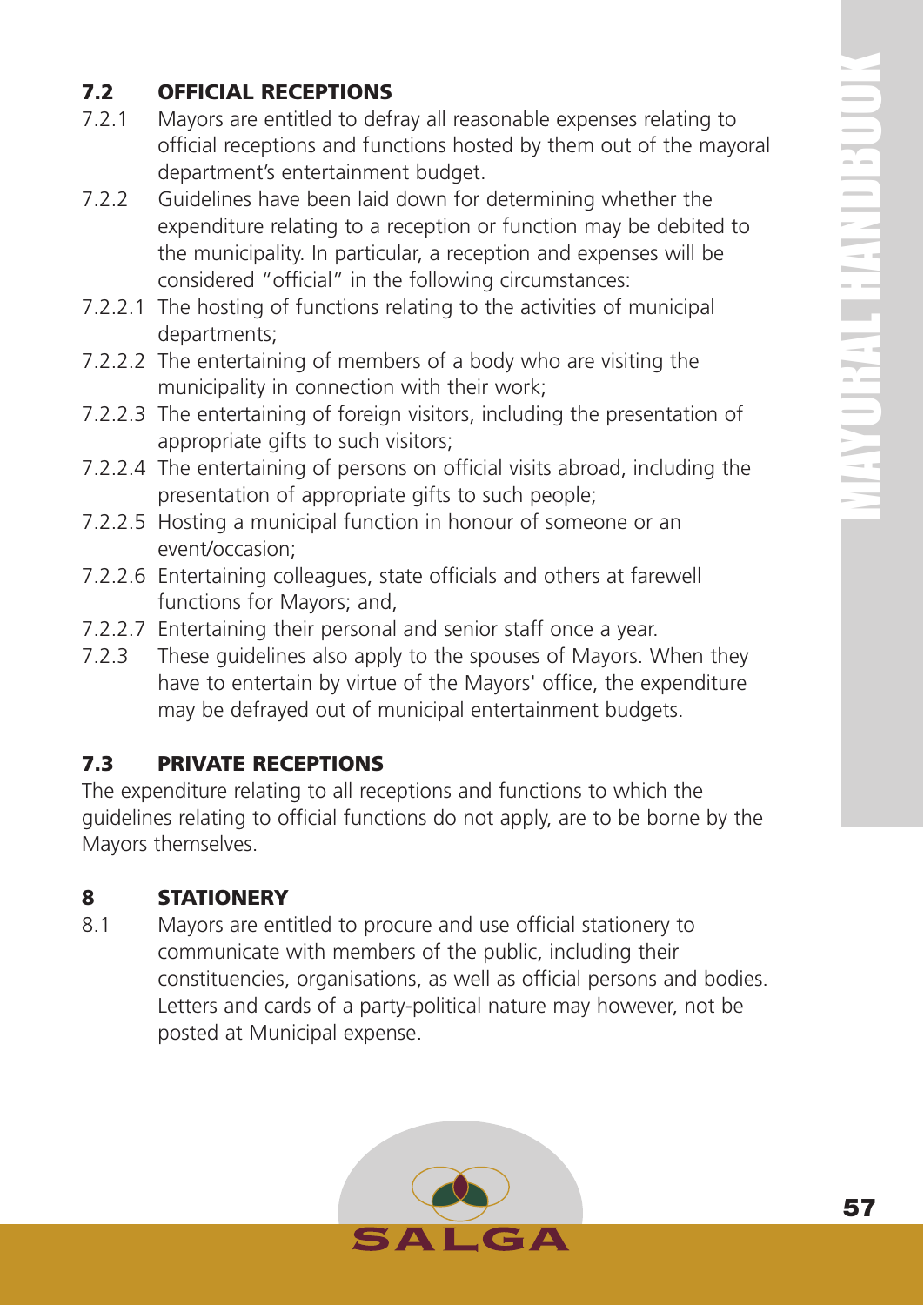## 7.2 OFFICIAL RECEPTIONS

7.2.1 Mayors are entitled to defray all reasonable expenses relating to official receptions and functions hosted by them out of the mayoral department's entertainment budget.

7.2.2 Guidelines have been laid down for determining whether the expenditure relating to a reception or function may be debited to the municipality. In particular, a reception and expenses will be considered "official" in the following circumstances:

7.2.2.1 The hosting of functions relating to the activities of municipal departments;

7.2.2.2 The entertaining of members of a body who are visiting the municipality in connection with their work;

7.2.2.3 The entertaining of foreign visitors, including the presentation of appropriate gifts to such visitors;

7.2.2.4 The entertaining of persons on official visits abroad, including the presentation of appropriate gifts to such people;

7.2.2.5 Hosting a municipal function in honour of someone or an event/occasion;

7.2.2.6 Entertaining colleagues, state officials and others at farewell functions for Mayors; and,

7.2.2.7 Entertaining their personal and senior staff once a year.

7.2.3 These guidelines also apply to the spouses of Mayors. When they have to entertain by virtue of the Mayors' office, the expenditure may be defrayed out of municipal entertainment budgets.

## 7.3 PRIVATE RECEPTIONS

The expenditure relating to all receptions and functions to which the guidelines relating to official functions do not apply, are to be borne by the Mayors themselves.

# 8 STATIONERY

8.1 Mayors are entitled to procure and use official stationery to communicate with members of the public, including their constituencies, organisations, as well as official persons and bodies. Letters and cards of a party-political nature may however, not be posted at Municipal expense.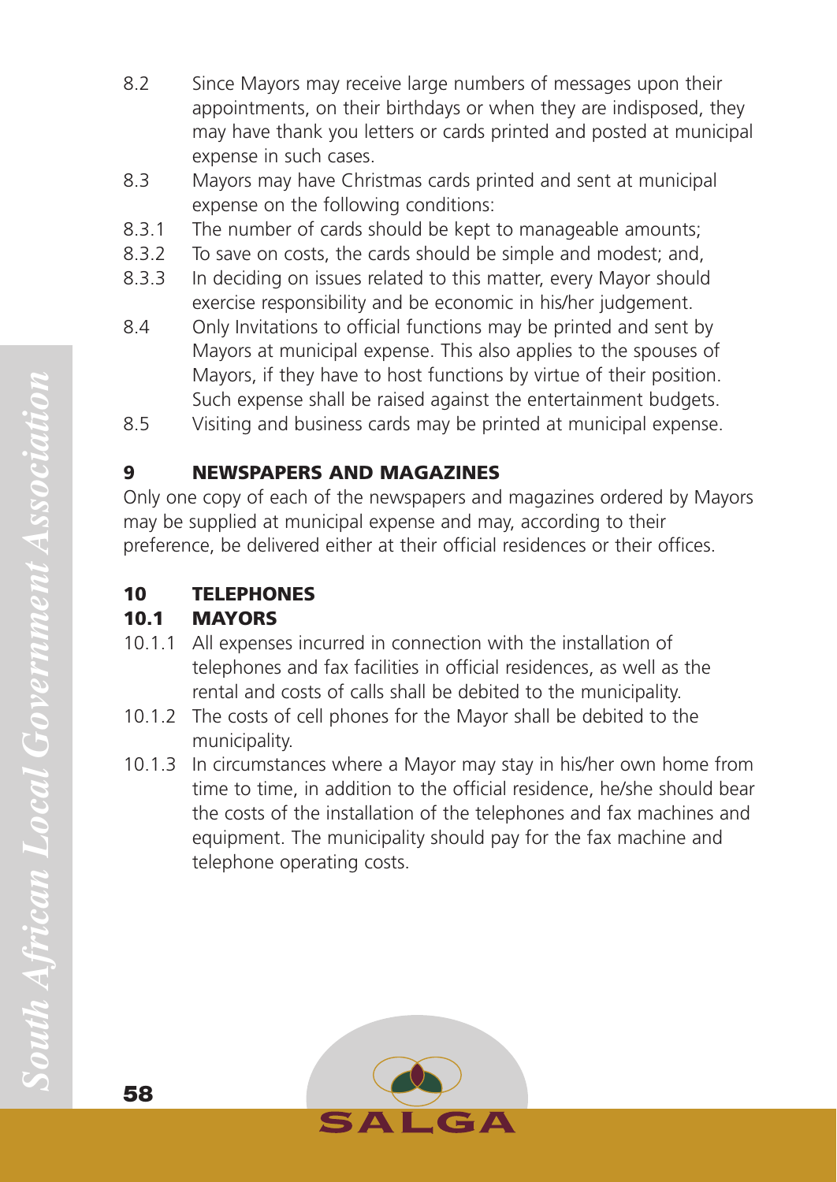8.2 Since Mayors may receive large numbers of messages upon their appointments, on their birthdays or when they are indisposed, they may have thank you letters or cards printed and posted at municipal expense in such cases.

8.3 Mayors may have Christmas cards printed and sent at municipal expense on the following conditions:

8.3.1 The number of cards should be kept to manageable amounts;

8.3.2 To save on costs, the cards should be simple and modest; and,

8.3.3 In deciding on issues related to this matter, every Mayor should exercise responsibility and be economic in his/her judgement.

8.4 Only Invitations to official functions may be printed and sent by Mayors at municipal expense. This also applies to the spouses of Mayors, if they have to host functions by virtue of their position. Such expense shall be raised against the entertainment budgets.

8.5 Visiting and business cards may be printed at municipal expense.

## 9 NEWSPAPERS AND MAGAZINES

Only one copy of each of the newspapers and magazines ordered by Mayors may be supplied at municipal expense and may, according to their preference, be delivered either at their official residences or their offices.

## 10 TELEPHONES

### 10.1 MAYORS

10.1.1 All expenses incurred in connection with the installation of telephones and fax facilities in official residences, as well as the rental and costs of calls shall be debited to the municipality.

10.1.2 The costs of cell phones for the Mayor shall be debited to the municipality.

10.1.3 In circumstances where a Mayor may stay in his/her own home from time to time, in addition to the official residence, he/she should bear the costs of the installation of the telephones and fax machines and equipment. The municipality should pay for the fax machine and telephone operating costs.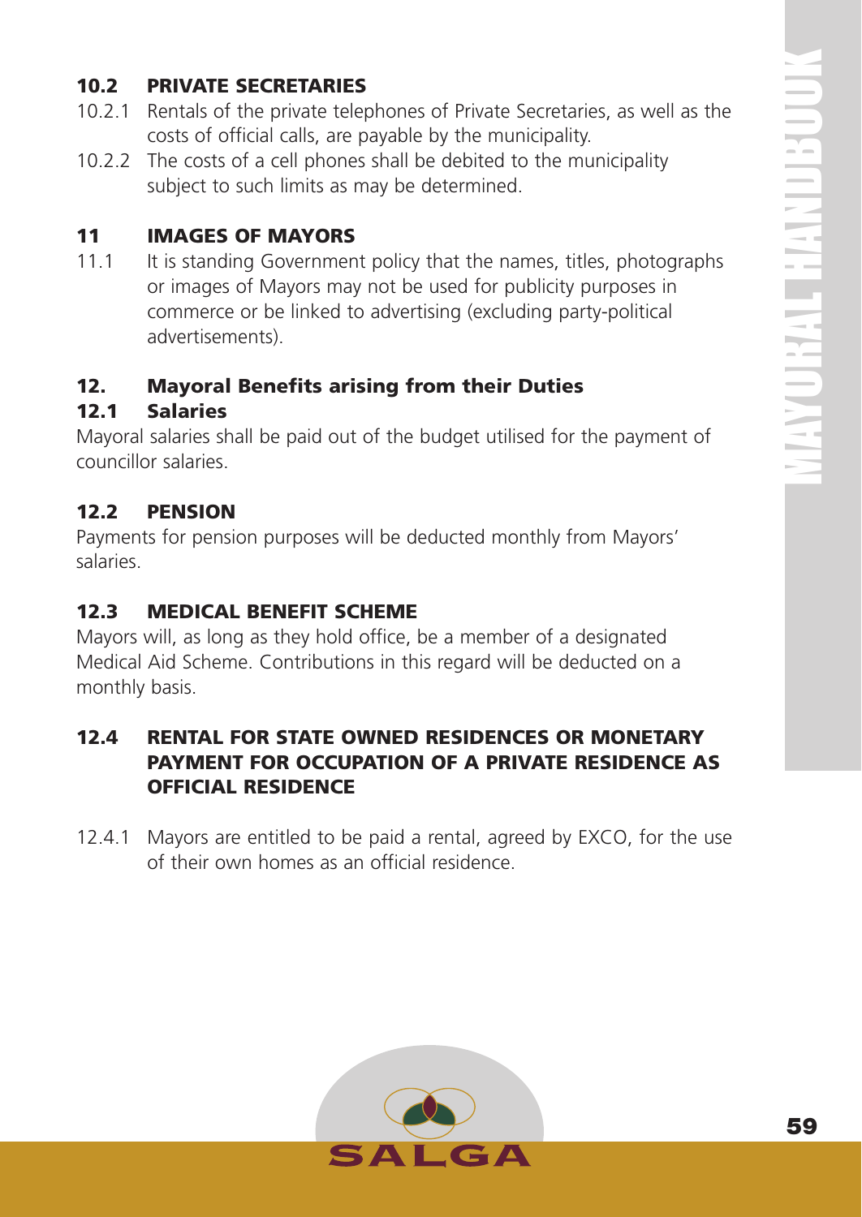### 10.2 PRIVATE SECRETARIES

10.2.1 Rentals of the private telephones of Private Secretaries, as well as the costs of official calls, are payable by the municipality.

10.2.2 The costs of a cell phones shall be debited to the municipality subject to such limits as may be determined.

## 11 IMAGES OF MAYORS

11.1 It is standing Government policy that the names, titles, photographs or images of Mayors may not be used for publicity purposes in commerce or be linked to advertising (excluding party-political advertisements).

## 12. Mayoral Benefits arising from their Duties

### 12.1 Salaries

Mayoral salaries shall be paid out of the budget utilised for the payment of councillor salaries.

### 12.2 PENSION

Payments for pension purposes will be deducted monthly from Mayors' salaries.

### 12.3 MEDICAL BENEFIT SCHEME

Mayors will, as long as they hold office, be a member of a designated Medical Aid Scheme. Contributions in this regard will be deducted on a monthly basis.

### 12.4 RENTAL FOR STATE OWNED RESIDENCES OR MONETARY PAYMENT FOR OCCUPATION OF A PRIVATE RESIDENCE AS OFFICIAL RESIDENCE

12.4.1 Mayors are entitled to be paid a rental, agreed by EXCO, for the use of their own homes as an official residence.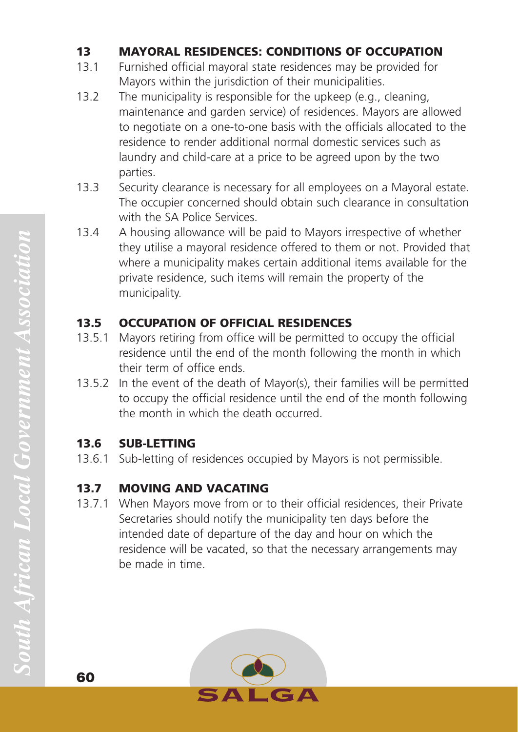## 13 MAYORAL RESIDENCES: CONDITIONS OF OCCUPATION

13.1 Furnished official mayoral state residences may be provided for Mayors within the jurisdiction of their municipalities.

13.2 The municipality is responsible for the upkeep (e.g., cleaning, maintenance and garden service) of residences. Mayors are allowed to negotiate on a one-to-one basis with the officials allocated to the residence to render additional normal domestic services such as laundry and child-care at a price to be agreed upon by the two parties.

13.3 Security clearance is necessary for all employees on a Mayoral estate. The occupier concerned should obtain such clearance in consultation with the SA Police Services.

13.4 A housing allowance will be paid to Mayors irrespective of whether they utilise a mayoral residence offered to them or not. Provided that where a municipality makes certain additional items available for the private residence, such items will remain the property of the municipality.

### 13.5 OCCUPATION OF OFFICIAL RESIDENCES

13.5.1 Mayors retiring from office will be permitted to occupy the official residence until the end of the month following the month in which their term of office ends.

13.5.2 In the event of the death of Mayor(s), their families will be permitted to occupy the official residence until the end of the month following the month in which the death occurred.

### 13.6 SUB-LETTING

13.6.1 Sub-letting of residences occupied by Mayors is not permissible.

### 13.7 MOVING AND VACATING

13.7.1 When Mayors move from or to their official residences, their Private Secretaries should notify the municipality ten days before the intended date of departure of the day and hour on which the residence will be vacated, so that the necessary arrangements may be made in time.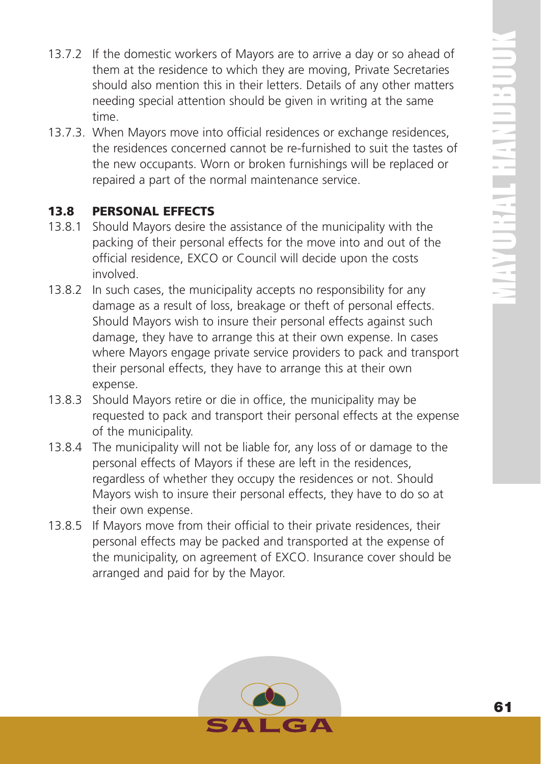13.7.2 If the domestic workers of Mayors are to arrive a day or so ahead of them at the residence to which they are moving, Private Secretaries should also mention this in their letters. Details of any other matters needing special attention should be given in writing at the same time.

13.7.3. When Mayors move into official residences or exchange residences, the residences concerned cannot be re-furnished to suit the tastes of the new occupants. Worn or broken furnishings will be replaced or repaired a part of the normal maintenance service.

## 13.8 PERSONAL EFFECTS

13.8.1 Should Mayors desire the assistance of the municipality with the packing of their personal effects for the move into and out of the official residence, EXCO or Council will decide upon the costs involved.

13.8.2 In such cases, the municipality accepts no responsibility for any damage as a result of loss, breakage or theft of personal effects. Should Mayors wish to insure their personal effects against such damage, they have to arrange this at their own expense. In cases where Mayors engage private service providers to pack and transport their personal effects, they have to arrange this at their own expense.

13.8.3 Should Mayors retire or die in office, the municipality may be requested to pack and transport their personal effects at the expense of the municipality.

13.8.4 The municipality will not be liable for, any loss of or damage to the personal effects of Mayors if these are left in the residences, regardless of whether they occupy the residences or not. Should Mayors wish to insure their personal effects, they have to do so at their own expense.

13.8.5 If Mayors move from their official to their private residences, their personal effects may be packed and transported at the expense of the municipality, on agreement of EXCO. Insurance cover should be arranged and paid for by the Mayor.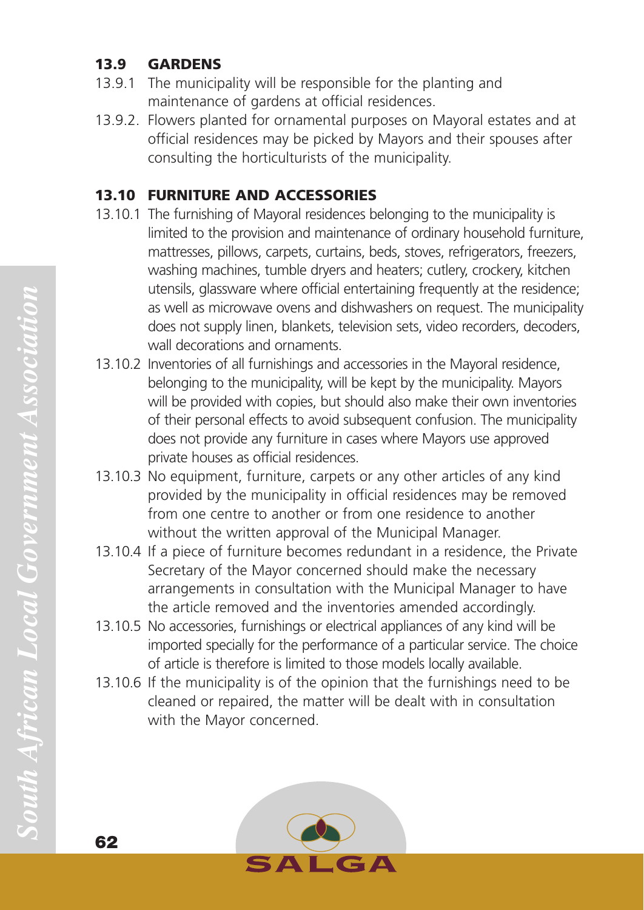## 13.9 GARDENS

13.9.1 The municipality will be responsible for the planting and maintenance of gardens at official residences.

13.9.2. Flowers planted for ornamental purposes on Mayoral estates and at official residences may be picked by Mayors and their spouses after consulting the horticulturists of the municipality.

## 13.10 FURNITURE AND ACCESSORIES

13.10.1 The furnishing of Mayoral residences belonging to the municipality is limited to the provision and maintenance of ordinary household furniture, mattresses, pillows, carpets, curtains, beds, stoves, refrigerators, freezers, washing machines, tumble dryers and heaters; cutlery, crockery, kitchen utensils, glassware where official entertaining frequently at the residence; as well as microwave ovens and dishwashers on request. The municipality does not supply linen, blankets, television sets, video recorders, decoders, wall decorations and ornaments.

13.10.2 Inventories of all furnishings and accessories in the Mayoral residence, belonging to the municipality, will be kept by the municipality. Mayors will be provided with copies, but should also make their own inventories of their personal effects to avoid subsequent confusion. The municipality does not provide any furniture in cases where Mayors use approved private houses as official residences.

13.10.3 No equipment, furniture, carpets or any other articles of any kind provided by the municipality in official residences may be removed from one centre to another or from one residence to another without the written approval of the Municipal Manager.

13.10.4 If a piece of furniture becomes redundant in a residence, the Private Secretary of the Mayor concerned should make the necessary arrangements in consultation with the Municipal Manager to have the article removed and the inventories amended accordingly.

13.10.5 No accessories, furnishings or electrical appliances of any kind will be imported specially for the performance of a particular service. The choice of article is therefore is limited to those models locally available.

13.10.6 If the municipality is of the opinion that the furnishings need to be cleaned or repaired, the matter will be dealt with in consultation with the Mayor concerned.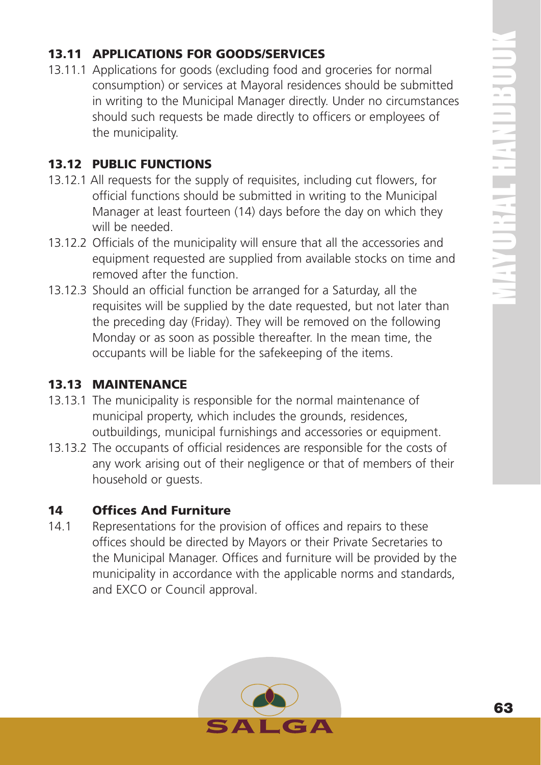### 13.11 APPLICATIONS FOR GOODS/SERVICES

13.11.1 Applications for goods (excluding food and groceries for normal consumption) or services at Mayoral residences should be submitted in writing to the Municipal Manager directly. Under no circumstances should such requests be made directly to officers or employees of the municipality.

### 13.12 PUBLIC FUNCTIONS

13.12.1 All requests for the supply of requisites, including cut flowers, for official functions should be submitted in writing to the Municipal Manager at least fourteen (14) days before the day on which they will be needed.

13.12.2 Officials of the municipality will ensure that all the accessories and equipment requested are supplied from available stocks on time and removed after the function.

13.12.3 Should an official function be arranged for a Saturday, all the requisites will be supplied by the date requested, but not later than the preceding day (Friday). They will be removed on the following Monday or as soon as possible thereafter. In the mean time, the occupants will be liable for the safekeeping of the items.

### 13.13 MAINTENANCE

13.13.1 The municipality is responsible for the normal maintenance of municipal property, which includes the grounds, residences, outbuildings, municipal furnishings and accessories or equipment.

13.13.2 The occupants of official residences are responsible for the costs of any work arising out of their negligence or that of members of their household or guests.

### 14 Offices And Furniture

14.1 Representations for the provision of offices and repairs to these offices should be directed by Mayors or their Private Secretaries to the Municipal Manager. Offices and furniture will be provided by the municipality in accordance with the applicable norms and standards, and EXCO or Council approval.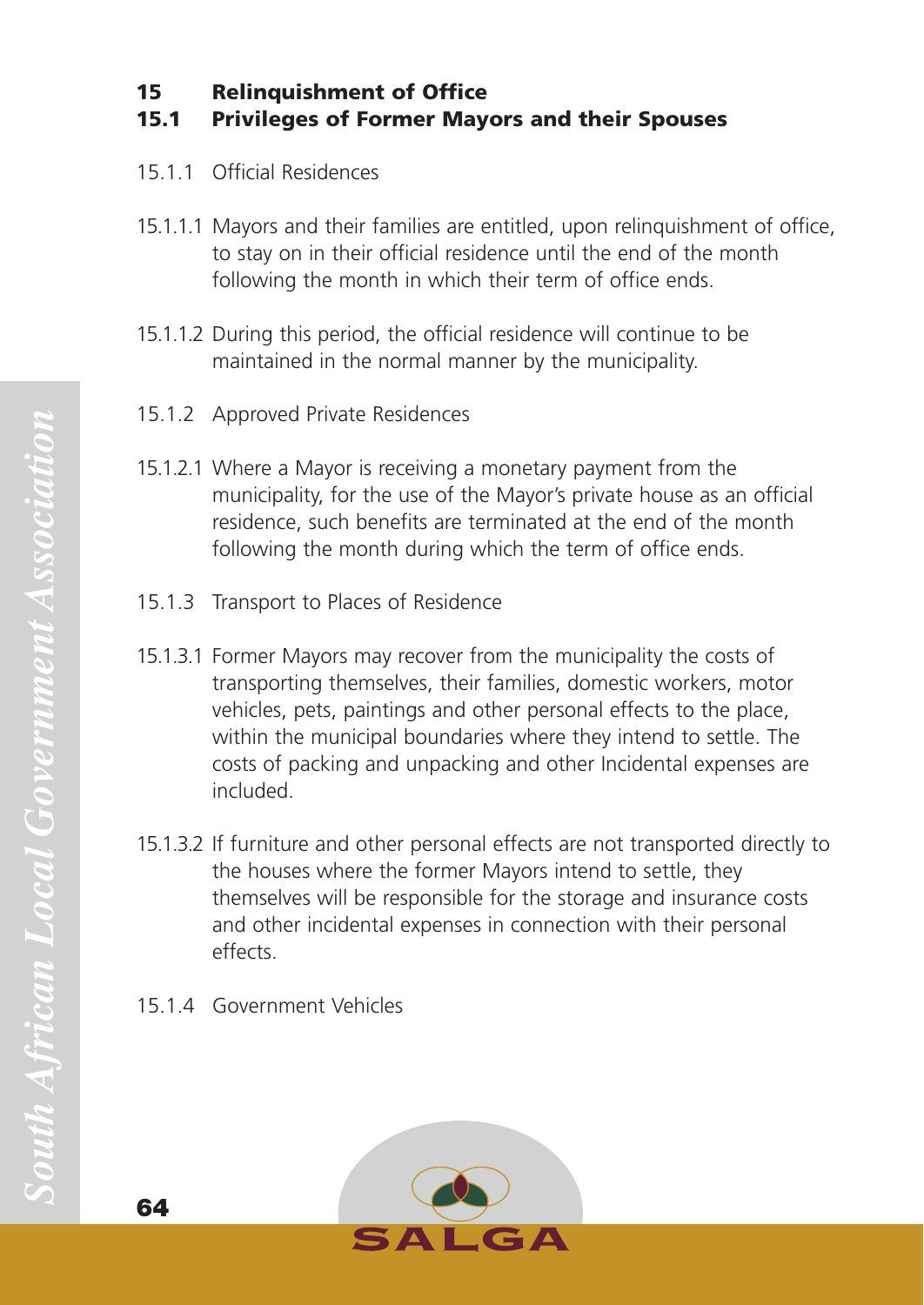# 15 Relinquishment of Office

## 15.1 Privileges of Former Mayors and their Spouses

15.1.1 Official Residences

15.1.1.1 Mayors and their families are entitled, upon relinquishment of office, to stay on in their official residence until the end of the month following the month in which their term of office ends.

15.1.1.2 During this period, the official residence will continue to be maintained in the normal manner by the municipality.

15.1.2 Approved Private Residences

15.1.2.1 Where a Mayor is receiving a monetary payment from the municipality, for the use of the Mayor's private house as an official residence, such benefits are terminated at the end of the month following the month during which the term of office ends.

15.1.3 Transport to Places of Residence

15.1.3.1 Former Mayors may recover from the municipality the costs of transporting themselves, their families, domestic workers, motor vehicles, pets, paintings and other personal effects to the place, within the municipal boundaries where they intend to settle. The costs of packing and unpacking and other Incidental expenses are included.

15.1.3.2 If furniture and other personal effects are not transported directly to the houses where the former Mayors intend to settle, they themselves will be responsible for the storage and insurance costs and other incidental expenses in connection with their personal effects.

15.1.4 Government Vehicles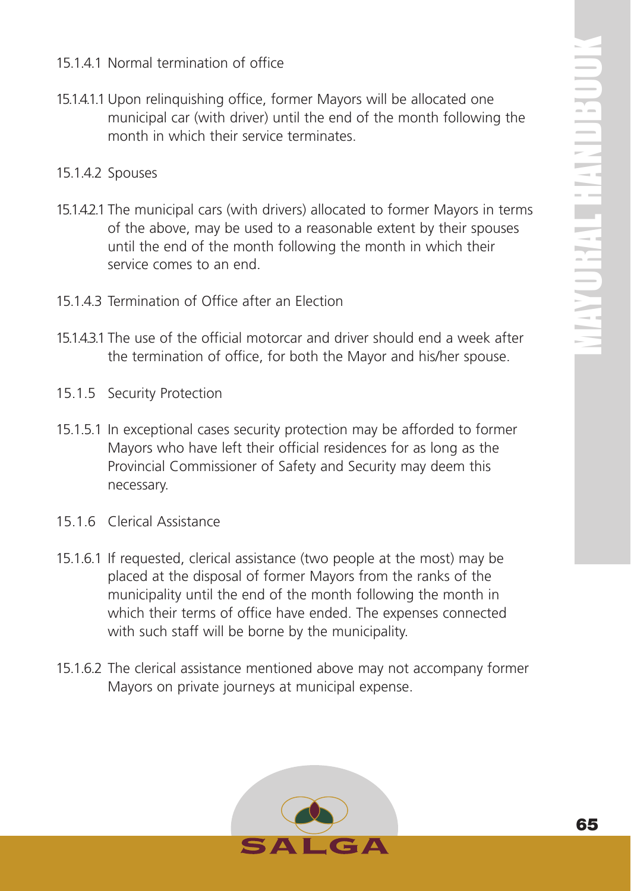15.1.4.1 Normal termination of office

15.1.4.1.1 Upon relinquishing office, former Mayors will be allocated one municipal car (with driver) until the end of the month following the month in which their service terminates.

15.1.4.2 Spouses

15.1.4.2.1 The municipal cars (with drivers) allocated to former Mayors in terms of the above, may be used to a reasonable extent by their spouses until the end of the month following the month in which their service comes to an end.

15.1.4.3 Termination of Office after an Election

15.1.4.3.1 The use of the official motorcar and driver should end a week after the termination of office, for both the Mayor and his/her spouse.

15.1.5 Security Protection

15.1.5.1 In exceptional cases security protection may be afforded to former Mayors who have left their official residences for as long as the Provincial Commissioner of Safety and Security may deem this necessary.

15.1.6 Clerical Assistance

15.1.6.1 If requested, clerical assistance (two people at the most) may be placed at the disposal of former Mayors from the ranks of the municipality until the end of the month following the month in which their terms of office have ended. The expenses connected with such staff will be borne by the municipality.

15.1.6.2 The clerical assistance mentioned above may not accompany former Mayors on private journeys at municipal expense.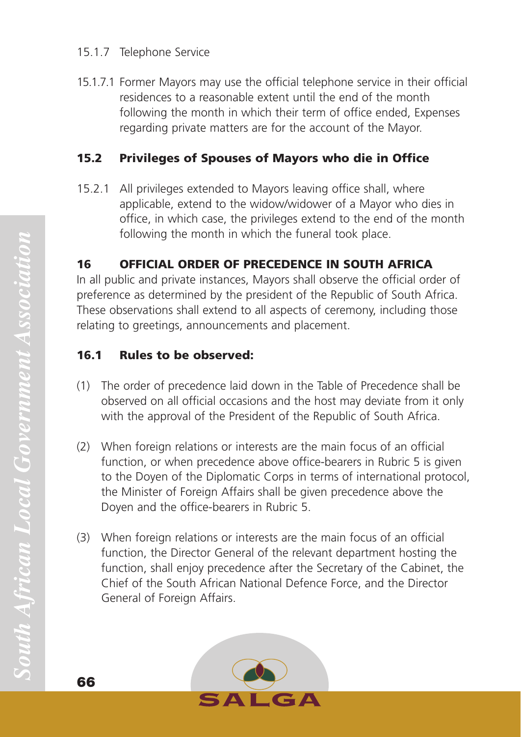15.1.7 Telephone Service

15.1.7.1 Former Mayors may use the official telephone service in their official residences to a reasonable extent until the end of the month following the month in which their term of office ended, Expenses regarding private matters are for the account of the Mayor.

### 15.2 Privileges of Spouses of Mayors who die in Office

15.2.1 All privileges extended to Mayors leaving office shall, where applicable, extend to the widow/widower of a Mayor who dies in office, in which case, the privileges extend to the end of the month following the month in which the funeral took place.

## 16 OFFICIAL ORDER OF PRECEDENCE IN SOUTH AFRICA

In all public and private instances, Mayors shall observe the official order of preference as determined by the president of the Republic of South Africa. These observations shall extend to all aspects of ceremony, including those relating to greetings, announcements and placement.

### 16.1 Rules to be observed:

(1) The order of precedence laid down in the Table of Precedence shall be observed on all official occasions and the host may deviate from it only with the approval of the President of the Republic of South Africa.

(2) When foreign relations or interests are the main focus of an official function, or when precedence above office-bearers in Rubric 5 is given to the Doyen of the Diplomatic Corps in terms of international protocol, the Minister of Foreign Affairs shall be given precedence above the Doyen and the office-bearers in Rubric 5.

(3) When foreign relations or interests are the main focus of an official function, the Director General of the relevant department hosting the function, shall enjoy precedence after the Secretary of the Cabinet, the Chief of the South African National Defence Force, and the Director General of Foreign Affairs.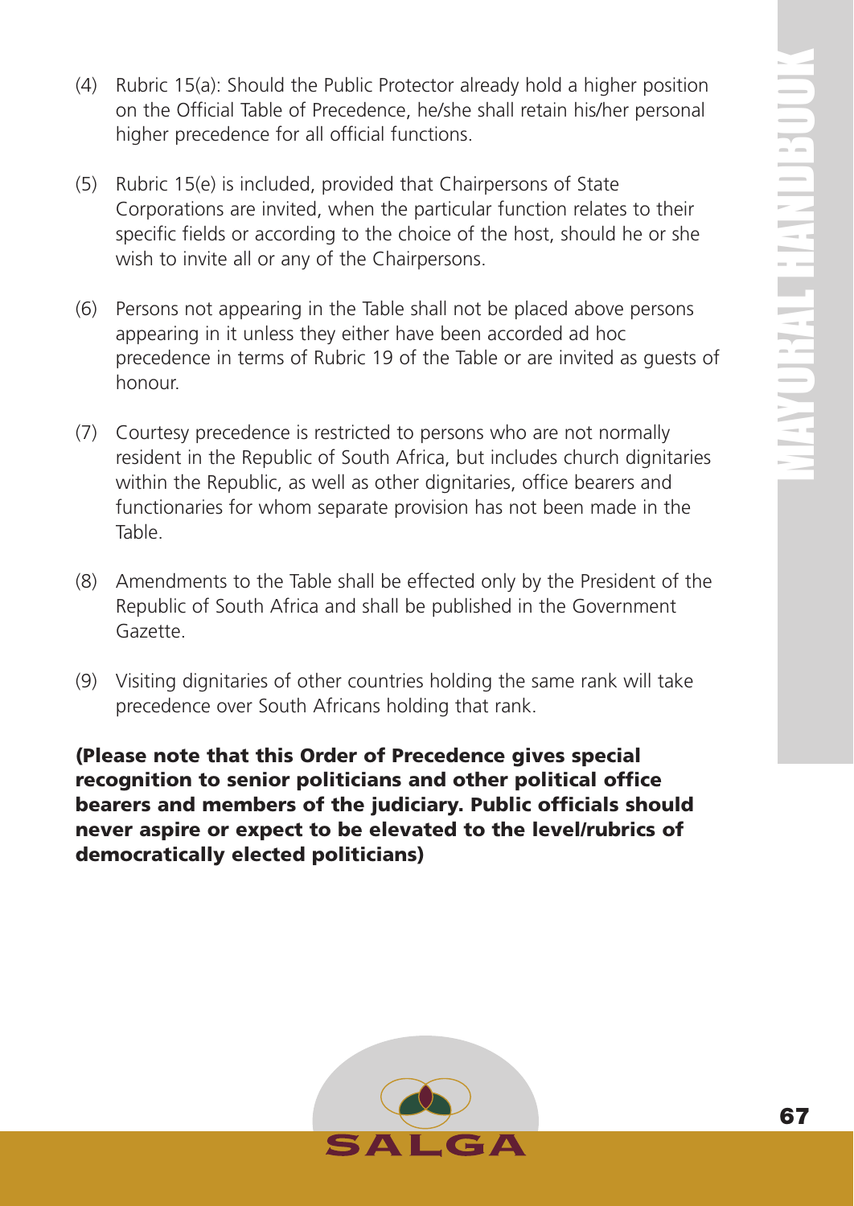(4) Rubric 15(a): Should the Public Protector already hold a higher position on the Official Table of Precedence, he/she shall retain his/her personal higher precedence for all official functions.

(5) Rubric 15(e) is included, provided that Chairpersons of State Corporations are invited, when the particular function relates to their specific fields or according to the choice of the host, should he or she wish to invite all or any of the Chairpersons.

(6) Persons not appearing in the Table shall not be placed above persons appearing in it unless they either have been accorded ad hoc precedence in terms of Rubric 19 of the Table or are invited as guests of honour.

(7) Courtesy precedence is restricted to persons who are not normally resident in the Republic of South Africa, but includes church dignitaries within the Republic, as well as other dignitaries, office bearers and functionaries for whom separate provision has not been made in the Table.

(8) Amendments to the Table shall be effected only by the President of the Republic of South Africa and shall be published in the Government Gazette.

(9) Visiting dignitaries of other countries holding the same rank will take precedence over South Africans holding that rank.

**(Please note that this Order of Precedence gives special recognition to senior politicians and other political office bearers and members of the judiciary. Public officials should never aspire or expect to be elevated to the level/rubrics of democratically elected politicians)**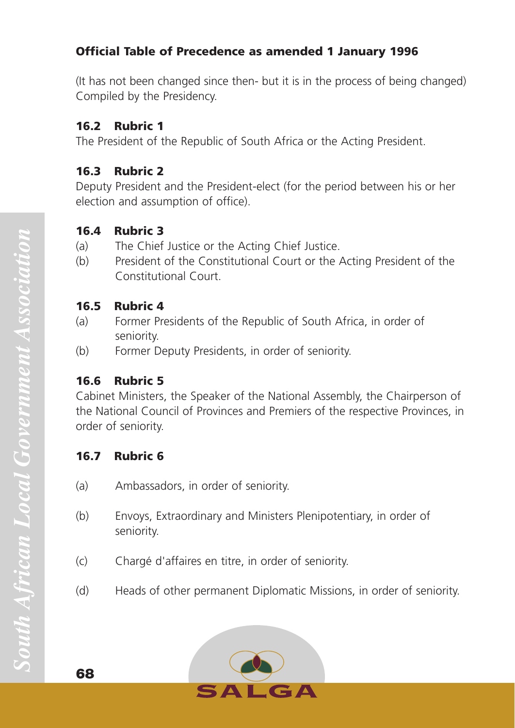**Official Table of Precedence as amended 1 January 1996**

(It has not been changed since then- but it is in the process of being changed) Compiled by the Presidency.

**16.2 Rubric 1**

The President of the Republic of South Africa or the Acting President.

**16.3 Rubric 2**

Deputy President and the President-elect (for the period between his or her election and assumption of office).

**16.4 Rubric 3**

(a) The Chief Justice or the Acting Chief Justice.

(b) President of the Constitutional Court or the Acting President of the Constitutional Court.

**16.5 Rubric 4**

(a) Former Presidents of the Republic of South Africa, in order of seniority.

(b) Former Deputy Presidents, in order of seniority.

**16.6 Rubric 5**

Cabinet Ministers, the Speaker of the National Assembly, the Chairperson of the National Council of Provinces and Premiers of the respective Provinces, in order of seniority.

**16.7 Rubric 6**

(a) Ambassadors, in order of seniority.

(b) Envoys, Extraordinary and Ministers Plenipotentiary, in order of seniority.

(c) Chargé d'affaires en titre, in order of seniority.

(d) Heads of other permanent Diplomatic Missions, in order of seniority.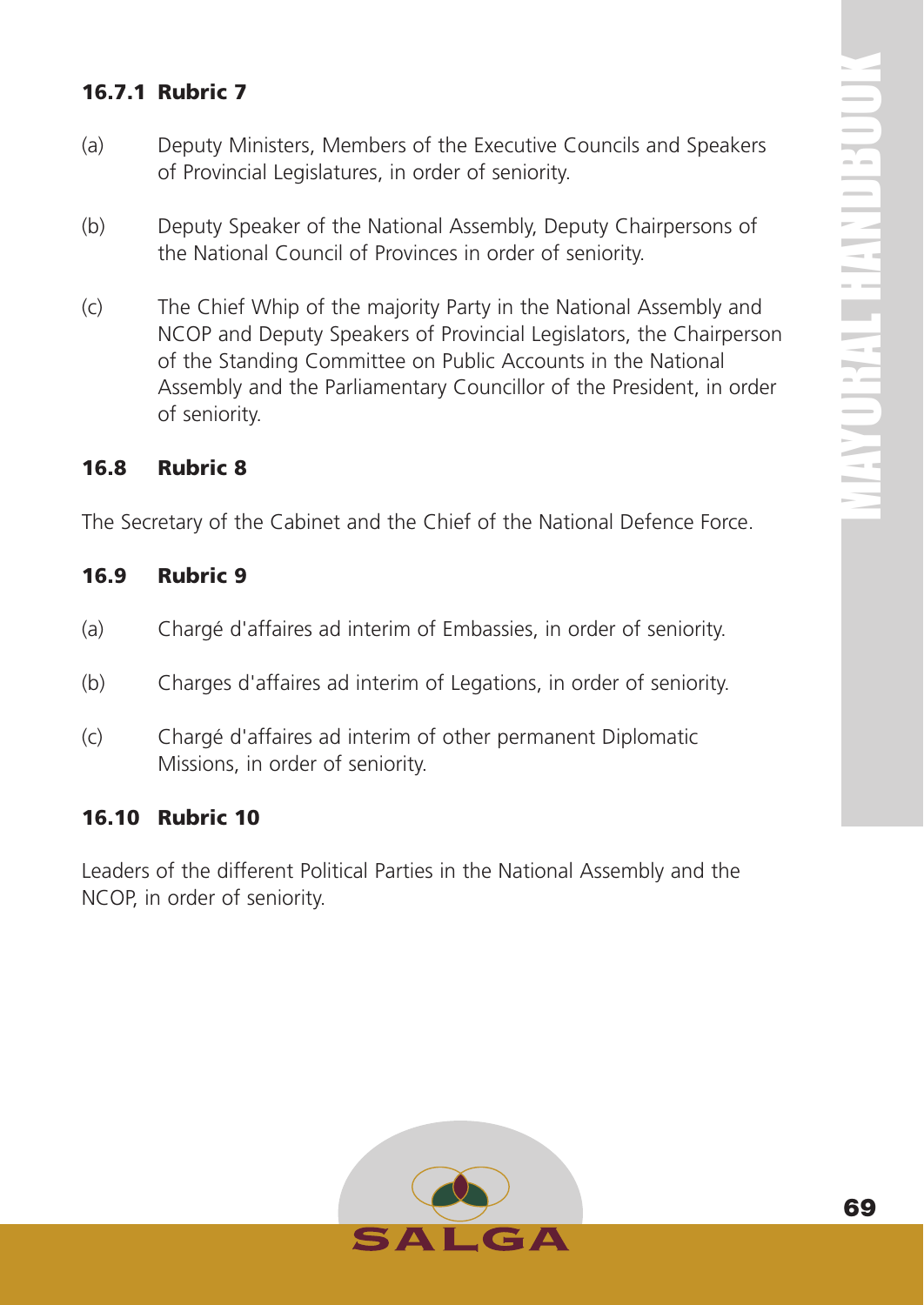#### 16.7.1 Rubric 7

(a) Deputy Ministers, Members of the Executive Councils and Speakers of Provincial Legislatures, in order of seniority.

(b) Deputy Speaker of the National Assembly, Deputy Chairpersons of the National Council of Provinces in order of seniority.

(c) The Chief Whip of the majority Party in the National Assembly and NCOP and Deputy Speakers of Provincial Legislators, the Chairperson of the Standing Committee on Public Accounts in the National Assembly and the Parliamentary Councillor of the President, in order of seniority.

### 16.8 Rubric 8

The Secretary of the Cabinet and the Chief of the National Defence Force.

### 16.9 Rubric 9

(a) Chargé d'affaires ad interim of Embassies, in order of seniority.

(b) Charges d'affaires ad interim of Legations, in order of seniority.

(c) Chargé d'affaires ad interim of other permanent Diplomatic Missions, in order of seniority.

### 16.10 Rubric 10

Leaders of the different Political Parties in the National Assembly and the NCOP, in order of seniority.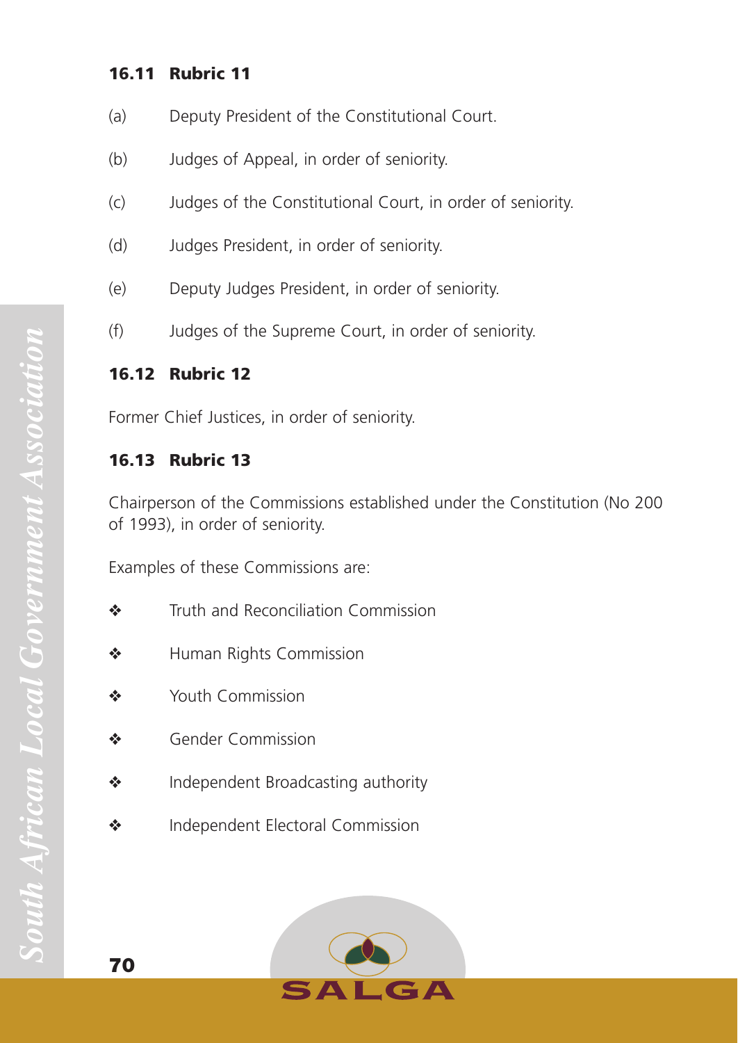### 16.11 Rubric 11

(a) Deputy President of the Constitutional Court.

(b) Judges of Appeal, in order of seniority.

(c) Judges of the Constitutional Court, in order of seniority.

(d) Judges President, in order of seniority.

(e) Deputy Judges President, in order of seniority.

(f) Judges of the Supreme Court, in order of seniority.

### 16.12 Rubric 12

Former Chief Justices, in order of seniority.

### 16.13 Rubric 13

Chairperson of the Commissions established under the Constitution (No 200 of 1993), in order of seniority.

Examples of these Commissions are:

- Truth and Reconciliation Commission
- Human Rights Commission
- Youth Commission
- Gender Commission
- Independent Broadcasting authority
- Independent Electoral Commission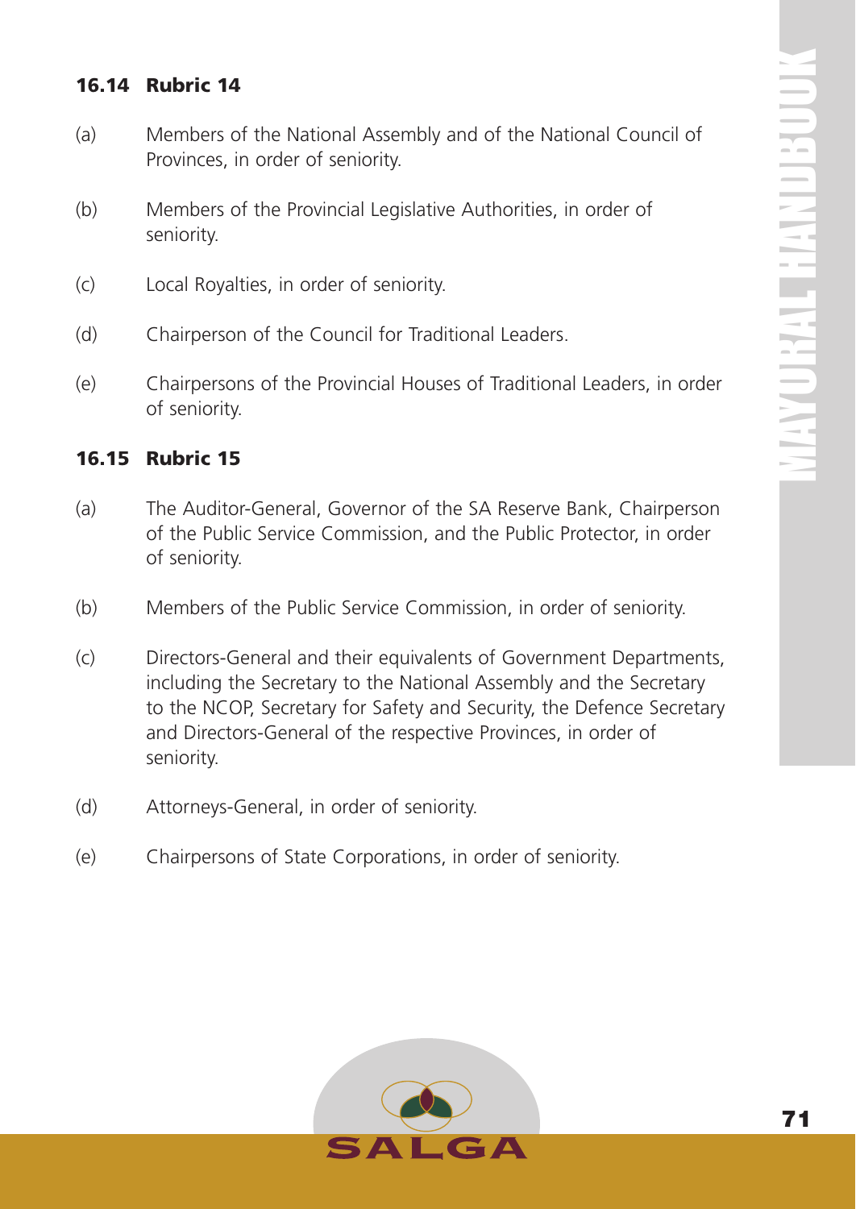### 16.14 Rubric 14

(a) Members of the National Assembly and of the National Council of Provinces, in order of seniority.

(b) Members of the Provincial Legislative Authorities, in order of seniority.

(c) Local Royalties, in order of seniority.

(d) Chairperson of the Council for Traditional Leaders.

(e) Chairpersons of the Provincial Houses of Traditional Leaders, in order of seniority.

### 16.15 Rubric 15

(a) The Auditor-General, Governor of the SA Reserve Bank, Chairperson of the Public Service Commission, and the Public Protector, in order of seniority.

(b) Members of the Public Service Commission, in order of seniority.

(c) Directors-General and their equivalents of Government Departments, including the Secretary to the National Assembly and the Secretary to the NCOP, Secretary for Safety and Security, the Defence Secretary and Directors-General of the respective Provinces, in order of seniority.

(d) Attorneys-General, in order of seniority.

(e) Chairpersons of State Corporations, in order of seniority.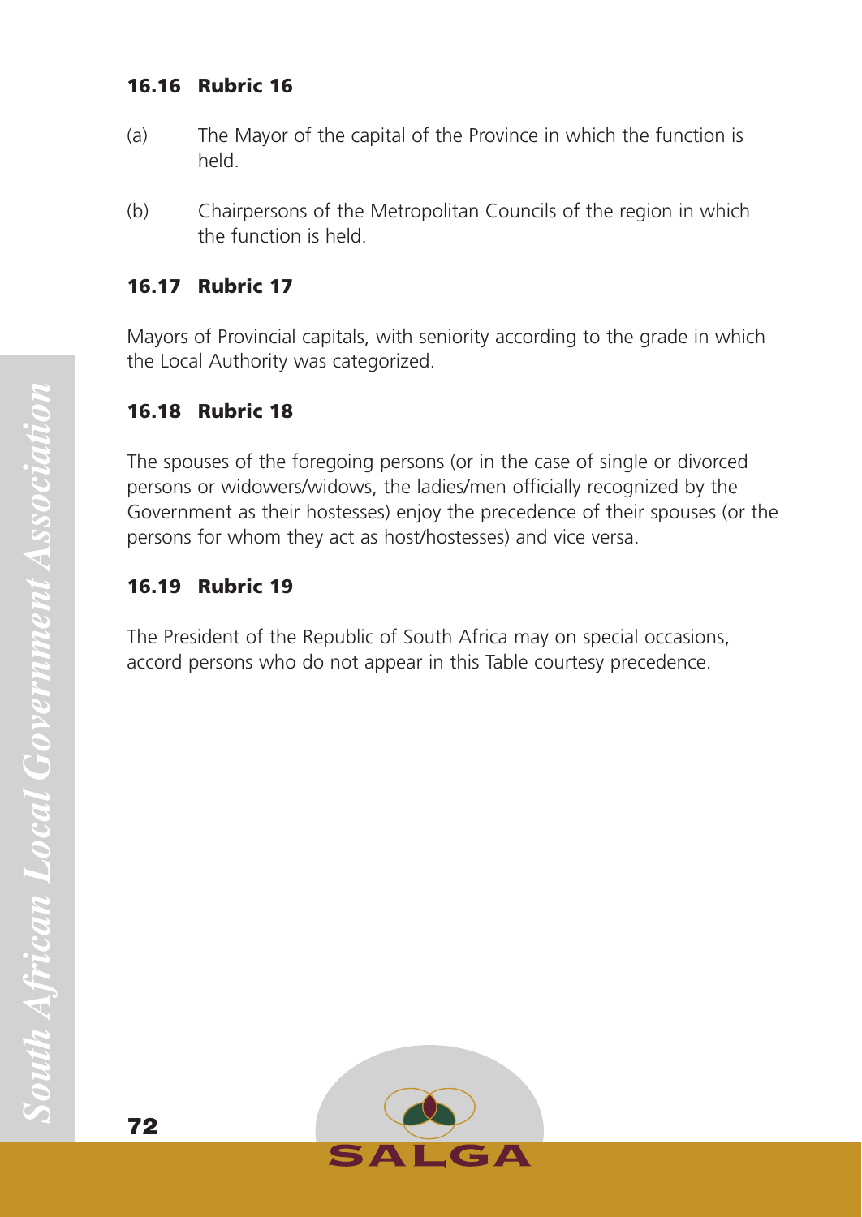### 16.16 Rubric 16

(a) The Mayor of the capital of the Province in which the function is held.

(b) Chairpersons of the Metropolitan Councils of the region in which the function is held.

### 16.17 Rubric 17

Mayors of Provincial capitals, with seniority according to the grade in which the Local Authority was categorized.

### 16.18 Rubric 18

The spouses of the foregoing persons (or in the case of single or divorced persons or widowers/widows, the ladies/men officially recognized by the Government as their hostesses) enjoy the precedence of their spouses (or the persons for whom they act as host/hostesses) and vice versa.

### 16.19 Rubric 19

The President of the Republic of South Africa may on special occasions, accord persons who do not appear in this Table courtesy precedence.